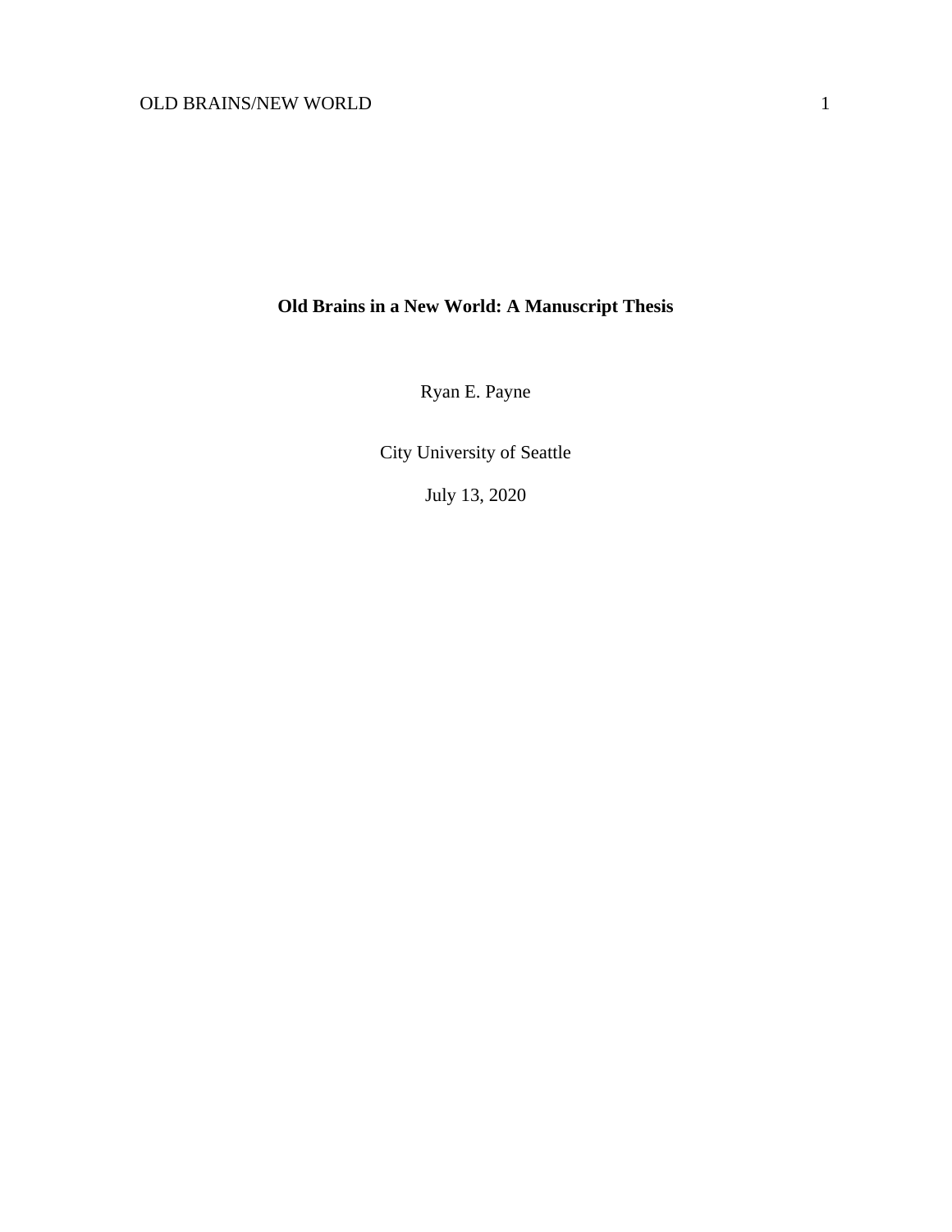# Old Brains in a New World: A Manuscript Thesis

Ryan E. Payne

City University of Seattle

July 13, 2020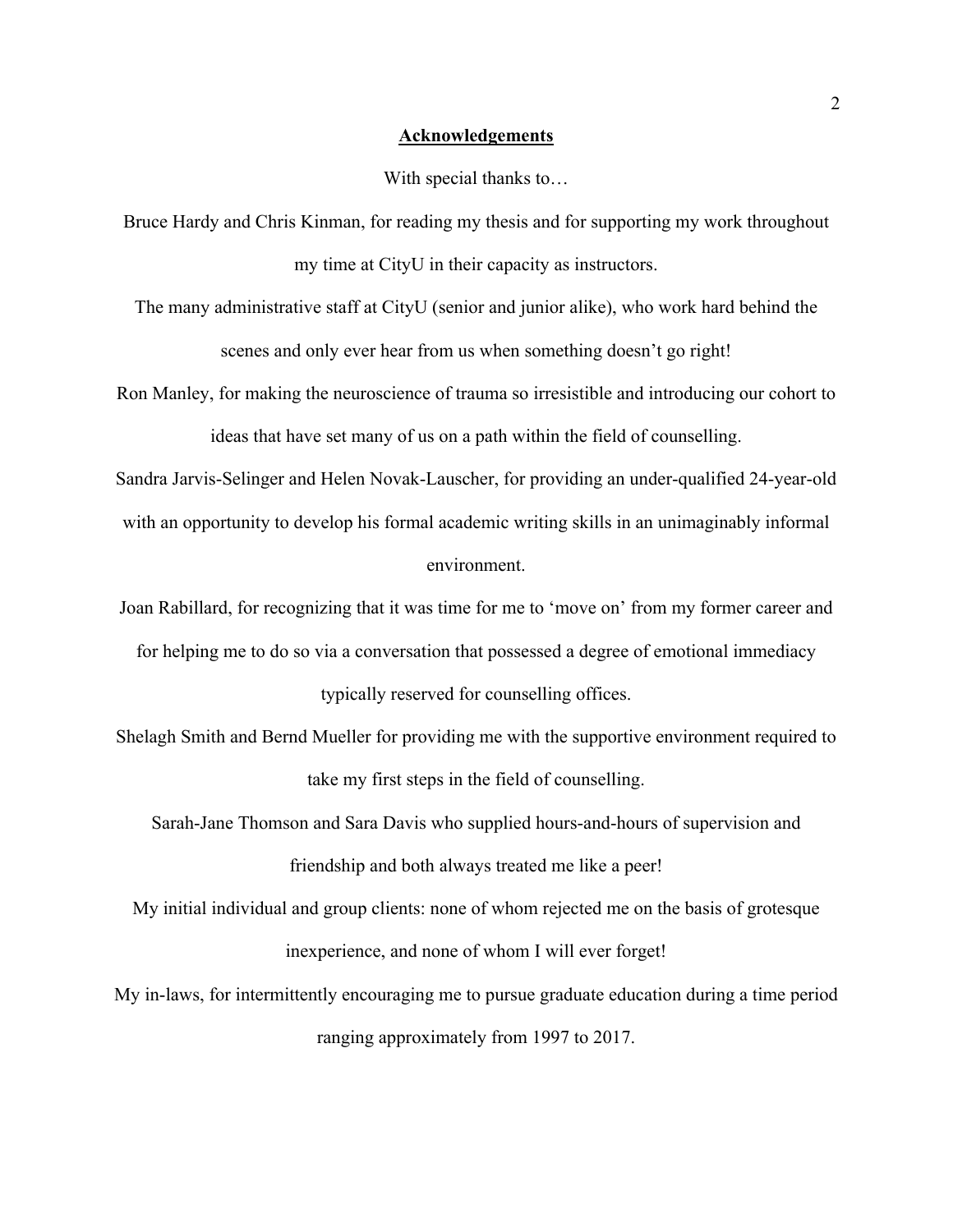# Acknowledgements

With special thanks to…

Bruce Hardy and Chris Kinman, for reading my thesis and for supporting my work throughout my time at CityU in their capacity as instructors.

The many administrative staff at CityU (senior and junior alike), who work hard behind the scenes and only ever hear from us when something doesn't go right!

Ron Manley, for making the neuroscience of trauma so irresistible and introducing our cohort to ideas that have set many of us on a path within the field of counselling.

Sandra Jarvis-Selinger and Helen Novak-Lauscher, for providing an under-qualified 24-year-old with an opportunity to develop his formal academic writing skills in an unimaginably informal environment.

Joan Rabillard, for recognizing that it was time for me to 'move on' from my former career and for helping me to do so via a conversation that possessed a degree of emotional immediacy typically reserved for counselling offices.

Shelagh Smith and Bernd Mueller for providing me with the supportive environment required to take my first steps in the field of counselling.

Sarah-Jane Thomson and Sara Davis who supplied hours-and-hours of supervision and friendship and both always treated me like a peer!

My initial individual and group clients: none of whom rejected me on the basis of grotesque inexperience, and none of whom I will ever forget!

My in-laws, for intermittently encouraging me to pursue graduate education during a time period ranging approximately from 1997 to 2017.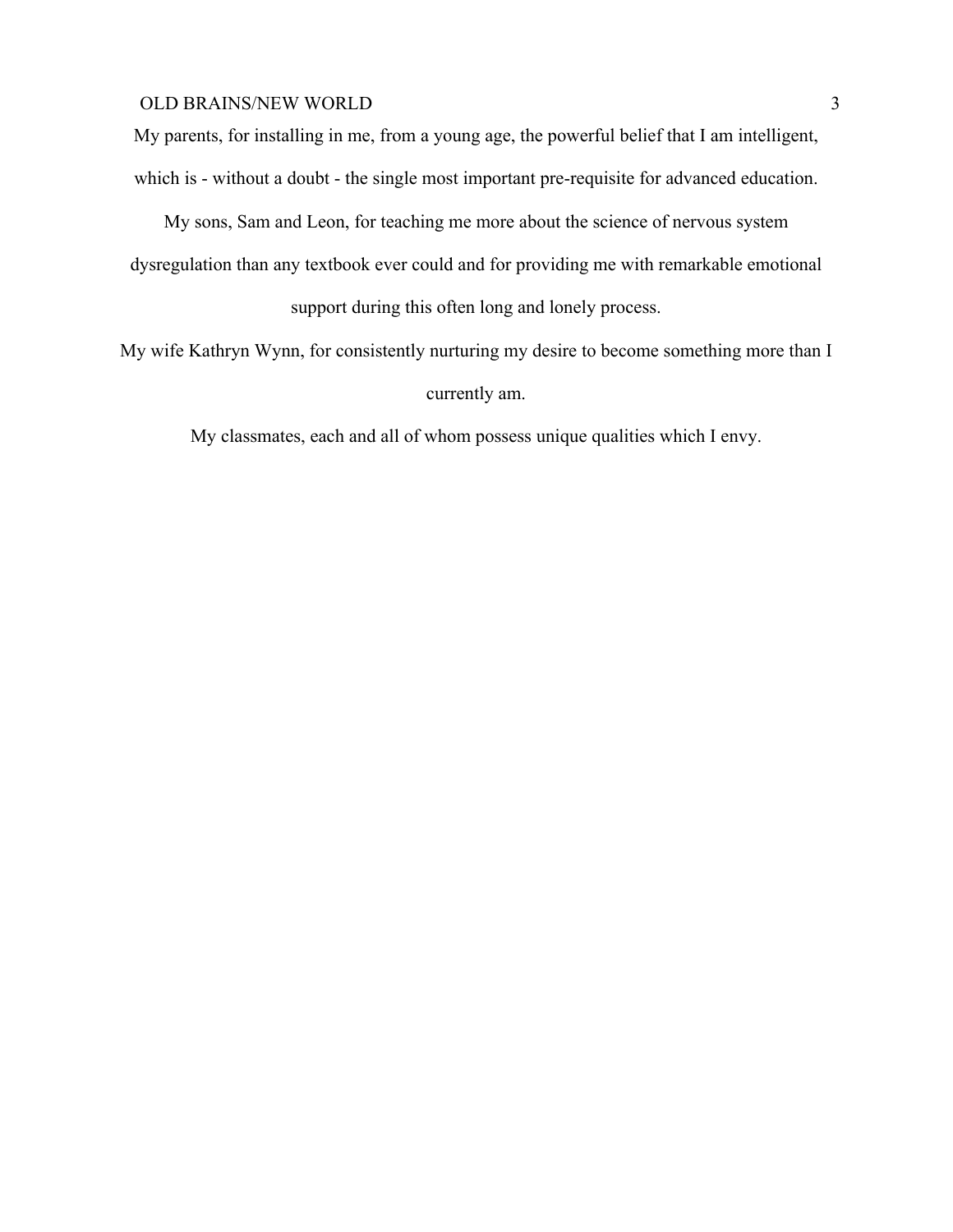My parents, for installing in me, from a young age, the powerful belief that I am intelligent, which is - without a doubt - the single most important pre-requisite for advanced education.

My sons, Sam and Leon, for teaching me more about the science of nervous system dysregulation than any textbook ever could and for providing me with remarkable emotional support during this often long and lonely process.

My wife Kathryn Wynn, for consistently nurturing my desire to become something more than I currently am.

My classmates, each and all of whom possess unique qualities which I envy.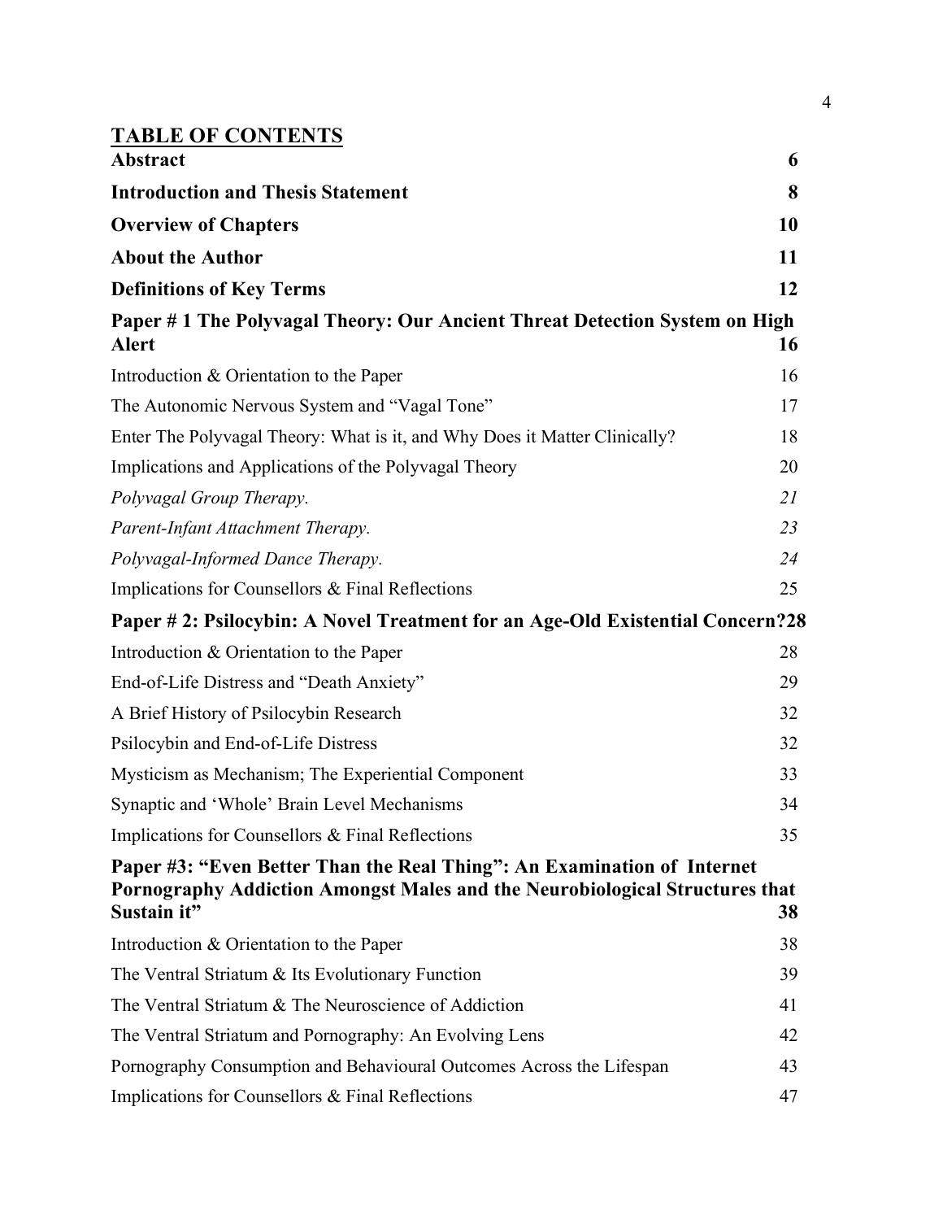## TABLE OF CONTENTS

| | |
|---|---|
| **Abstract** | **6** |
| **Introduction and Thesis Statement** | **8** |
| **Overview of Chapters** | **10** |
| **About the Author** | **11** |
| **Definitions of Key Terms** | **12** |
| **Paper # 1 The Polyvagal Theory: Our Ancient Threat Detection System on High Alert** | **16** |
| Introduction & Orientation to the Paper | 16 |
| The Autonomic Nervous System and "Vagal Tone" | 17 |
| Enter The Polyvagal Theory: What is it, and Why Does it Matter Clinically? | 18 |
| Implications and Applications of the Polyvagal Theory | 20 |
| *Polyvagal Group Therapy.* | *21* |
| *Parent-Infant Attachment Therapy.* | *23* |
| *Polyvagal-Informed Dance Therapy.* | *24* |
| Implications for Counsellors & Final Reflections | 25 |
| **Paper # 2: Psilocybin: A Novel Treatment for an Age-Old Existential Concern?** | **28** |
| Introduction & Orientation to the Paper | 28 |
| End-of-Life Distress and "Death Anxiety" | 29 |
| A Brief History of Psilocybin Research | 32 |
| Psilocybin and End-of-Life Distress | 32 |
| Mysticism as Mechanism; The Experiential Component | 33 |
| Synaptic and 'Whole' Brain Level Mechanisms | 34 |
| Implications for Counsellors & Final Reflections | 35 |
| **Paper #3: "Even Better Than the Real Thing": An Examination of Internet Pornography Addiction Amongst Males and the Neurobiological Structures that Sustain it"** | **38** |
| Introduction & Orientation to the Paper | 38 |
| The Ventral Striatum & Its Evolutionary Function | 39 |
| The Ventral Striatum & The Neuroscience of Addiction | 41 |
| The Ventral Striatum and Pornography: An Evolving Lens | 42 |
| Pornography Consumption and Behavioural Outcomes Across the Lifespan | 43 |
| Implications for Counsellors & Final Reflections | 47 |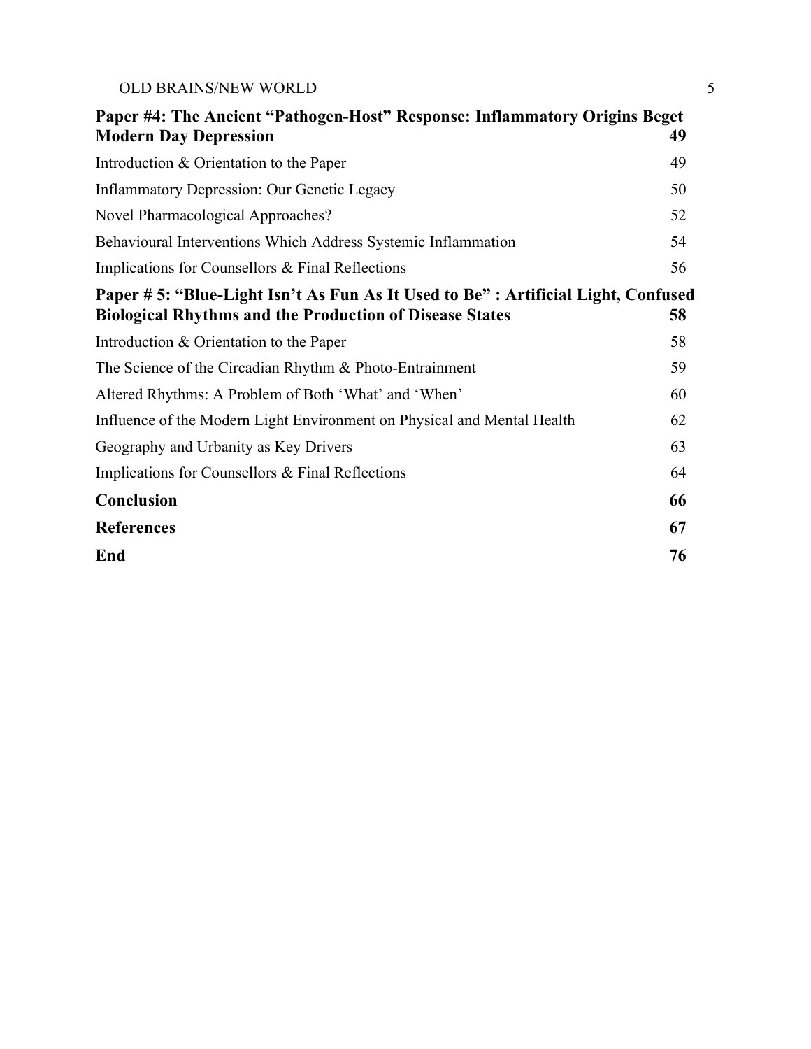**Paper #4: The Ancient "Pathogen-Host" Response: Inflammatory Origins Beget Modern Day Depression** **49**

Introduction & Orientation to the Paper 49

Inflammatory Depression: Our Genetic Legacy 50

Novel Pharmacological Approaches? 52

Behavioural Interventions Which Address Systemic Inflammation 54

Implications for Counsellors & Final Reflections 56

**Paper # 5: "Blue-Light Isn't As Fun As It Used to Be" : Artificial Light, Confused Biological Rhythms and the Production of Disease States** **58**

Introduction & Orientation to the Paper 58

The Science of the Circadian Rhythm & Photo-Entrainment 59

Altered Rhythms: A Problem of Both 'What' and 'When' 60

Influence of the Modern Light Environment on Physical and Mental Health 62

Geography and Urbanity as Key Drivers 63

Implications for Counsellors & Final Reflections 64

**Conclusion** **66**

**References** **67**

**End** **76**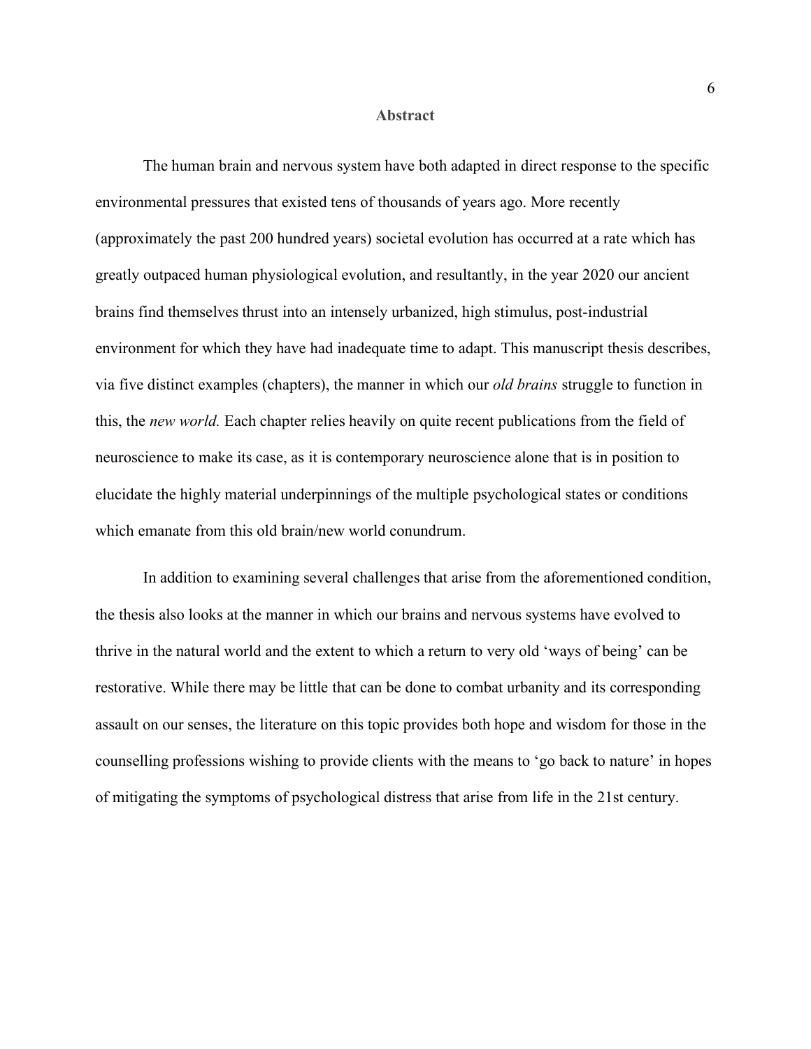# Abstract

The human brain and nervous system have both adapted in direct response to the specific environmental pressures that existed tens of thousands of years ago. More recently (approximately the past 200 hundred years) societal evolution has occurred at a rate which has greatly outpaced human physiological evolution, and resultantly, in the year 2020 our ancient brains find themselves thrust into an intensely urbanized, high stimulus, post-industrial environment for which they have had inadequate time to adapt. This manuscript thesis describes, via five distinct examples (chapters), the manner in which our *old brains* struggle to function in this, the *new world.* Each chapter relies heavily on quite recent publications from the field of neuroscience to make its case, as it is contemporary neuroscience alone that is in position to elucidate the highly material underpinnings of the multiple psychological states or conditions which emanate from this old brain/new world conundrum.

In addition to examining several challenges that arise from the aforementioned condition, the thesis also looks at the manner in which our brains and nervous systems have evolved to thrive in the natural world and the extent to which a return to very old 'ways of being' can be restorative. While there may be little that can be done to combat urbanity and its corresponding assault on our senses, the literature on this topic provides both hope and wisdom for those in the counselling professions wishing to provide clients with the means to 'go back to nature' in hopes of mitigating the symptoms of psychological distress that arise from life in the 21st century.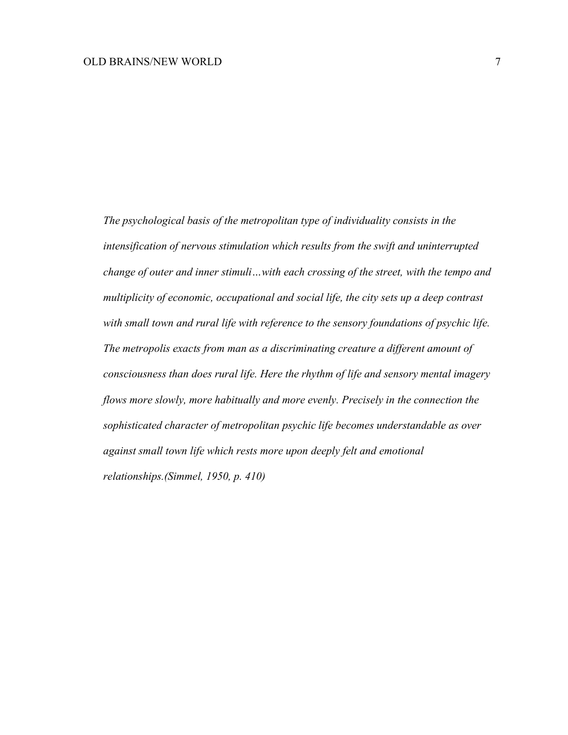> *The psychological basis of the metropolitan type of individuality consists in the intensification of nervous stimulation which results from the swift and uninterrupted change of outer and inner stimuli…with each crossing of the street, with the tempo and multiplicity of economic, occupational and social life, the city sets up a deep contrast with small town and rural life with reference to the sensory foundations of psychic life. The metropolis exacts from man as a discriminating creature a different amount of consciousness than does rural life. Here the rhythm of life and sensory mental imagery flows more slowly, more habitually and more evenly. Precisely in the connection the sophisticated character of metropolitan psychic life becomes understandable as over against small town life which rests more upon deeply felt and emotional relationships.(Simmel, 1950, p. 410)*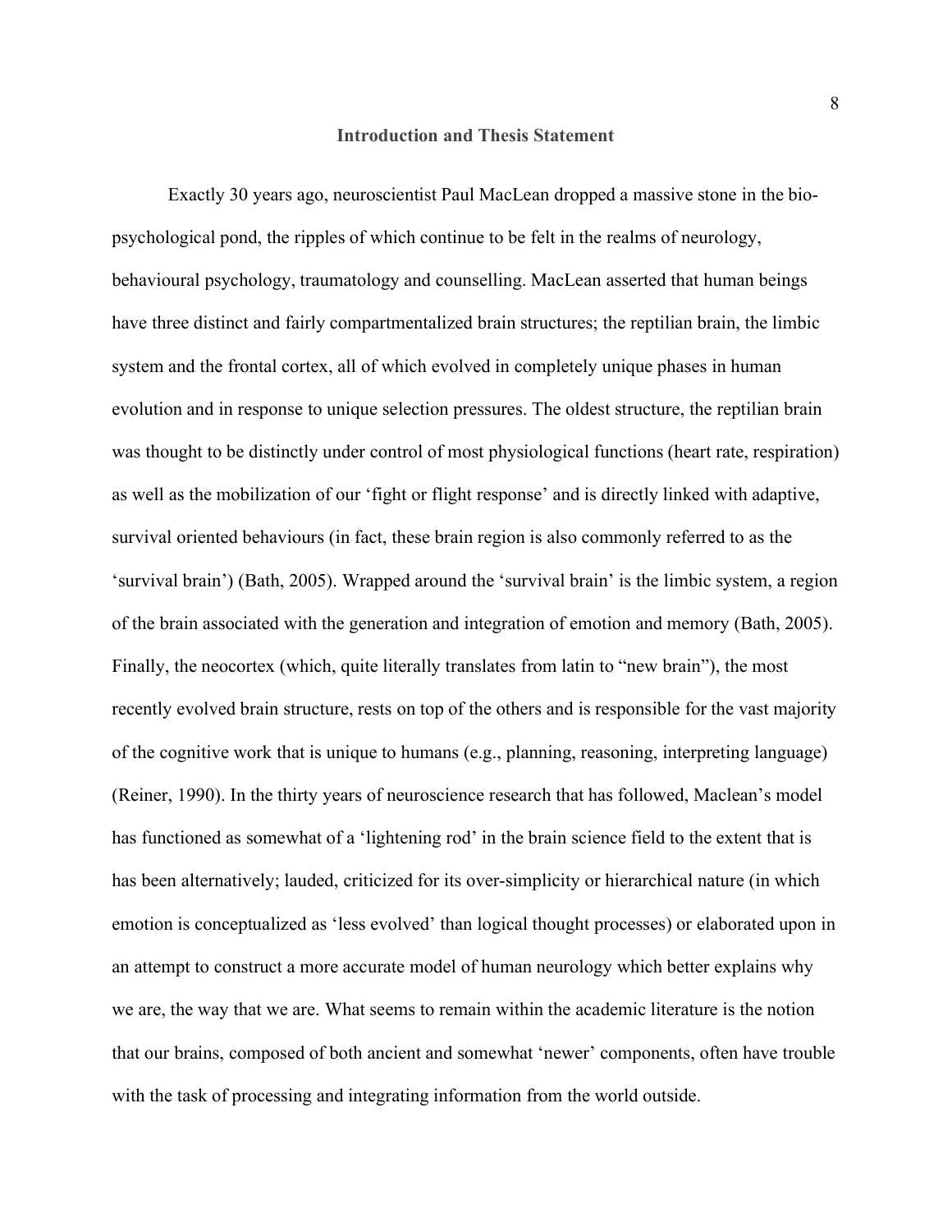## Introduction and Thesis Statement

Exactly 30 years ago, neuroscientist Paul MacLean dropped a massive stone in the bio-psychological pond, the ripples of which continue to be felt in the realms of neurology, behavioural psychology, traumatology and counselling. MacLean asserted that human beings have three distinct and fairly compartmentalized brain structures; the reptilian brain, the limbic system and the frontal cortex, all of which evolved in completely unique phases in human evolution and in response to unique selection pressures. The oldest structure, the reptilian brain was thought to be distinctly under control of most physiological functions (heart rate, respiration) as well as the mobilization of our 'fight or flight response' and is directly linked with adaptive, survival oriented behaviours (in fact, these brain region is also commonly referred to as the 'survival brain') (Bath, 2005). Wrapped around the 'survival brain' is the limbic system, a region of the brain associated with the generation and integration of emotion and memory (Bath, 2005). Finally, the neocortex (which, quite literally translates from latin to "new brain"), the most recently evolved brain structure, rests on top of the others and is responsible for the vast majority of the cognitive work that is unique to humans (e.g., planning, reasoning, interpreting language) (Reiner, 1990). In the thirty years of neuroscience research that has followed, Maclean's model has functioned as somewhat of a 'lightening rod' in the brain science field to the extent that is has been alternatively; lauded, criticized for its over-simplicity or hierarchical nature (in which emotion is conceptualized as 'less evolved' than logical thought processes) or elaborated upon in an attempt to construct a more accurate model of human neurology which better explains why we are, the way that we are. What seems to remain within the academic literature is the notion that our brains, composed of both ancient and somewhat 'newer' components, often have trouble with the task of processing and integrating information from the world outside.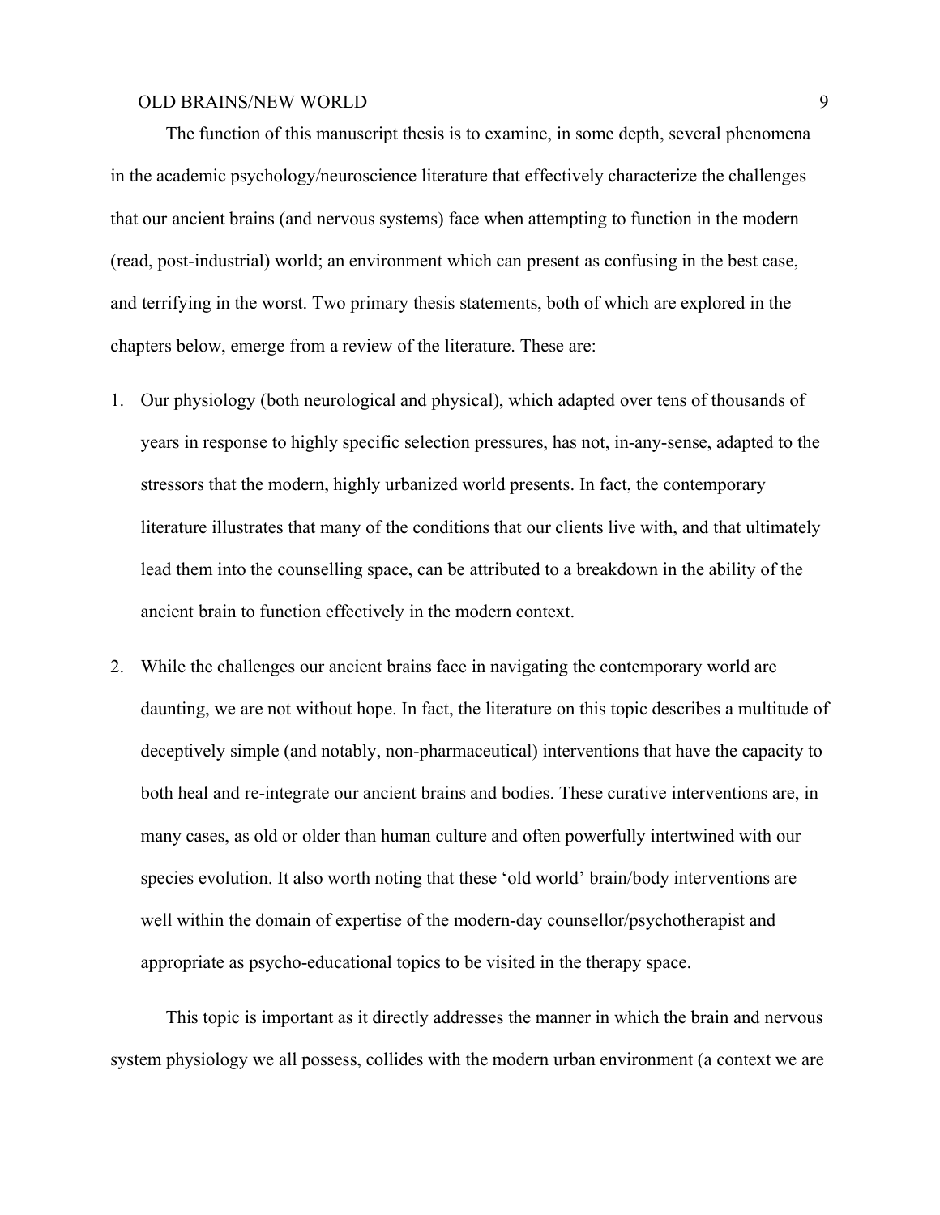The function of this manuscript thesis is to examine, in some depth, several phenomena in the academic psychology/neuroscience literature that effectively characterize the challenges that our ancient brains (and nervous systems) face when attempting to function in the modern (read, post-industrial) world; an environment which can present as confusing in the best case, and terrifying in the worst. Two primary thesis statements, both of which are explored in the chapters below, emerge from a review of the literature. These are:

1. Our physiology (both neurological and physical), which adapted over tens of thousands of years in response to highly specific selection pressures, has not, in-any-sense, adapted to the stressors that the modern, highly urbanized world presents. In fact, the contemporary literature illustrates that many of the conditions that our clients live with, and that ultimately lead them into the counselling space, can be attributed to a breakdown in the ability of the ancient brain to function effectively in the modern context.

2. While the challenges our ancient brains face in navigating the contemporary world are daunting, we are not without hope. In fact, the literature on this topic describes a multitude of deceptively simple (and notably, non-pharmaceutical) interventions that have the capacity to both heal and re-integrate our ancient brains and bodies. These curative interventions are, in many cases, as old or older than human culture and often powerfully intertwined with our species evolution. It also worth noting that these 'old world' brain/body interventions are well within the domain of expertise of the modern-day counsellor/psychotherapist and appropriate as psycho-educational topics to be visited in the therapy space.

This topic is important as it directly addresses the manner in which the brain and nervous system physiology we all possess, collides with the modern urban environment (a context we are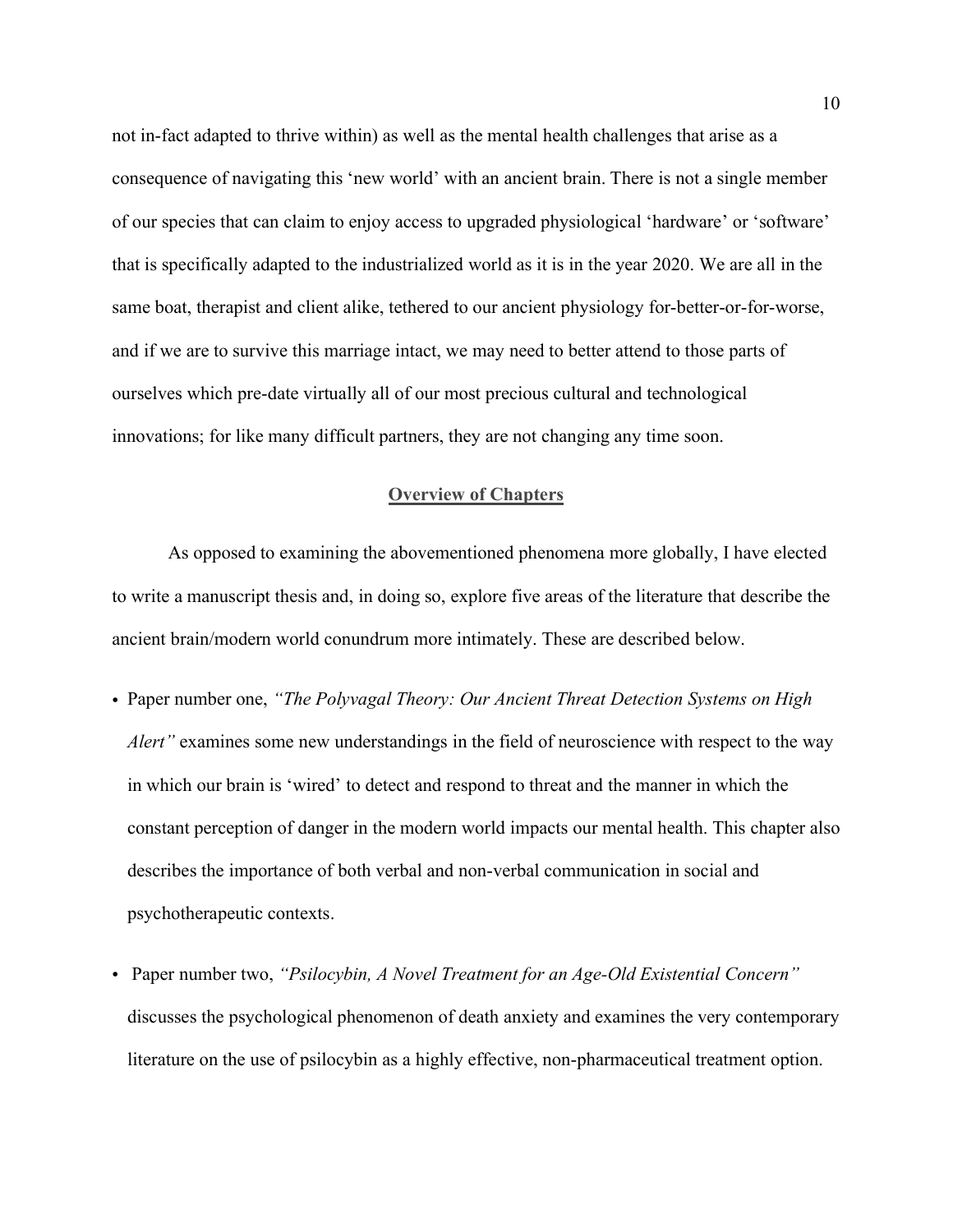not in-fact adapted to thrive within) as well as the mental health challenges that arise as a consequence of navigating this 'new world' with an ancient brain. There is not a single member of our species that can claim to enjoy access to upgraded physiological 'hardware' or 'software' that is specifically adapted to the industrialized world as it is in the year 2020. We are all in the same boat, therapist and client alike, tethered to our ancient physiology for-better-or-for-worse, and if we are to survive this marriage intact, we may need to better attend to those parts of ourselves which pre-date virtually all of our most precious cultural and technological innovations; for like many difficult partners, they are not changing any time soon.

## Overview of Chapters

As opposed to examining the abovementioned phenomena more globally, I have elected to write a manuscript thesis and, in doing so, explore five areas of the literature that describe the ancient brain/modern world conundrum more intimately. These are described below.

- Paper number one, *"The Polyvagal Theory: Our Ancient Threat Detection Systems on High Alert"* examines some new understandings in the field of neuroscience with respect to the way in which our brain is 'wired' to detect and respond to threat and the manner in which the constant perception of danger in the modern world impacts our mental health. This chapter also describes the importance of both verbal and non-verbal communication in social and psychotherapeutic contexts.
- Paper number two, *"Psilocybin, A Novel Treatment for an Age-Old Existential Concern"* discusses the psychological phenomenon of death anxiety and examines the very contemporary literature on the use of psilocybin as a highly effective, non-pharmaceutical treatment option.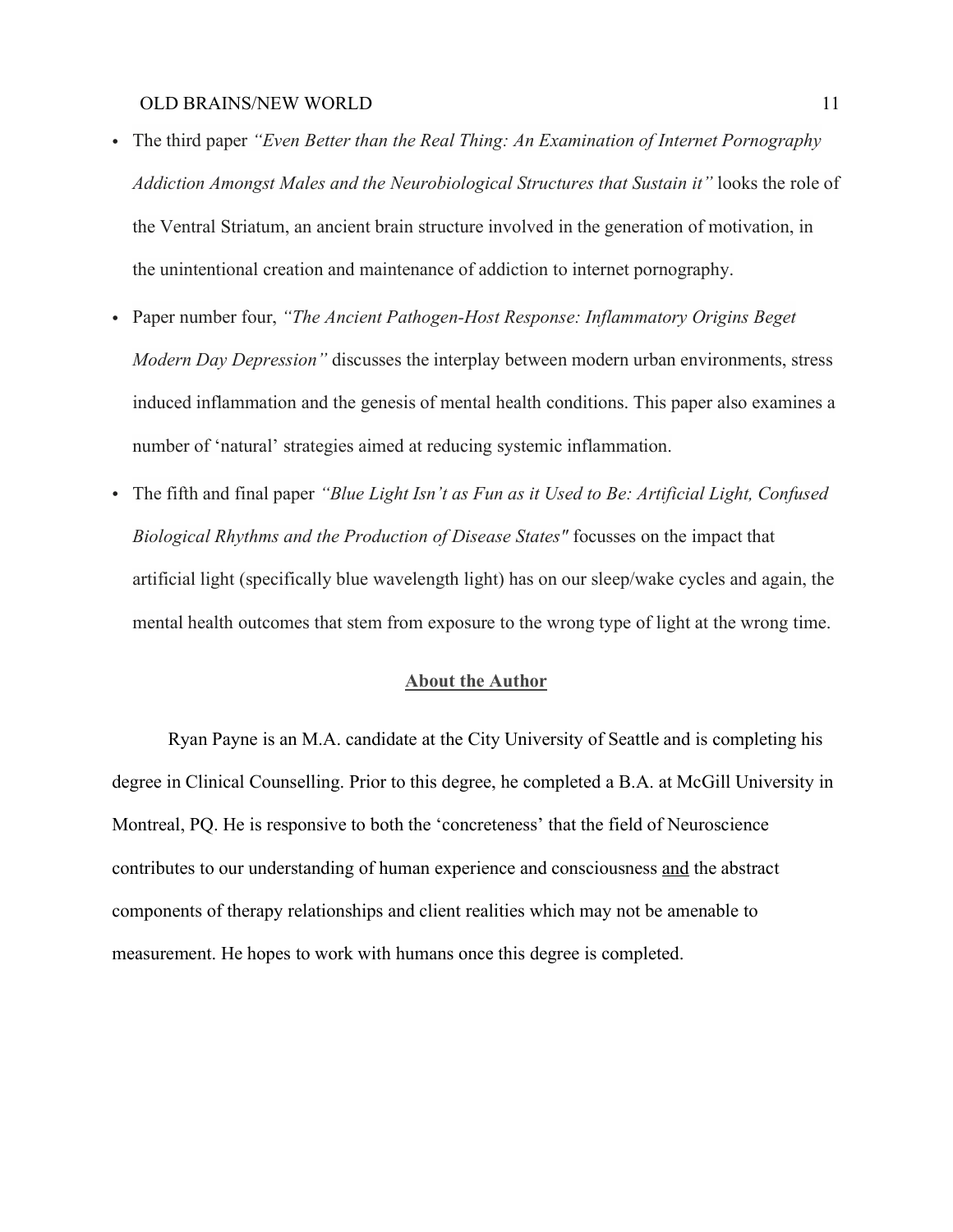- The third paper *"Even Better than the Real Thing: An Examination of Internet Pornography Addiction Amongst Males and the Neurobiological Structures that Sustain it"* looks the role of the Ventral Striatum, an ancient brain structure involved in the generation of motivation, in the unintentional creation and maintenance of addiction to internet pornography.
- Paper number four, *"The Ancient Pathogen-Host Response: Inflammatory Origins Beget Modern Day Depression"* discusses the interplay between modern urban environments, stress induced inflammation and the genesis of mental health conditions. This paper also examines a number of 'natural' strategies aimed at reducing systemic inflammation.
- The fifth and final paper *"Blue Light Isn't as Fun as it Used to Be: Artificial Light, Confused Biological Rhythms and the Production of Disease States"* focusses on the impact that artificial light (specifically blue wavelength light) has on our sleep/wake cycles and again, the mental health outcomes that stem from exposure to the wrong type of light at the wrong time.

## About the Author

Ryan Payne is an M.A. candidate at the City University of Seattle and is completing his degree in Clinical Counselling. Prior to this degree, he completed a B.A. at McGill University in Montreal, PQ. He is responsive to both the 'concreteness' that the field of Neuroscience contributes to our understanding of human experience and consciousness and the abstract components of therapy relationships and client realities which may not be amenable to measurement. He hopes to work with humans once this degree is completed.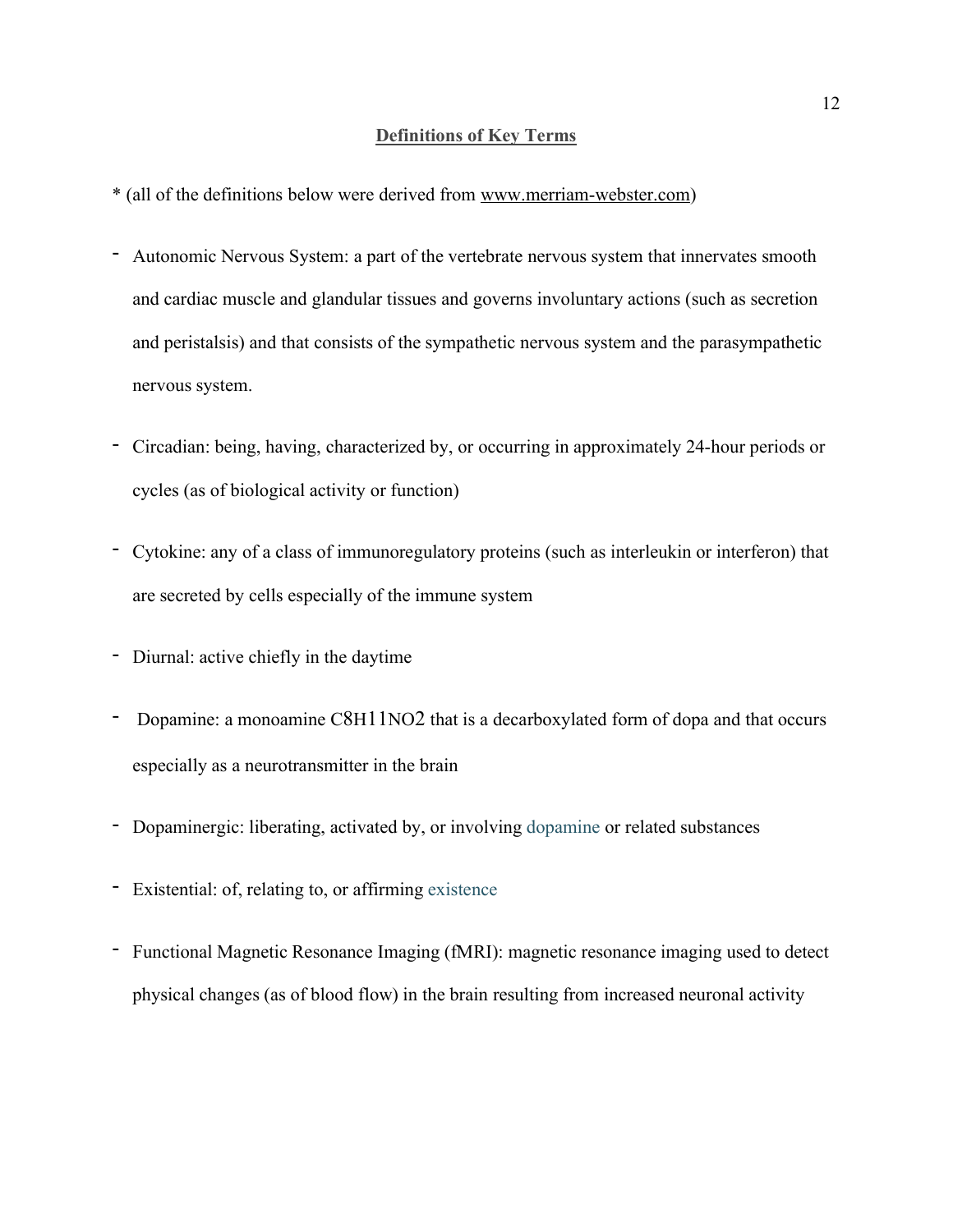## Definitions of Key Terms

* (all of the definitions below were derived from www.merriam-webster.com)

- Autonomic Nervous System: a part of the vertebrate nervous system that innervates smooth and cardiac muscle and glandular tissues and governs involuntary actions (such as secretion and peristalsis) and that consists of the sympathetic nervous system and the parasympathetic nervous system.

- Circadian: being, having, characterized by, or occurring in approximately 24-hour periods or cycles (as of biological activity or function)

- Cytokine: any of a class of immunoregulatory proteins (such as interleukin or interferon) that are secreted by cells especially of the immune system

- Diurnal: active chiefly in the daytime

- Dopamine: a monoamine C8H11NO2 that is a decarboxylated form of dopa and that occurs especially as a neurotransmitter in the brain

- Dopaminergic: liberating, activated by, or involving dopamine or related substances

- Existential: of, relating to, or affirming existence

- Functional Magnetic Resonance Imaging (fMRI): magnetic resonance imaging used to detect physical changes (as of blood flow) in the brain resulting from increased neuronal activity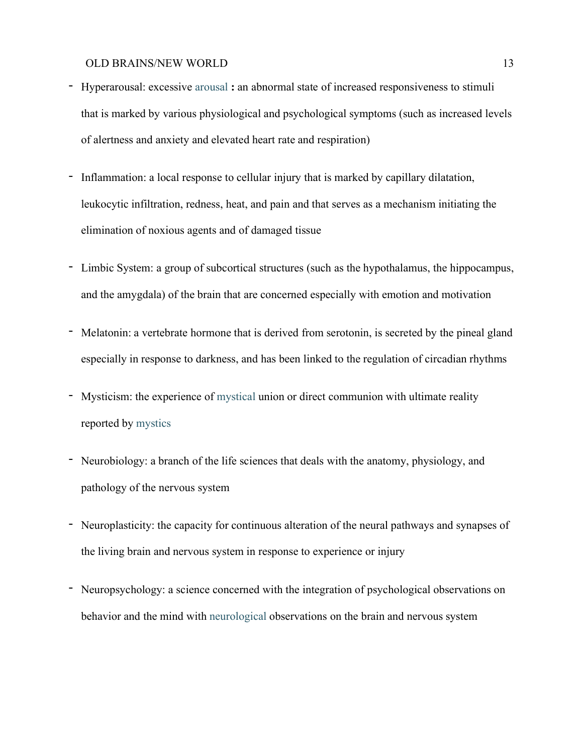- Hyperarousal: excessive arousal **:** an abnormal state of increased responsiveness to stimuli that is marked by various physiological and psychological symptoms (such as increased levels of alertness and anxiety and elevated heart rate and respiration)

- Inflammation: a local response to cellular injury that is marked by capillary dilatation, leukocytic infiltration, redness, heat, and pain and that serves as a mechanism initiating the elimination of noxious agents and of damaged tissue

- Limbic System: a group of subcortical structures (such as the hypothalamus, the hippocampus, and the amygdala) of the brain that are concerned especially with emotion and motivation

- Melatonin: a vertebrate hormone that is derived from serotonin, is secreted by the pineal gland especially in response to darkness, and has been linked to the regulation of circadian rhythms

- Mysticism: the experience of mystical union or direct communion with ultimate reality reported by mystics

- Neurobiology: a branch of the life sciences that deals with the anatomy, physiology, and pathology of the nervous system

- Neuroplasticity: the capacity for continuous alteration of the neural pathways and synapses of the living brain and nervous system in response to experience or injury

- Neuropsychology: a science concerned with the integration of psychological observations on behavior and the mind with neurological observations on the brain and nervous system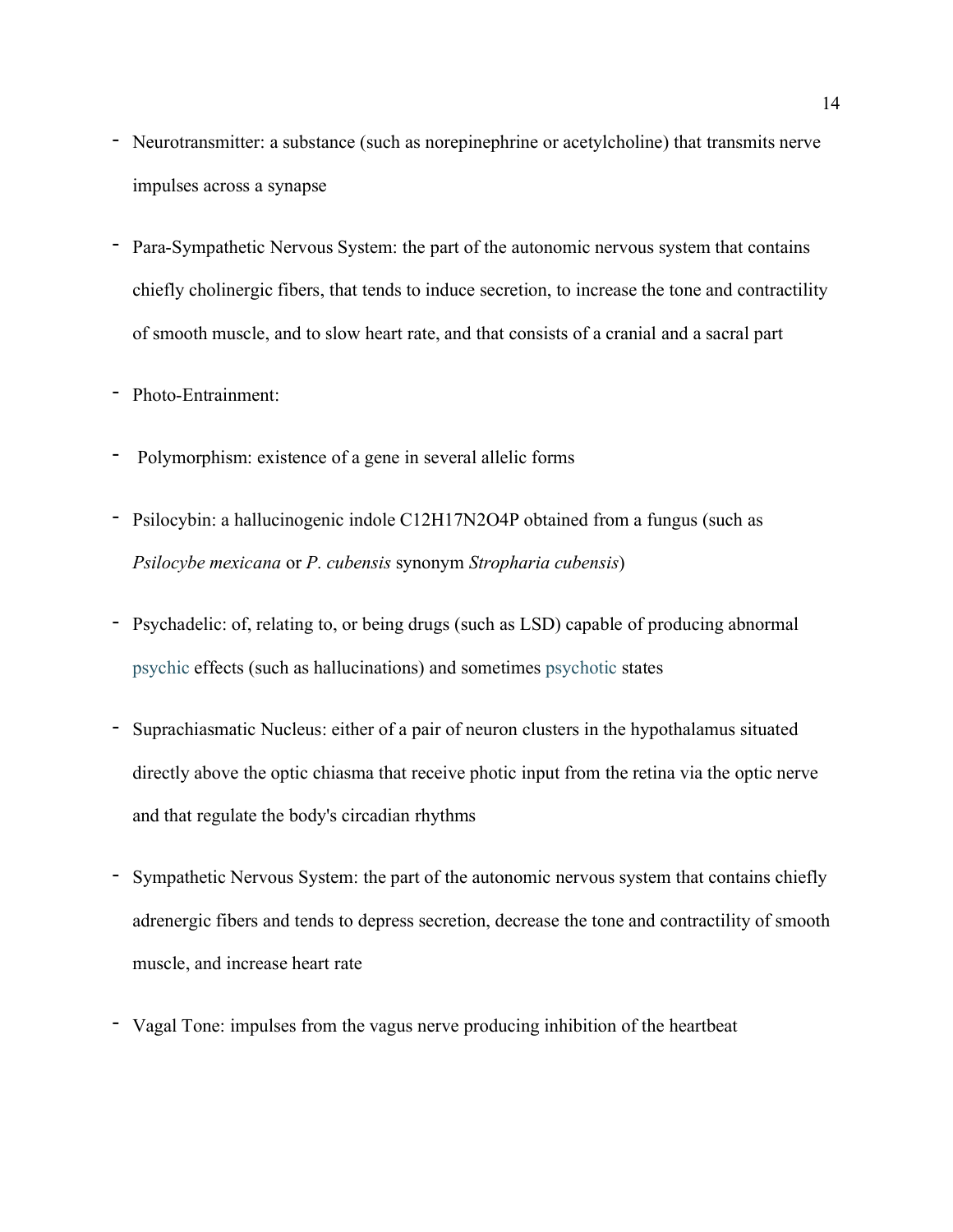- Neurotransmitter: a substance (such as norepinephrine or acetylcholine) that transmits nerve impulses across a synapse
- Para-Sympathetic Nervous System: the part of the autonomic nervous system that contains chiefly cholinergic fibers, that tends to induce secretion, to increase the tone and contractility of smooth muscle, and to slow heart rate, and that consists of a cranial and a sacral part
- Photo-Entrainment:
- Polymorphism: existence of a gene in several allelic forms
- Psilocybin: a hallucinogenic indole $C_{12}H_{17}N_2O_4P$ obtained from a fungus (such as *Psilocybe mexicana* or *P. cubensis* synonym *Stropharia cubensis*)
- Psychadelic: of, relating to, or being drugs (such as LSD) capable of producing abnormal psychic effects (such as hallucinations) and sometimes psychotic states
- Suprachiasmatic Nucleus: either of a pair of neuron clusters in the hypothalamus situated directly above the optic chiasma that receive photic input from the retina via the optic nerve and that regulate the body's circadian rhythms
- Sympathetic Nervous System: the part of the autonomic nervous system that contains chiefly adrenergic fibers and tends to depress secretion, decrease the tone and contractility of smooth muscle, and increase heart rate
- Vagal Tone: impulses from the vagus nerve producing inhibition of the heartbeat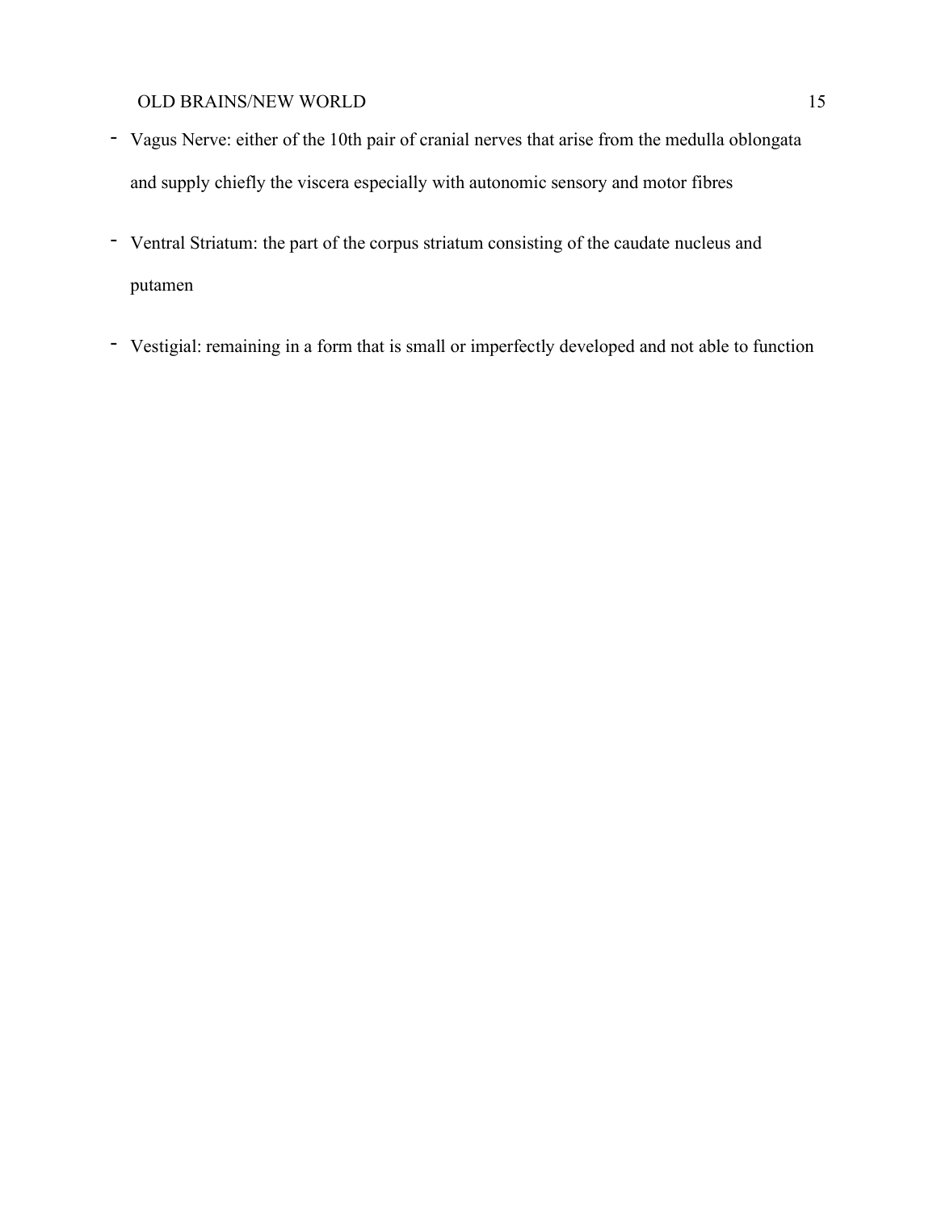- Vagus Nerve: either of the 10th pair of cranial nerves that arise from the medulla oblongata and supply chiefly the viscera especially with autonomic sensory and motor fibres

- Ventral Striatum: the part of the corpus striatum consisting of the caudate nucleus and putamen

- Vestigial: remaining in a form that is small or imperfectly developed and not able to function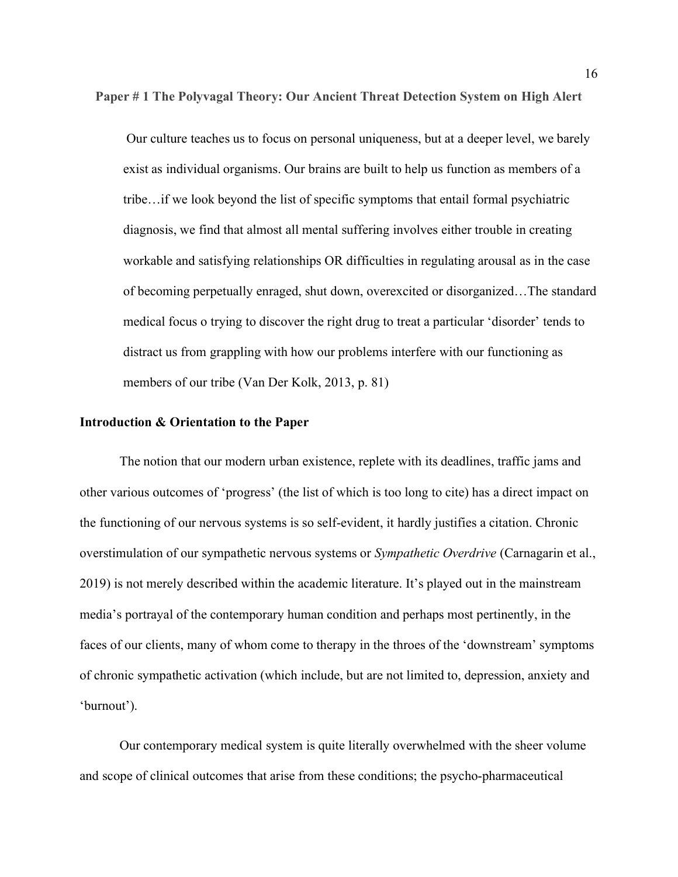**Paper # 1 The Polyvagal Theory: Our Ancient Threat Detection System on High Alert**

> Our culture teaches us to focus on personal uniqueness, but at a deeper level, we barely exist as individual organisms. Our brains are built to help us function as members of a tribe…if we look beyond the list of specific symptoms that entail formal psychiatric diagnosis, we find that almost all mental suffering involves either trouble in creating workable and satisfying relationships OR difficulties in regulating arousal as in the case of becoming perpetually enraged, shut down, overexcited or disorganized…The standard medical focus o trying to discover the right drug to treat a particular 'disorder' tends to distract us from grappling with how our problems interfere with our functioning as members of our tribe (Van Der Kolk, 2013, p. 81)

## Introduction & Orientation to the Paper

The notion that our modern urban existence, replete with its deadlines, traffic jams and other various outcomes of 'progress' (the list of which is too long to cite) has a direct impact on the functioning of our nervous systems is so self-evident, it hardly justifies a citation. Chronic overstimulation of our sympathetic nervous systems or *Sympathetic Overdrive* (Carnagarin et al., 2019) is not merely described within the academic literature. It's played out in the mainstream media's portrayal of the contemporary human condition and perhaps most pertinently, in the faces of our clients, many of whom come to therapy in the throes of the 'downstream' symptoms of chronic sympathetic activation (which include, but are not limited to, depression, anxiety and 'burnout').

Our contemporary medical system is quite literally overwhelmed with the sheer volume and scope of clinical outcomes that arise from these conditions; the psycho-pharmaceutical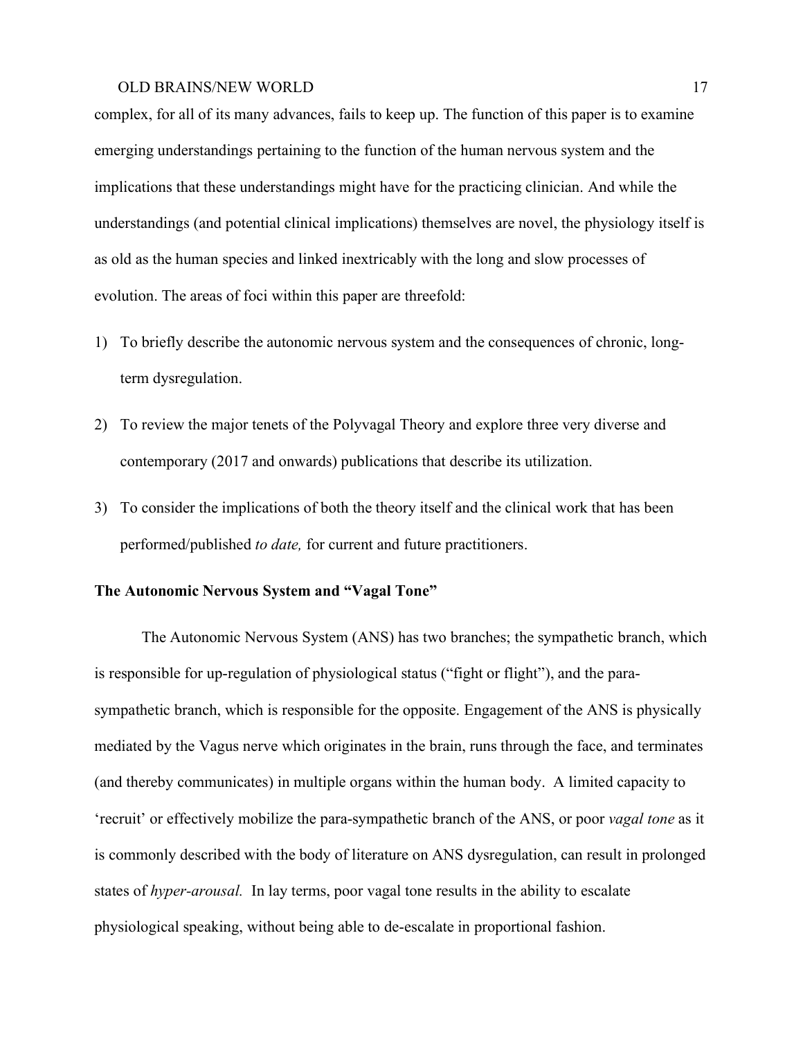complex, for all of its many advances, fails to keep up. The function of this paper is to examine emerging understandings pertaining to the function of the human nervous system and the implications that these understandings might have for the practicing clinician. And while the understandings (and potential clinical implications) themselves are novel, the physiology itself is as old as the human species and linked inextricably with the long and slow processes of evolution. The areas of foci within this paper are threefold:

1) To briefly describe the autonomic nervous system and the consequences of chronic, long-term dysregulation.

2) To review the major tenets of the Polyvagal Theory and explore three very diverse and contemporary (2017 and onwards) publications that describe its utilization.

3) To consider the implications of both the theory itself and the clinical work that has been performed/published *to date,* for current and future practitioners.

**The Autonomic Nervous System and "Vagal Tone"**

The Autonomic Nervous System (ANS) has two branches; the sympathetic branch, which is responsible for up-regulation of physiological status ("fight or flight"), and the para-sympathetic branch, which is responsible for the opposite. Engagement of the ANS is physically mediated by the Vagus nerve which originates in the brain, runs through the face, and terminates (and thereby communicates) in multiple organs within the human body. A limited capacity to 'recruit' or effectively mobilize the para-sympathetic branch of the ANS, or poor *vagal tone* as it is commonly described with the body of literature on ANS dysregulation, can result in prolonged states of *hyper-arousal.* In lay terms, poor vagal tone results in the ability to escalate physiological speaking, without being able to de-escalate in proportional fashion.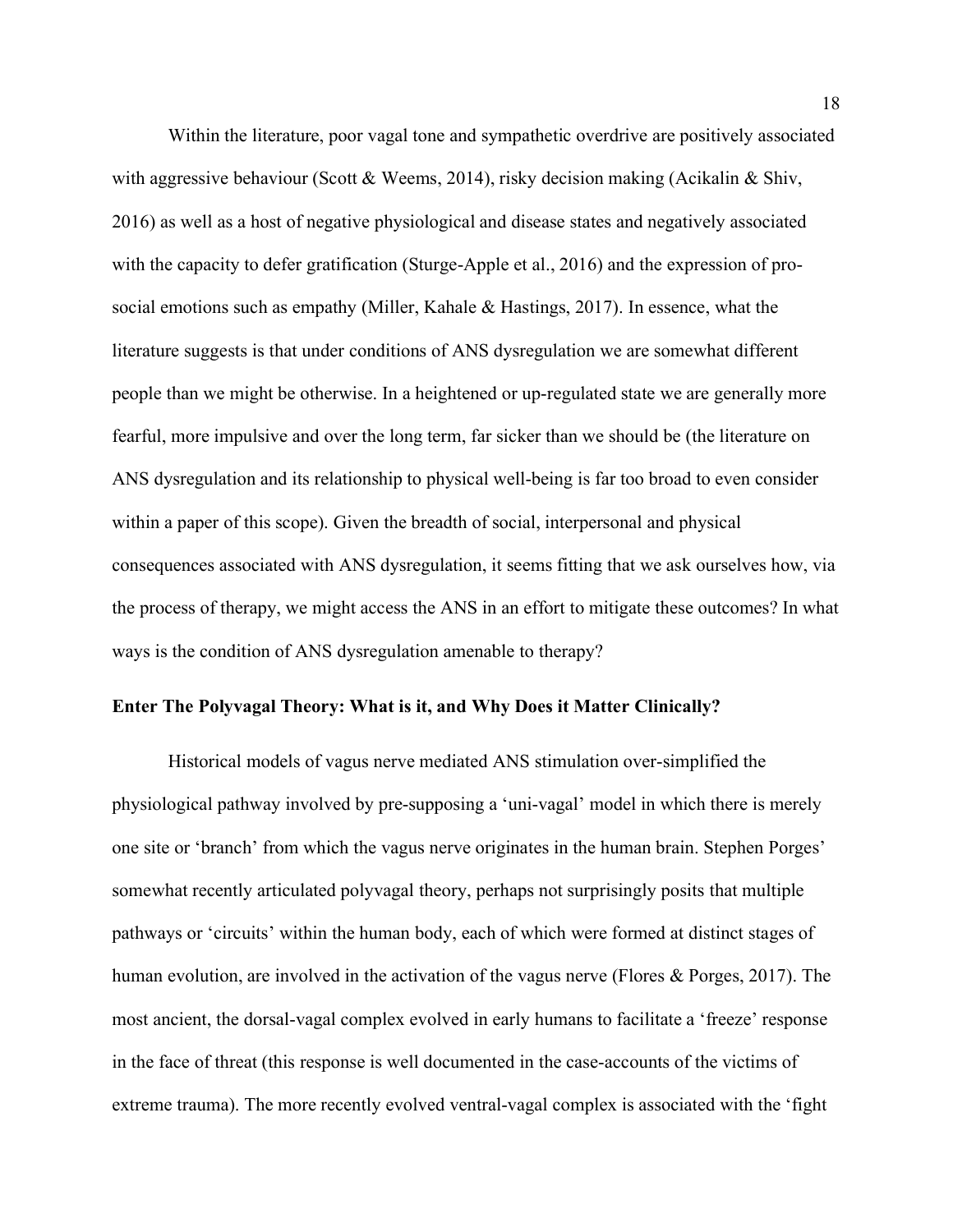Within the literature, poor vagal tone and sympathetic overdrive are positively associated with aggressive behaviour (Scott & Weems, 2014), risky decision making (Acikalin & Shiv, 2016) as well as a host of negative physiological and disease states and negatively associated with the capacity to defer gratification (Sturge-Apple et al., 2016) and the expression of pro-social emotions such as empathy (Miller, Kahale & Hastings, 2017). In essence, what the literature suggests is that under conditions of ANS dysregulation we are somewhat different people than we might be otherwise. In a heightened or up-regulated state we are generally more fearful, more impulsive and over the long term, far sicker than we should be (the literature on ANS dysregulation and its relationship to physical well-being is far too broad to even consider within a paper of this scope). Given the breadth of social, interpersonal and physical consequences associated with ANS dysregulation, it seems fitting that we ask ourselves how, via the process of therapy, we might access the ANS in an effort to mitigate these outcomes? In what ways is the condition of ANS dysregulation amenable to therapy?

**Enter The Polyvagal Theory: What is it, and Why Does it Matter Clinically?**

Historical models of vagus nerve mediated ANS stimulation over-simplified the physiological pathway involved by pre-supposing a 'uni-vagal' model in which there is merely one site or 'branch' from which the vagus nerve originates in the human brain. Stephen Porges' somewhat recently articulated polyvagal theory, perhaps not surprisingly posits that multiple pathways or 'circuits' within the human body, each of which were formed at distinct stages of human evolution, are involved in the activation of the vagus nerve (Flores & Porges, 2017). The most ancient, the dorsal-vagal complex evolved in early humans to facilitate a 'freeze' response in the face of threat (this response is well documented in the case-accounts of the victims of extreme trauma). The more recently evolved ventral-vagal complex is associated with the 'fight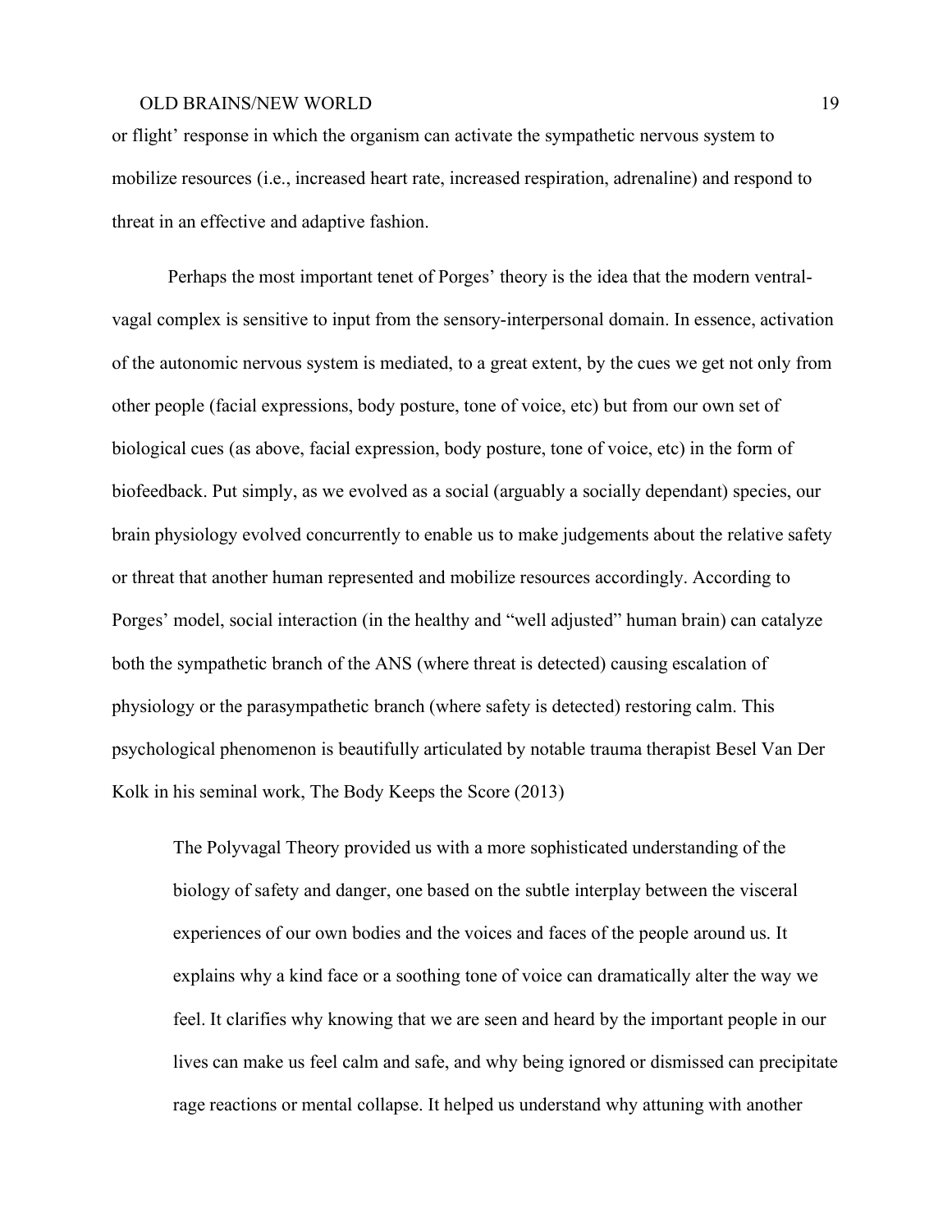or flight' response in which the organism can activate the sympathetic nervous system to mobilize resources (i.e., increased heart rate, increased respiration, adrenaline) and respond to threat in an effective and adaptive fashion.

Perhaps the most important tenet of Porges' theory is the idea that the modern ventral-vagal complex is sensitive to input from the sensory-interpersonal domain. In essence, activation of the autonomic nervous system is mediated, to a great extent, by the cues we get not only from other people (facial expressions, body posture, tone of voice, etc) but from our own set of biological cues (as above, facial expression, body posture, tone of voice, etc) in the form of biofeedback. Put simply, as we evolved as a social (arguably a socially dependant) species, our brain physiology evolved concurrently to enable us to make judgements about the relative safety or threat that another human represented and mobilize resources accordingly. According to Porges' model, social interaction (in the healthy and "well adjusted" human brain) can catalyze both the sympathetic branch of the ANS (where threat is detected) causing escalation of physiology or the parasympathetic branch (where safety is detected) restoring calm. This psychological phenomenon is beautifully articulated by notable trauma therapist Besel Van Der Kolk in his seminal work, The Body Keeps the Score (2013)

> The Polyvagal Theory provided us with a more sophisticated understanding of the biology of safety and danger, one based on the subtle interplay between the visceral experiences of our own bodies and the voices and faces of the people around us. It explains why a kind face or a soothing tone of voice can dramatically alter the way we feel. It clarifies why knowing that we are seen and heard by the important people in our lives can make us feel calm and safe, and why being ignored or dismissed can precipitate rage reactions or mental collapse. It helped us understand why attuning with another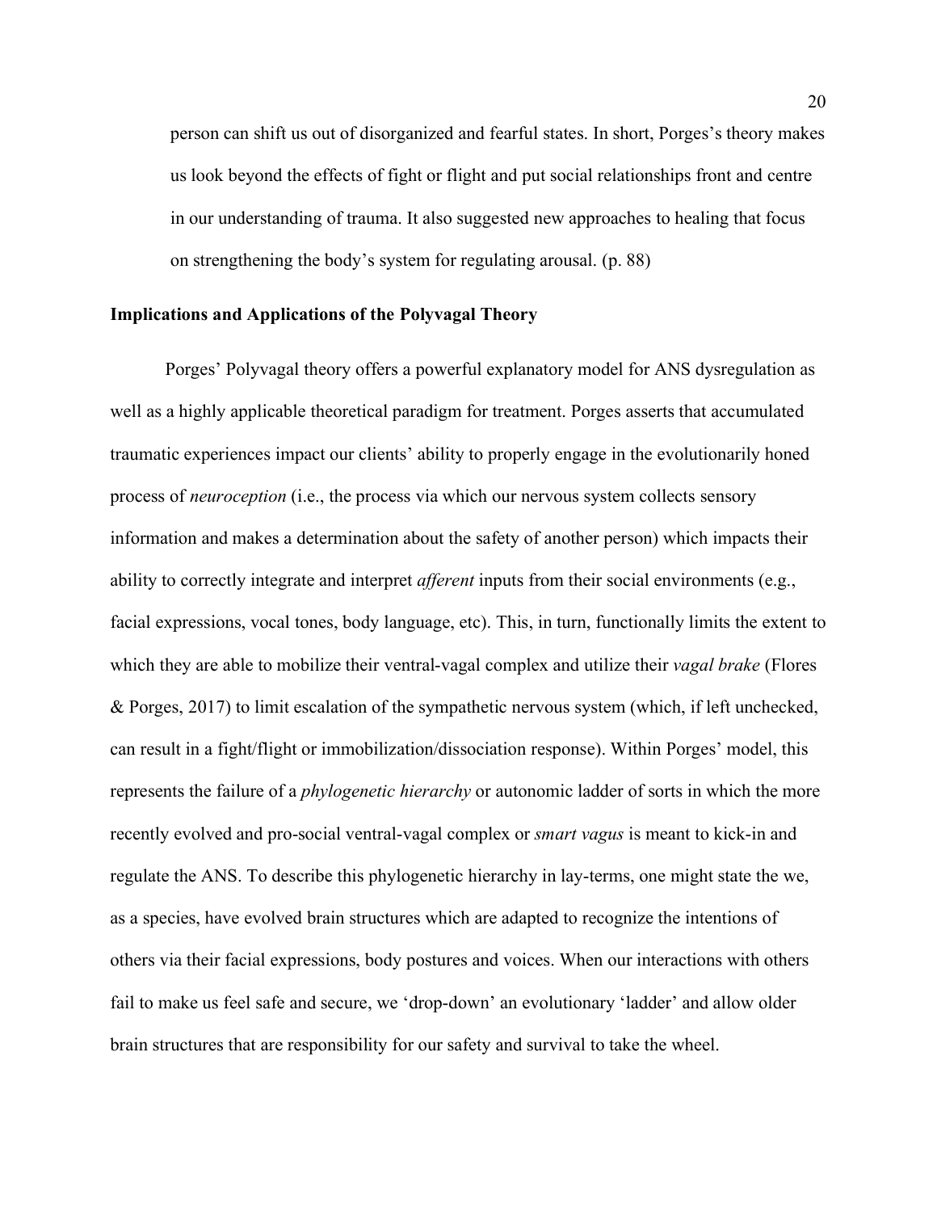> person can shift us out of disorganized and fearful states. In short, Porges's theory makes us look beyond the effects of fight or flight and put social relationships front and centre in our understanding of trauma. It also suggested new approaches to healing that focus on strengthening the body's system for regulating arousal. (p. 88)

**Implications and Applications of the Polyvagal Theory**

Porges' Polyvagal theory offers a powerful explanatory model for ANS dysregulation as well as a highly applicable theoretical paradigm for treatment. Porges asserts that accumulated traumatic experiences impact our clients' ability to properly engage in the evolutionarily honed process of *neuroception* (i.e., the process via which our nervous system collects sensory information and makes a determination about the safety of another person) which impacts their ability to correctly integrate and interpret *afferent* inputs from their social environments (e.g., facial expressions, vocal tones, body language, etc). This, in turn, functionally limits the extent to which they are able to mobilize their ventral-vagal complex and utilize their *vagal brake* (Flores & Porges, 2017) to limit escalation of the sympathetic nervous system (which, if left unchecked, can result in a fight/flight or immobilization/dissociation response). Within Porges' model, this represents the failure of a *phylogenetic hierarchy* or autonomic ladder of sorts in which the more recently evolved and pro-social ventral-vagal complex or *smart vagus* is meant to kick-in and regulate the ANS. To describe this phylogenetic hierarchy in lay-terms, one might state the we, as a species, have evolved brain structures which are adapted to recognize the intentions of others via their facial expressions, body postures and voices. When our interactions with others fail to make us feel safe and secure, we 'drop-down' an evolutionary 'ladder' and allow older brain structures that are responsibility for our safety and survival to take the wheel.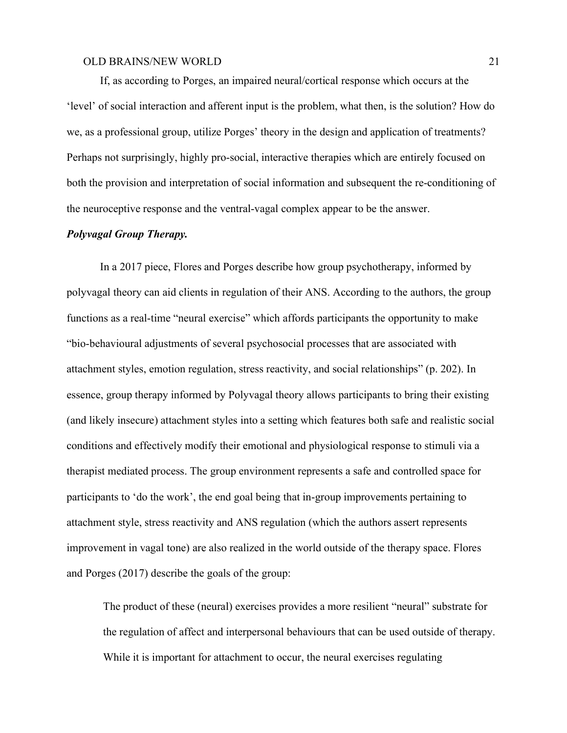If, as according to Porges, an impaired neural/cortical response which occurs at the 'level' of social interaction and afferent input is the problem, what then, is the solution? How do we, as a professional group, utilize Porges' theory in the design and application of treatments? Perhaps not surprisingly, highly pro-social, interactive therapies which are entirely focused on both the provision and interpretation of social information and subsequent the re-conditioning of the neuroceptive response and the ventral-vagal complex appear to be the answer.

***Polyvagal Group Therapy.***

In a 2017 piece, Flores and Porges describe how group psychotherapy, informed by polyvagal theory can aid clients in regulation of their ANS. According to the authors, the group functions as a real-time "neural exercise" which affords participants the opportunity to make "bio-behavioural adjustments of several psychosocial processes that are associated with attachment styles, emotion regulation, stress reactivity, and social relationships" (p. 202). In essence, group therapy informed by Polyvagal theory allows participants to bring their existing (and likely insecure) attachment styles into a setting which features both safe and realistic social conditions and effectively modify their emotional and physiological response to stimuli via a therapist mediated process. The group environment represents a safe and controlled space for participants to 'do the work', the end goal being that in-group improvements pertaining to attachment style, stress reactivity and ANS regulation (which the authors assert represents improvement in vagal tone) are also realized in the world outside of the therapy space. Flores and Porges (2017) describe the goals of the group:

> The product of these (neural) exercises provides a more resilient "neural" substrate for the regulation of affect and interpersonal behaviours that can be used outside of therapy. While it is important for attachment to occur, the neural exercises regulating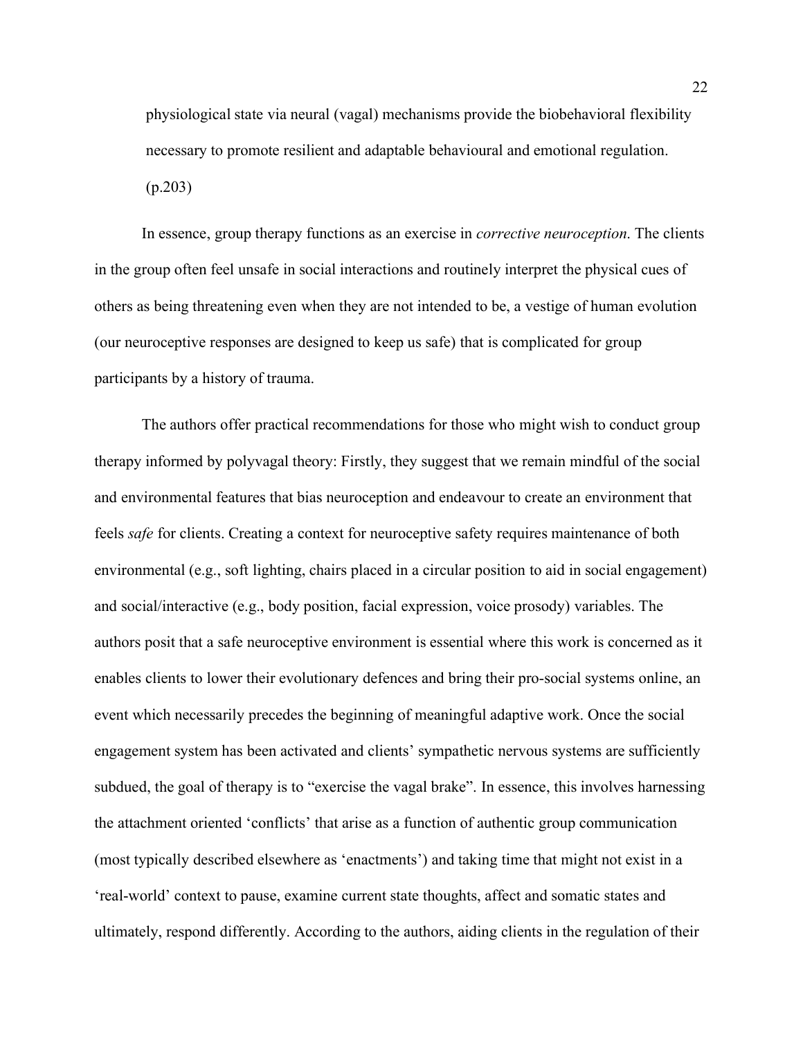physiological state via neural (vagal) mechanisms provide the biobehavioral flexibility necessary to promote resilient and adaptable behavioural and emotional regulation. (p.203)

In essence, group therapy functions as an exercise in *corrective neuroception*. The clients in the group often feel unsafe in social interactions and routinely interpret the physical cues of others as being threatening even when they are not intended to be, a vestige of human evolution (our neuroceptive responses are designed to keep us safe) that is complicated for group participants by a history of trauma.

The authors offer practical recommendations for those who might wish to conduct group therapy informed by polyvagal theory: Firstly, they suggest that we remain mindful of the social and environmental features that bias neuroception and endeavour to create an environment that feels *safe* for clients. Creating a context for neuroceptive safety requires maintenance of both environmental (e.g., soft lighting, chairs placed in a circular position to aid in social engagement) and social/interactive (e.g., body position, facial expression, voice prosody) variables. The authors posit that a safe neuroceptive environment is essential where this work is concerned as it enables clients to lower their evolutionary defences and bring their pro-social systems online, an event which necessarily precedes the beginning of meaningful adaptive work. Once the social engagement system has been activated and clients' sympathetic nervous systems are sufficiently subdued, the goal of therapy is to "exercise the vagal brake". In essence, this involves harnessing the attachment oriented 'conflicts' that arise as a function of authentic group communication (most typically described elsewhere as 'enactments') and taking time that might not exist in a 'real-world' context to pause, examine current state thoughts, affect and somatic states and ultimately, respond differently. According to the authors, aiding clients in the regulation of their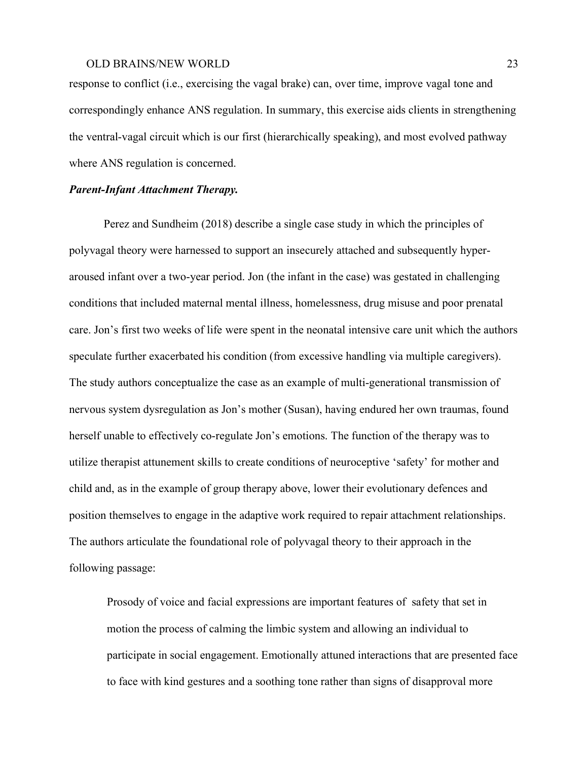response to conflict (i.e., exercising the vagal brake) can, over time, improve vagal tone and correspondingly enhance ANS regulation. In summary, this exercise aids clients in strengthening the ventral-vagal circuit which is our first (hierarchically speaking), and most evolved pathway where ANS regulation is concerned.

***Parent-Infant Attachment Therapy.***

Perez and Sundheim (2018) describe a single case study in which the principles of polyvagal theory were harnessed to support an insecurely attached and subsequently hyper-aroused infant over a two-year period. Jon (the infant in the case) was gestated in challenging conditions that included maternal mental illness, homelessness, drug misuse and poor prenatal care. Jon's first two weeks of life were spent in the neonatal intensive care unit which the authors speculate further exacerbated his condition (from excessive handling via multiple caregivers). The study authors conceptualize the case as an example of multi-generational transmission of nervous system dysregulation as Jon's mother (Susan), having endured her own traumas, found herself unable to effectively co-regulate Jon's emotions. The function of the therapy was to utilize therapist attunement skills to create conditions of neuroceptive 'safety' for mother and child and, as in the example of group therapy above, lower their evolutionary defences and position themselves to engage in the adaptive work required to repair attachment relationships. The authors articulate the foundational role of polyvagal theory to their approach in the following passage:

> Prosody of voice and facial expressions are important features of safety that set in motion the process of calming the limbic system and allowing an individual to participate in social engagement. Emotionally attuned interactions that are presented face to face with kind gestures and a soothing tone rather than signs of disapproval more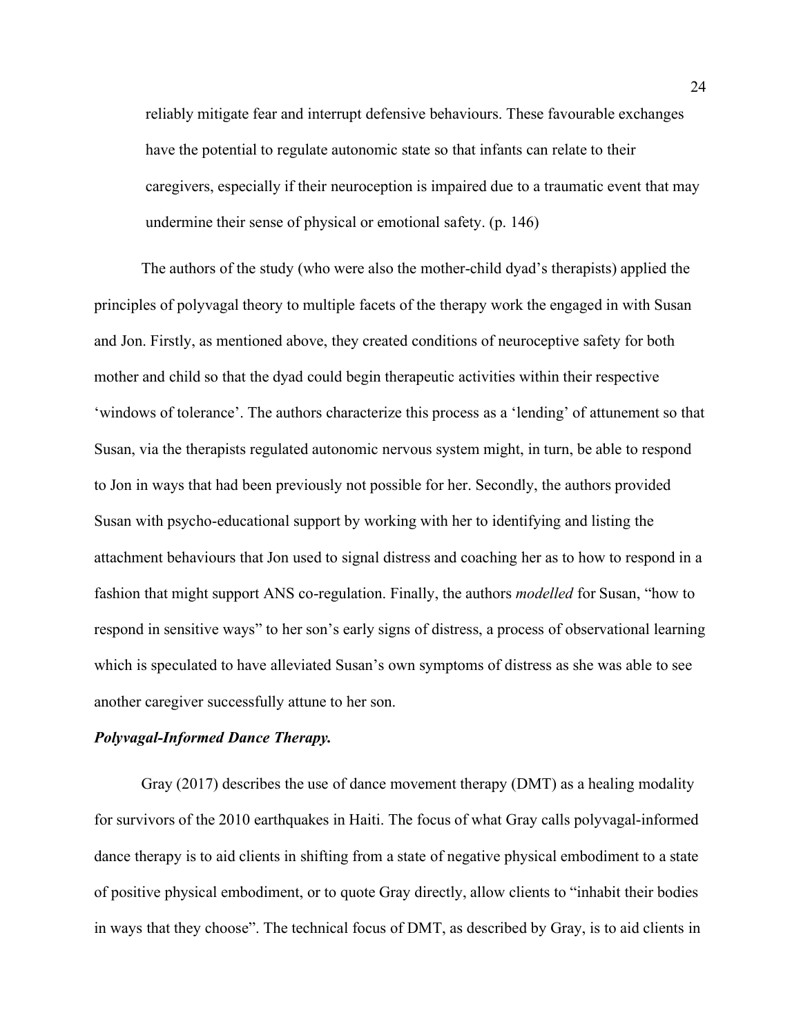> reliably mitigate fear and interrupt defensive behaviours. These favourable exchanges have the potential to regulate autonomic state so that infants can relate to their caregivers, especially if their neuroception is impaired due to a traumatic event that may undermine their sense of physical or emotional safety. (p. 146)

The authors of the study (who were also the mother-child dyad's therapists) applied the principles of polyvagal theory to multiple facets of the therapy work the engaged in with Susan and Jon. Firstly, as mentioned above, they created conditions of neuroceptive safety for both mother and child so that the dyad could begin therapeutic activities within their respective 'windows of tolerance'. The authors characterize this process as a 'lending' of attunement so that Susan, via the therapists regulated autonomic nervous system might, in turn, be able to respond to Jon in ways that had been previously not possible for her. Secondly, the authors provided Susan with psycho-educational support by working with her to identifying and listing the attachment behaviours that Jon used to signal distress and coaching her as to how to respond in a fashion that might support ANS co-regulation. Finally, the authors *modelled* for Susan, "how to respond in sensitive ways" to her son's early signs of distress, a process of observational learning which is speculated to have alleviated Susan's own symptoms of distress as she was able to see another caregiver successfully attune to her son.

***Polyvagal-Informed Dance Therapy.***

Gray (2017) describes the use of dance movement therapy (DMT) as a healing modality for survivors of the 2010 earthquakes in Haiti. The focus of what Gray calls polyvagal-informed dance therapy is to aid clients in shifting from a state of negative physical embodiment to a state of positive physical embodiment, or to quote Gray directly, allow clients to "inhabit their bodies in ways that they choose". The technical focus of DMT, as described by Gray, is to aid clients in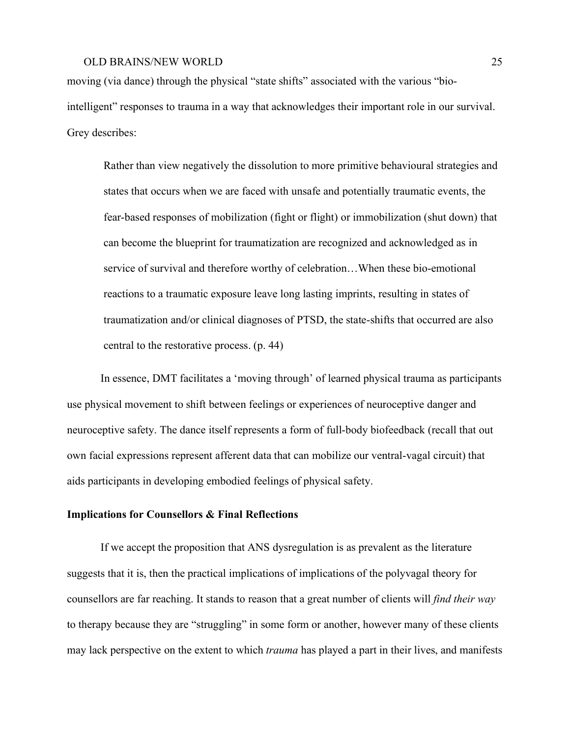moving (via dance) through the physical "state shifts" associated with the various "bio-intelligent" responses to trauma in a way that acknowledges their important role in our survival. Grey describes:

> Rather than view negatively the dissolution to more primitive behavioural strategies and states that occurs when we are faced with unsafe and potentially traumatic events, the fear-based responses of mobilization (fight or flight) or immobilization (shut down) that can become the blueprint for traumatization are recognized and acknowledged as in service of survival and therefore worthy of celebration…When these bio-emotional reactions to a traumatic exposure leave long lasting imprints, resulting in states of traumatization and/or clinical diagnoses of PTSD, the state-shifts that occurred are also central to the restorative process. (p. 44)

In essence, DMT facilitates a 'moving through' of learned physical trauma as participants use physical movement to shift between feelings or experiences of neuroceptive danger and neuroceptive safety. The dance itself represents a form of full-body biofeedback (recall that out own facial expressions represent afferent data that can mobilize our ventral-vagal circuit) that aids participants in developing embodied feelings of physical safety.

**Implications for Counsellors & Final Reflections**

If we accept the proposition that ANS dysregulation is as prevalent as the literature suggests that it is, then the practical implications of implications of the polyvagal theory for counsellors are far reaching. It stands to reason that a great number of clients will *find their way* to therapy because they are "struggling" in some form or another, however many of these clients may lack perspective on the extent to which *trauma* has played a part in their lives, and manifests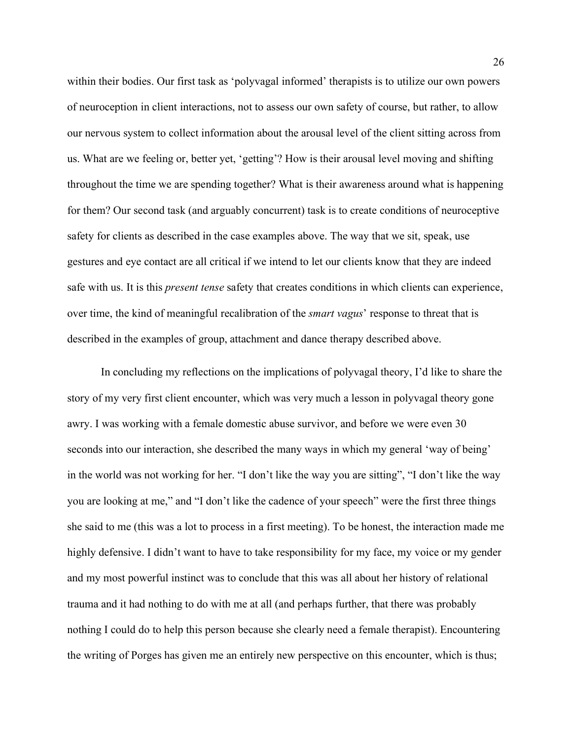within their bodies. Our first task as 'polyvagal informed' therapists is to utilize our own powers of neuroception in client interactions, not to assess our own safety of course, but rather, to allow our nervous system to collect information about the arousal level of the client sitting across from us. What are we feeling or, better yet, 'getting'? How is their arousal level moving and shifting throughout the time we are spending together? What is their awareness around what is happening for them? Our second task (and arguably concurrent) task is to create conditions of neuroceptive safety for clients as described in the case examples above. The way that we sit, speak, use gestures and eye contact are all critical if we intend to let our clients know that they are indeed safe with us. It is this *present tense* safety that creates conditions in which clients can experience, over time, the kind of meaningful recalibration of the *smart vagus*' response to threat that is described in the examples of group, attachment and dance therapy described above.

In concluding my reflections on the implications of polyvagal theory, I'd like to share the story of my very first client encounter, which was very much a lesson in polyvagal theory gone awry. I was working with a female domestic abuse survivor, and before we were even 30 seconds into our interaction, she described the many ways in which my general 'way of being' in the world was not working for her. "I don't like the way you are sitting", "I don't like the way you are looking at me," and "I don't like the cadence of your speech" were the first three things she said to me (this was a lot to process in a first meeting). To be honest, the interaction made me highly defensive. I didn't want to have to take responsibility for my face, my voice or my gender and my most powerful instinct was to conclude that this was all about her history of relational trauma and it had nothing to do with me at all (and perhaps further, that there was probably nothing I could do to help this person because she clearly need a female therapist). Encountering the writing of Porges has given me an entirely new perspective on this encounter, which is thus;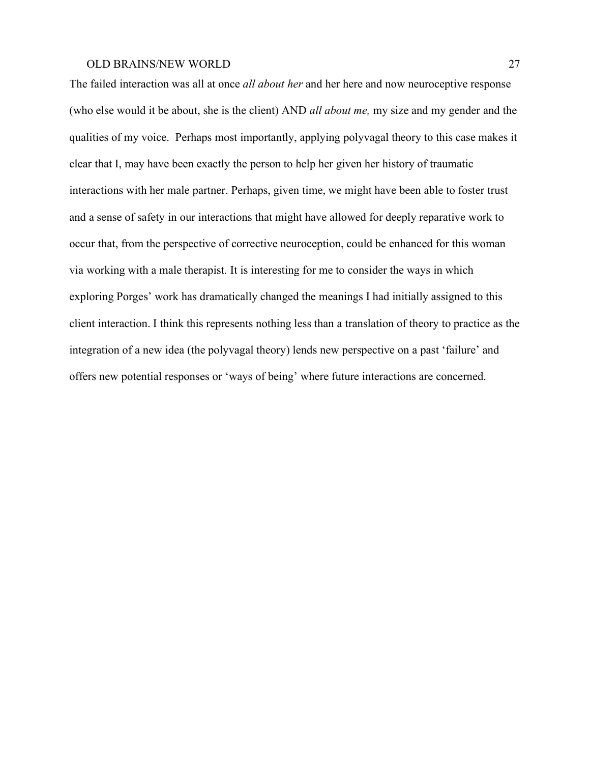The failed interaction was all at once *all about her* and her here and now neuroceptive response (who else would it be about, she is the client) AND *all about me,* my size and my gender and the qualities of my voice. Perhaps most importantly, applying polyvagal theory to this case makes it clear that I, may have been exactly the person to help her given her history of traumatic interactions with her male partner. Perhaps, given time, we might have been able to foster trust and a sense of safety in our interactions that might have allowed for deeply reparative work to occur that, from the perspective of corrective neuroception, could be enhanced for this woman via working with a male therapist. It is interesting for me to consider the ways in which exploring Porges' work has dramatically changed the meanings I had initially assigned to this client interaction. I think this represents nothing less than a translation of theory to practice as the integration of a new idea (the polyvagal theory) lends new perspective on a past 'failure' and offers new potential responses or 'ways of being' where future interactions are concerned.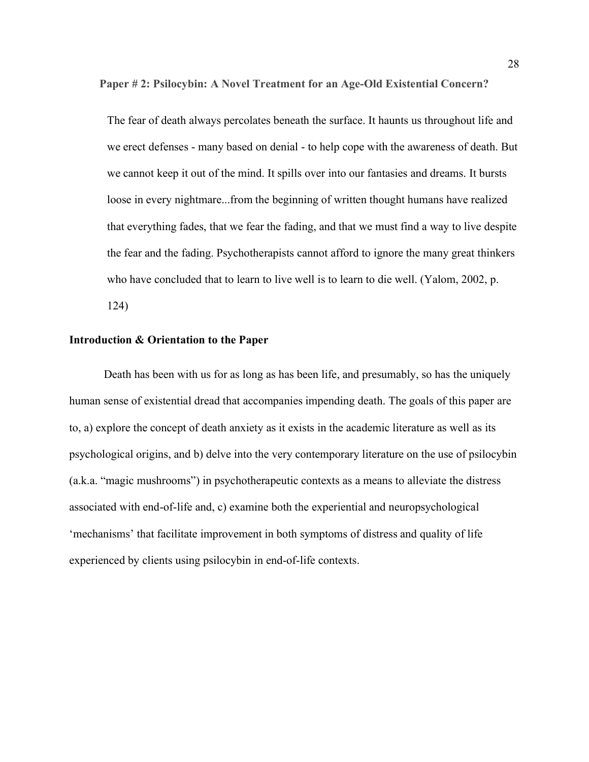## Paper # 2: Psilocybin: A Novel Treatment for an Age-Old Existential Concern?

> The fear of death always percolates beneath the surface. It haunts us throughout life and we erect defenses - many based on denial - to help cope with the awareness of death. But we cannot keep it out of the mind. It spills over into our fantasies and dreams. It bursts loose in every nightmare...from the beginning of written thought humans have realized that everything fades, that we fear the fading, and that we must find a way to live despite the fear and the fading. Psychotherapists cannot afford to ignore the many great thinkers who have concluded that to learn to live well is to learn to die well. (Yalom, 2002, p. 124)

### Introduction & Orientation to the Paper

Death has been with us for as long as has been life, and presumably, so has the uniquely human sense of existential dread that accompanies impending death. The goals of this paper are to, a) explore the concept of death anxiety as it exists in the academic literature as well as its psychological origins, and b) delve into the very contemporary literature on the use of psilocybin (a.k.a. "magic mushrooms") in psychotherapeutic contexts as a means to alleviate the distress associated with end-of-life and, c) examine both the experiential and neuropsychological 'mechanisms' that facilitate improvement in both symptoms of distress and quality of life experienced by clients using psilocybin in end-of-life contexts.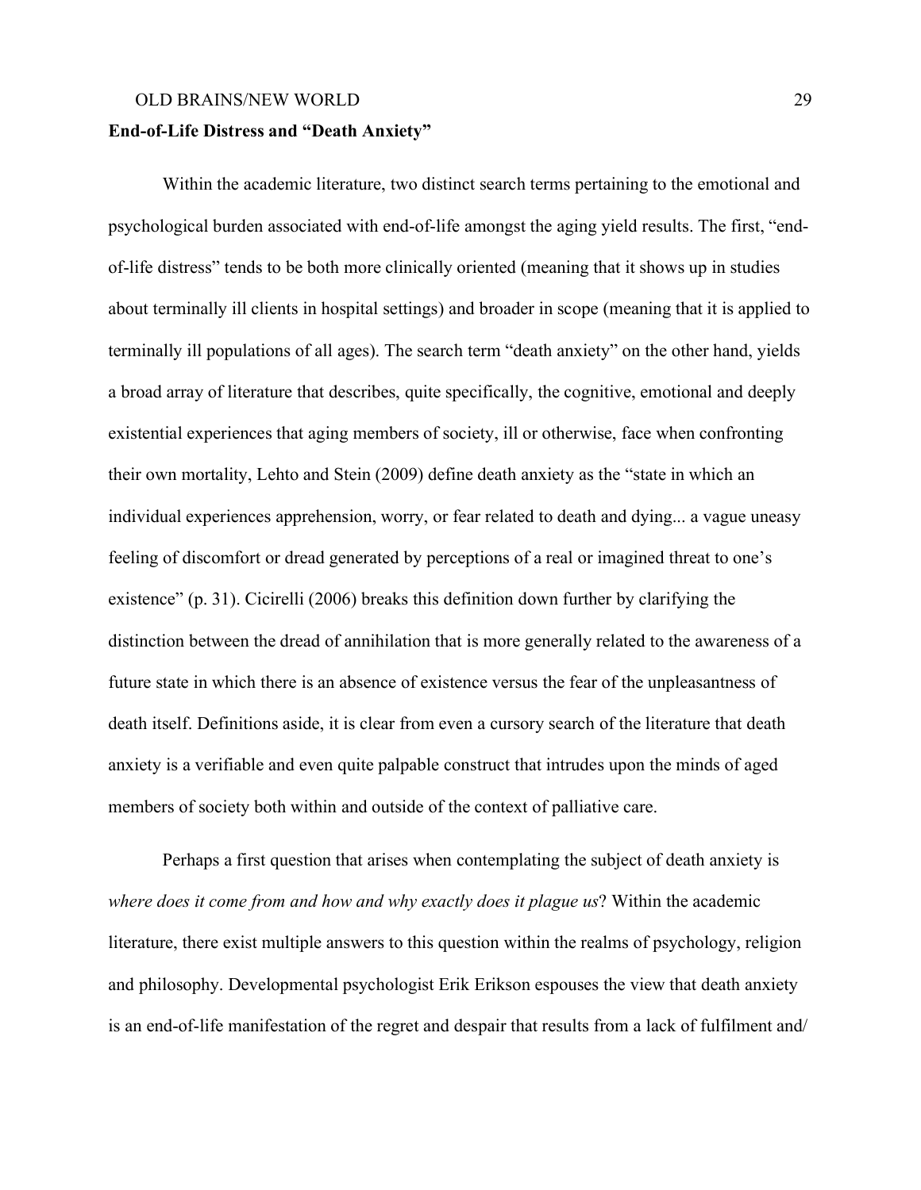**End-of-Life Distress and "Death Anxiety"**

Within the academic literature, two distinct search terms pertaining to the emotional and psychological burden associated with end-of-life amongst the aging yield results. The first, "end-of-life distress" tends to be both more clinically oriented (meaning that it shows up in studies about terminally ill clients in hospital settings) and broader in scope (meaning that it is applied to terminally ill populations of all ages). The search term "death anxiety" on the other hand, yields a broad array of literature that describes, quite specifically, the cognitive, emotional and deeply existential experiences that aging members of society, ill or otherwise, face when confronting their own mortality, Lehto and Stein (2009) define death anxiety as the "state in which an individual experiences apprehension, worry, or fear related to death and dying... a vague uneasy feeling of discomfort or dread generated by perceptions of a real or imagined threat to one's existence" (p. 31). Cicirelli (2006) breaks this definition down further by clarifying the distinction between the dread of annihilation that is more generally related to the awareness of a future state in which there is an absence of existence versus the fear of the unpleasantness of death itself. Definitions aside, it is clear from even a cursory search of the literature that death anxiety is a verifiable and even quite palpable construct that intrudes upon the minds of aged members of society both within and outside of the context of palliative care.

Perhaps a first question that arises when contemplating the subject of death anxiety is *where does it come from and how and why exactly does it plague us*? Within the academic literature, there exist multiple answers to this question within the realms of psychology, religion and philosophy. Developmental psychologist Erik Erikson espouses the view that death anxiety is an end-of-life manifestation of the regret and despair that results from a lack of fulfilment and/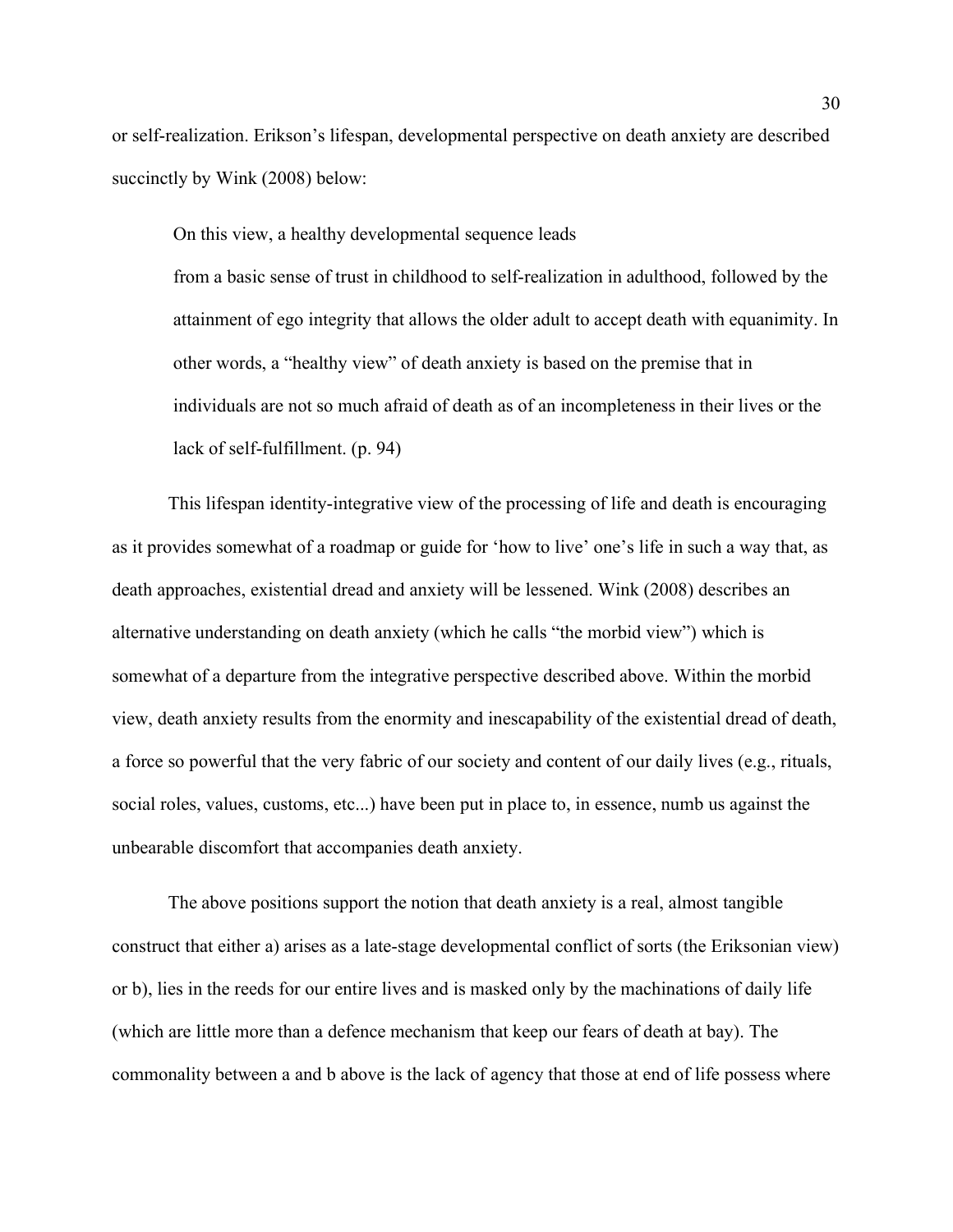or self-realization. Erikson's lifespan, developmental perspective on death anxiety are described succinctly by Wink (2008) below:

> On this view, a healthy developmental sequence leads
> from a basic sense of trust in childhood to self-realization in adulthood, followed by the attainment of ego integrity that allows the older adult to accept death with equanimity. In other words, a "healthy view" of death anxiety is based on the premise that in individuals are not so much afraid of death as of an incompleteness in their lives or the lack of self-fulfillment. (p. 94)

This lifespan identity-integrative view of the processing of life and death is encouraging as it provides somewhat of a roadmap or guide for 'how to live' one's life in such a way that, as death approaches, existential dread and anxiety will be lessened. Wink (2008) describes an alternative understanding on death anxiety (which he calls "the morbid view") which is somewhat of a departure from the integrative perspective described above. Within the morbid view, death anxiety results from the enormity and inescapability of the existential dread of death, a force so powerful that the very fabric of our society and content of our daily lives (e.g., rituals, social roles, values, customs, etc...) have been put in place to, in essence, numb us against the unbearable discomfort that accompanies death anxiety.

The above positions support the notion that death anxiety is a real, almost tangible construct that either a) arises as a late-stage developmental conflict of sorts (the Eriksonian view) or b), lies in the reeds for our entire lives and is masked only by the machinations of daily life (which are little more than a defence mechanism that keep our fears of death at bay). The commonality between a and b above is the lack of agency that those at end of life possess where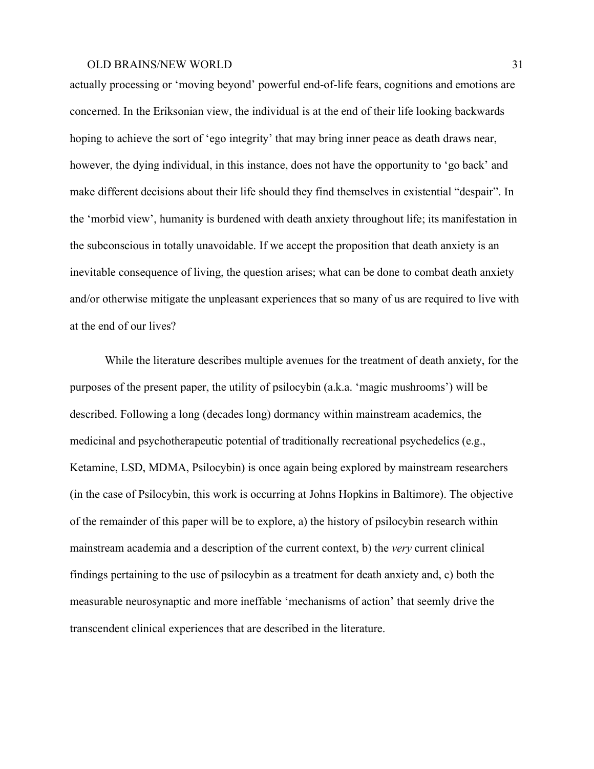actually processing or 'moving beyond' powerful end-of-life fears, cognitions and emotions are concerned. In the Eriksonian view, the individual is at the end of their life looking backwards hoping to achieve the sort of 'ego integrity' that may bring inner peace as death draws near, however, the dying individual, in this instance, does not have the opportunity to 'go back' and make different decisions about their life should they find themselves in existential "despair". In the 'morbid view', humanity is burdened with death anxiety throughout life; its manifestation in the subconscious in totally unavoidable. If we accept the proposition that death anxiety is an inevitable consequence of living, the question arises; what can be done to combat death anxiety and/or otherwise mitigate the unpleasant experiences that so many of us are required to live with at the end of our lives?

While the literature describes multiple avenues for the treatment of death anxiety, for the purposes of the present paper, the utility of psilocybin (a.k.a. 'magic mushrooms') will be described. Following a long (decades long) dormancy within mainstream academics, the medicinal and psychotherapeutic potential of traditionally recreational psychedelics (e.g., Ketamine, LSD, MDMA, Psilocybin) is once again being explored by mainstream researchers (in the case of Psilocybin, this work is occurring at Johns Hopkins in Baltimore). The objective of the remainder of this paper will be to explore, a) the history of psilocybin research within mainstream academia and a description of the current context, b) the *very* current clinical findings pertaining to the use of psilocybin as a treatment for death anxiety and, c) both the measurable neurosynaptic and more ineffable 'mechanisms of action' that seemly drive the transcendent clinical experiences that are described in the literature.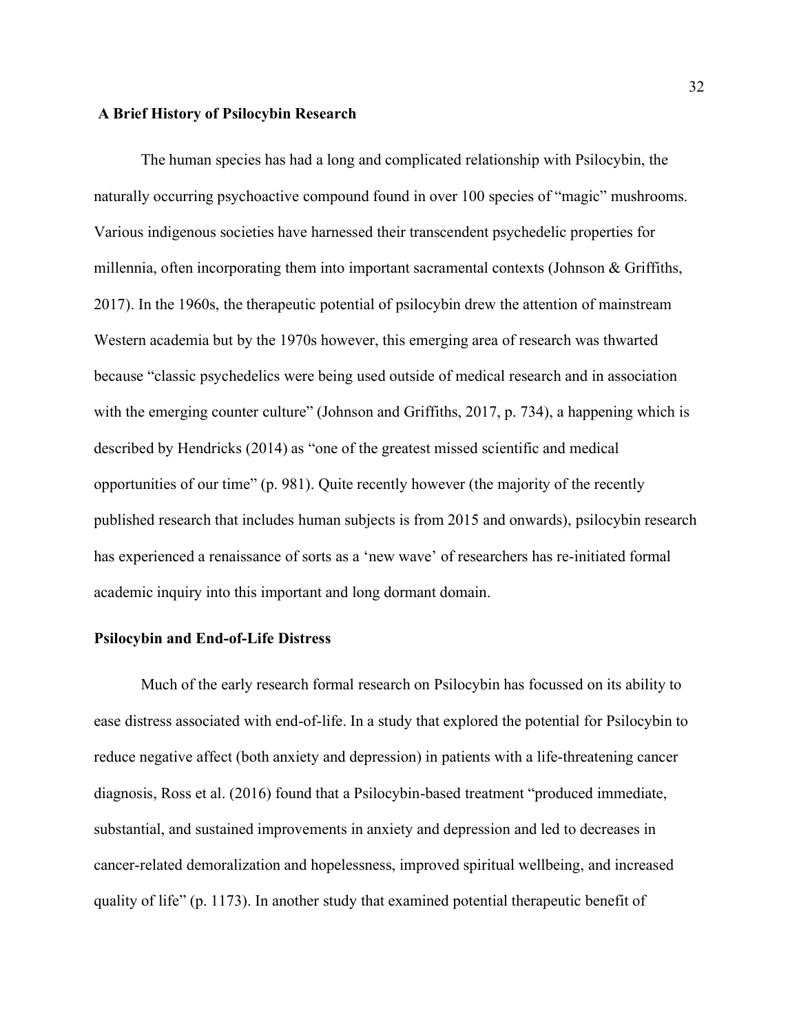## A Brief History of Psilocybin Research

The human species has had a long and complicated relationship with Psilocybin, the naturally occurring psychoactive compound found in over 100 species of "magic" mushrooms. Various indigenous societies have harnessed their transcendent psychedelic properties for millennia, often incorporating them into important sacramental contexts (Johnson & Griffiths, 2017). In the 1960s, the therapeutic potential of psilocybin drew the attention of mainstream Western academia but by the 1970s however, this emerging area of research was thwarted because "classic psychedelics were being used outside of medical research and in association with the emerging counter culture" (Johnson and Griffiths, 2017, p. 734), a happening which is described by Hendricks (2014) as "one of the greatest missed scientific and medical opportunities of our time" (p. 981). Quite recently however (the majority of the recently published research that includes human subjects is from 2015 and onwards), psilocybin research has experienced a renaissance of sorts as a 'new wave' of researchers has re-initiated formal academic inquiry into this important and long dormant domain.

## Psilocybin and End-of-Life Distress

Much of the early research formal research on Psilocybin has focussed on its ability to ease distress associated with end-of-life. In a study that explored the potential for Psilocybin to reduce negative affect (both anxiety and depression) in patients with a life-threatening cancer diagnosis, Ross et al. (2016) found that a Psilocybin-based treatment "produced immediate, substantial, and sustained improvements in anxiety and depression and led to decreases in cancer-related demoralization and hopelessness, improved spiritual wellbeing, and increased quality of life" (p. 1173). In another study that examined potential therapeutic benefit of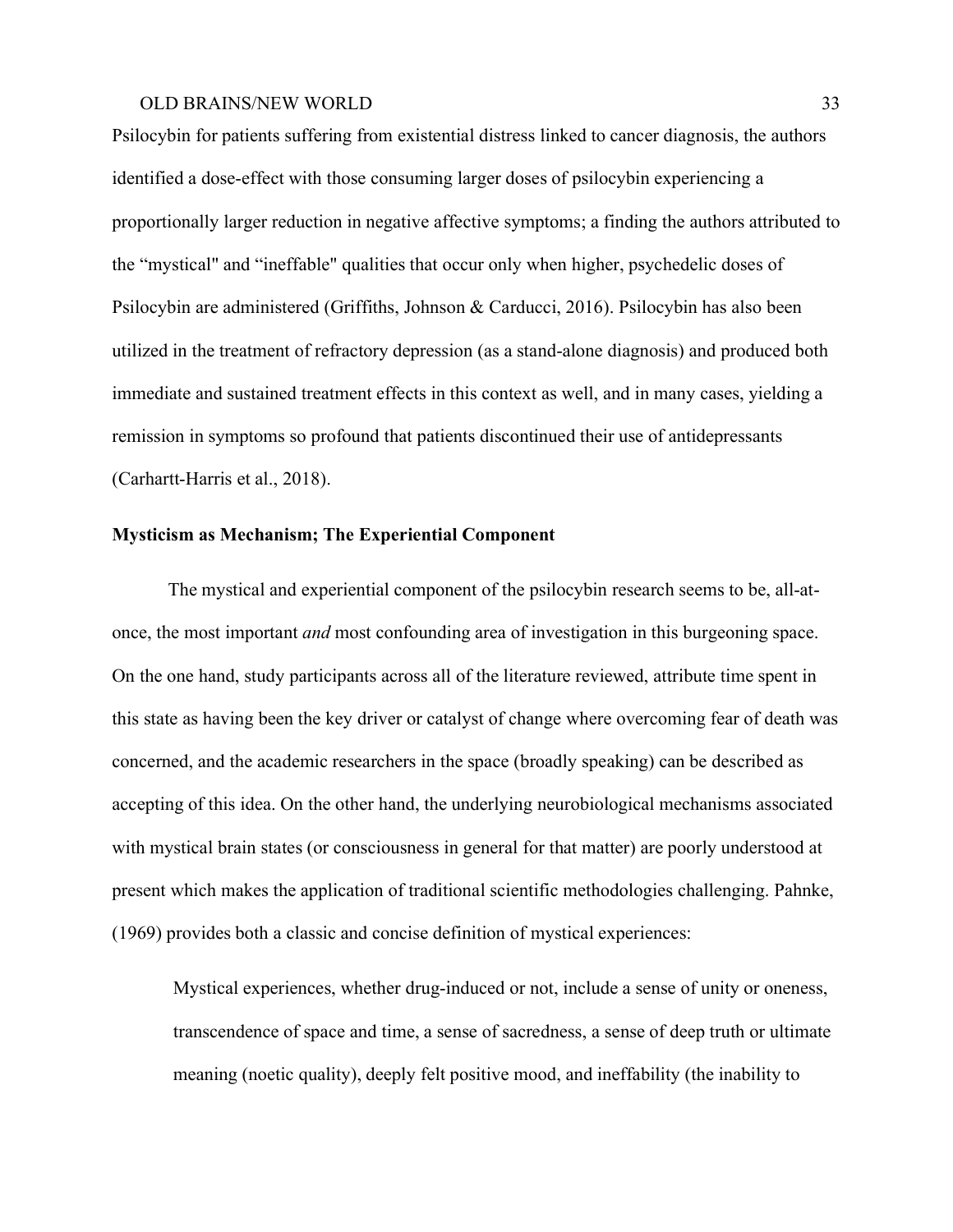Psilocybin for patients suffering from existential distress linked to cancer diagnosis, the authors identified a dose-effect with those consuming larger doses of psilocybin experiencing a proportionally larger reduction in negative affective symptoms; a finding the authors attributed to the "mystical" and "ineffable" qualities that occur only when higher, psychedelic doses of Psilocybin are administered (Griffiths, Johnson & Carducci, 2016). Psilocybin has also been utilized in the treatment of refractory depression (as a stand-alone diagnosis) and produced both immediate and sustained treatment effects in this context as well, and in many cases, yielding a remission in symptoms so profound that patients discontinued their use of antidepressants (Carhartt-Harris et al., 2018).

**Mysticism as Mechanism; The Experiential Component**

The mystical and experiential component of the psilocybin research seems to be, all-at-once, the most important *and* most confounding area of investigation in this burgeoning space. On the one hand, study participants across all of the literature reviewed, attribute time spent in this state as having been the key driver or catalyst of change where overcoming fear of death was concerned, and the academic researchers in the space (broadly speaking) can be described as accepting of this idea. On the other hand, the underlying neurobiological mechanisms associated with mystical brain states (or consciousness in general for that matter) are poorly understood at present which makes the application of traditional scientific methodologies challenging. Pahnke, (1969) provides both a classic and concise definition of mystical experiences:

> Mystical experiences, whether drug-induced or not, include a sense of unity or oneness, transcendence of space and time, a sense of sacredness, a sense of deep truth or ultimate meaning (noetic quality), deeply felt positive mood, and ineffability (the inability to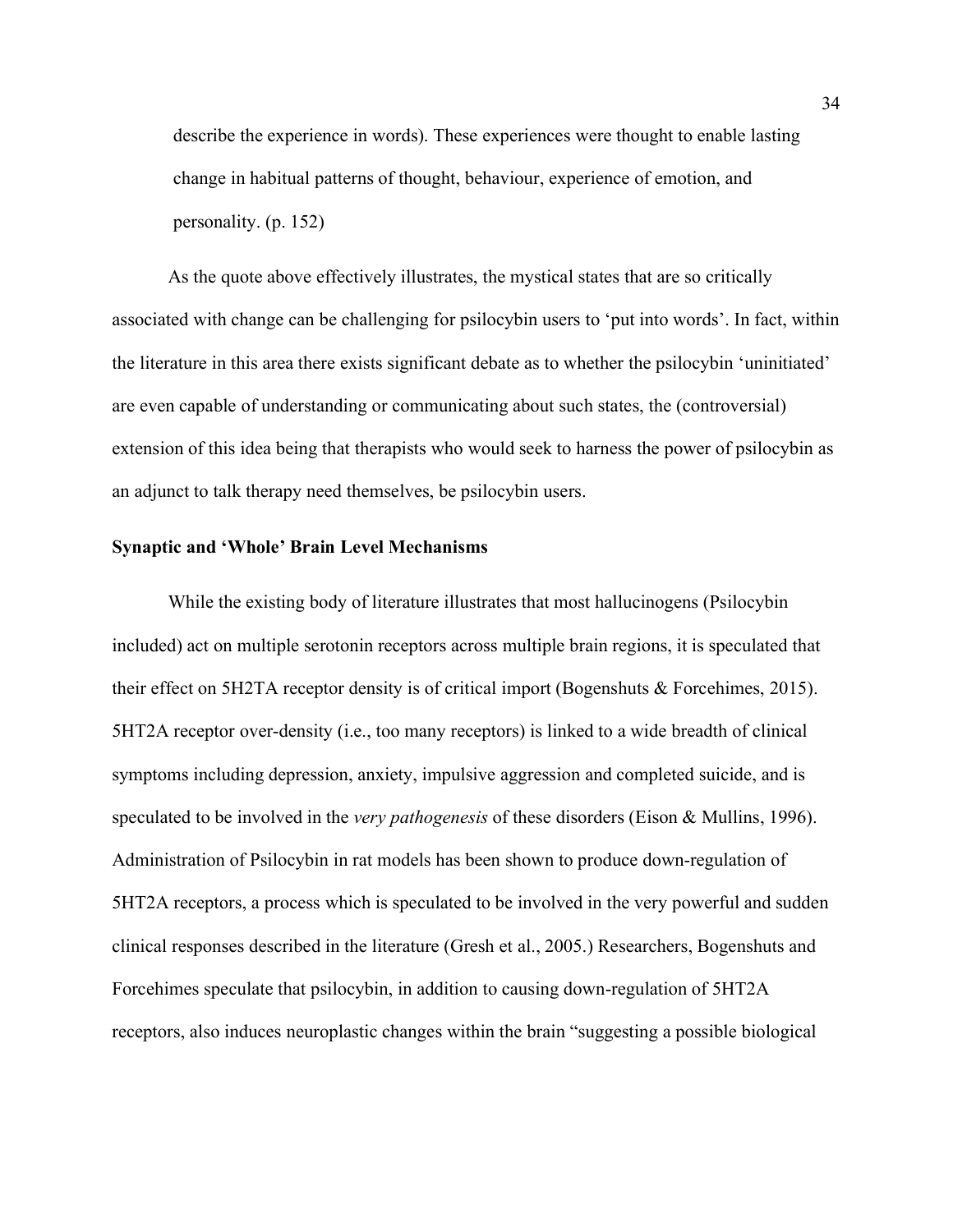describe the experience in words). These experiences were thought to enable lasting change in habitual patterns of thought, behaviour, experience of emotion, and personality. (p. 152)

As the quote above effectively illustrates, the mystical states that are so critically associated with change can be challenging for psilocybin users to 'put into words'. In fact, within the literature in this area there exists significant debate as to whether the psilocybin 'uninitiated' are even capable of understanding or communicating about such states, the (controversial) extension of this idea being that therapists who would seek to harness the power of psilocybin as an adjunct to talk therapy need themselves, be psilocybin users.

## Synaptic and 'Whole' Brain Level Mechanisms

While the existing body of literature illustrates that most hallucinogens (Psilocybin included) act on multiple serotonin receptors across multiple brain regions, it is speculated that their effect on 5H2TA receptor density is of critical import (Bogenshuts & Forcehimes, 2015). 5HT2A receptor over-density (i.e., too many receptors) is linked to a wide breadth of clinical symptoms including depression, anxiety, impulsive aggression and completed suicide, and is speculated to be involved in the *very pathogenesis* of these disorders (Eison & Mullins, 1996). Administration of Psilocybin in rat models has been shown to produce down-regulation of 5HT2A receptors, a process which is speculated to be involved in the very powerful and sudden clinical responses described in the literature (Gresh et al., 2005.) Researchers, Bogenshuts and Forcehimes speculate that psilocybin, in addition to causing down-regulation of 5HT2A receptors, also induces neuroplastic changes within the brain "suggesting a possible biological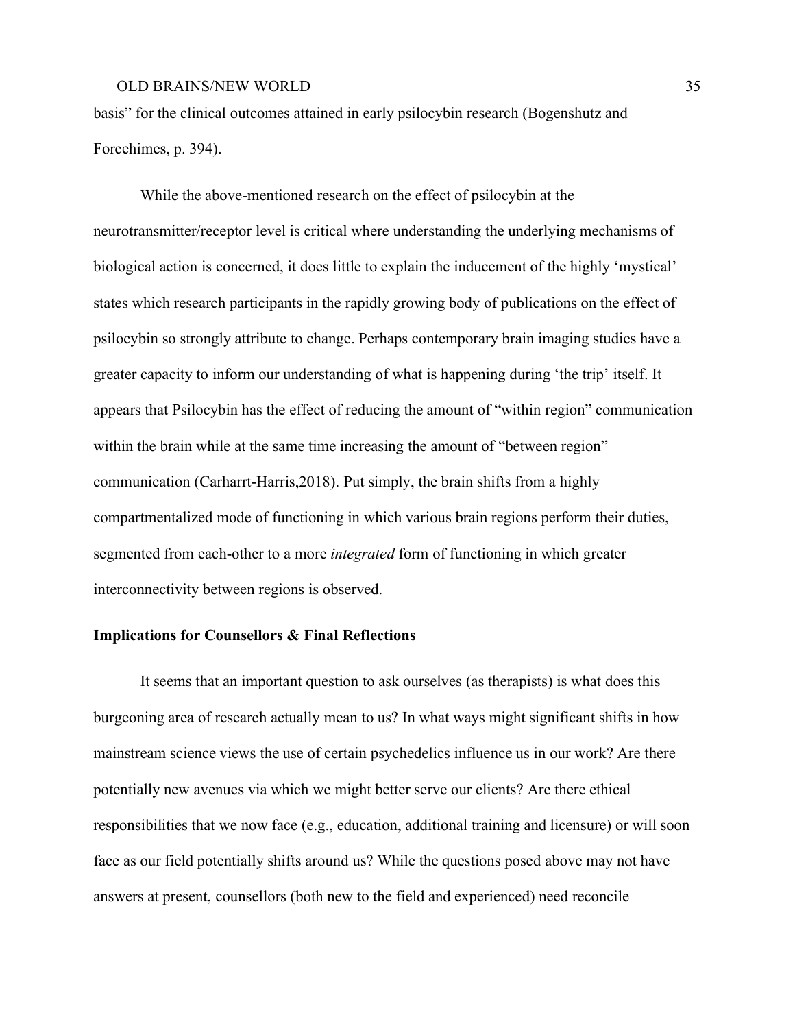basis" for the clinical outcomes attained in early psilocybin research (Bogenshutz and Forcehimes, p. 394).

While the above-mentioned research on the effect of psilocybin at the neurotransmitter/receptor level is critical where understanding the underlying mechanisms of biological action is concerned, it does little to explain the inducement of the highly 'mystical' states which research participants in the rapidly growing body of publications on the effect of psilocybin so strongly attribute to change. Perhaps contemporary brain imaging studies have a greater capacity to inform our understanding of what is happening during 'the trip' itself. It appears that Psilocybin has the effect of reducing the amount of "within region" communication within the brain while at the same time increasing the amount of "between region" communication (Carharrt-Harris,2018). Put simply, the brain shifts from a highly compartmentalized mode of functioning in which various brain regions perform their duties, segmented from each-other to a more *integrated* form of functioning in which greater interconnectivity between regions is observed.

## Implications for Counsellors & Final Reflections

It seems that an important question to ask ourselves (as therapists) is what does this burgeoning area of research actually mean to us? In what ways might significant shifts in how mainstream science views the use of certain psychedelics influence us in our work? Are there potentially new avenues via which we might better serve our clients? Are there ethical responsibilities that we now face (e.g., education, additional training and licensure) or will soon face as our field potentially shifts around us? While the questions posed above may not have answers at present, counsellors (both new to the field and experienced) need reconcile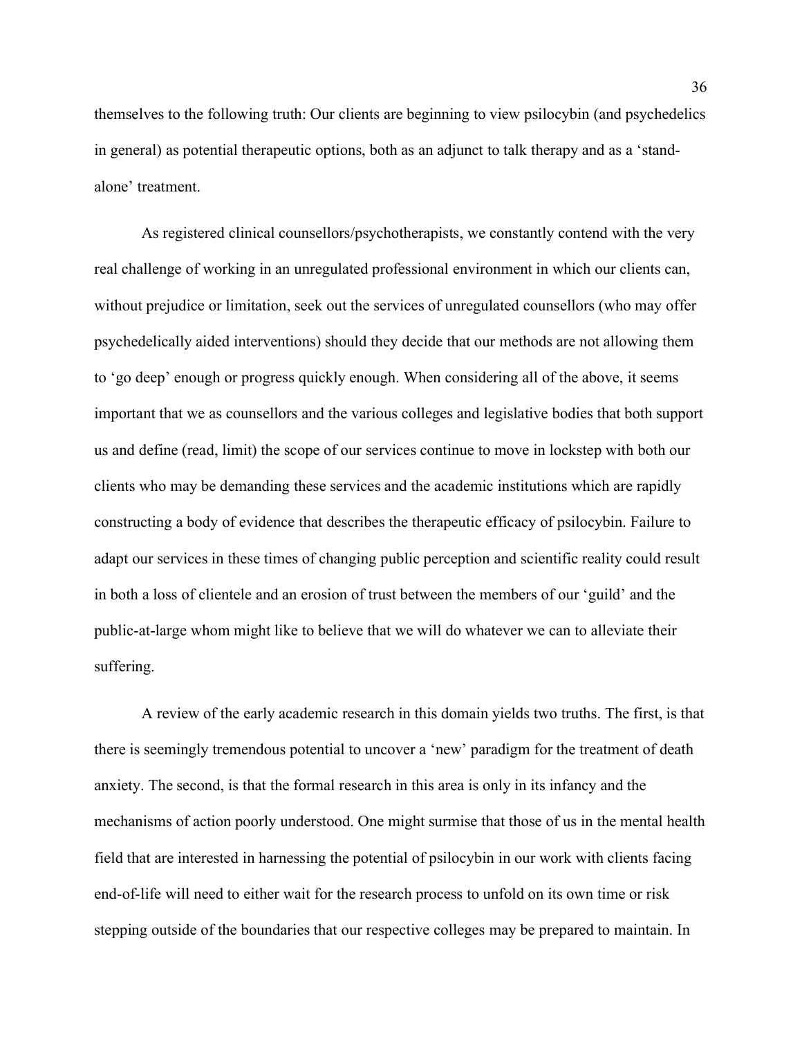themselves to the following truth: Our clients are beginning to view psilocybin (and psychedelics in general) as potential therapeutic options, both as an adjunct to talk therapy and as a 'stand-alone' treatment.

As registered clinical counsellors/psychotherapists, we constantly contend with the very real challenge of working in an unregulated professional environment in which our clients can, without prejudice or limitation, seek out the services of unregulated counsellors (who may offer psychedelically aided interventions) should they decide that our methods are not allowing them to 'go deep' enough or progress quickly enough. When considering all of the above, it seems important that we as counsellors and the various colleges and legislative bodies that both support us and define (read, limit) the scope of our services continue to move in lockstep with both our clients who may be demanding these services and the academic institutions which are rapidly constructing a body of evidence that describes the therapeutic efficacy of psilocybin. Failure to adapt our services in these times of changing public perception and scientific reality could result in both a loss of clientele and an erosion of trust between the members of our 'guild' and the public-at-large whom might like to believe that we will do whatever we can to alleviate their suffering.

A review of the early academic research in this domain yields two truths. The first, is that there is seemingly tremendous potential to uncover a 'new' paradigm for the treatment of death anxiety. The second, is that the formal research in this area is only in its infancy and the mechanisms of action poorly understood. One might surmise that those of us in the mental health field that are interested in harnessing the potential of psilocybin in our work with clients facing end-of-life will need to either wait for the research process to unfold on its own time or risk stepping outside of the boundaries that our respective colleges may be prepared to maintain. In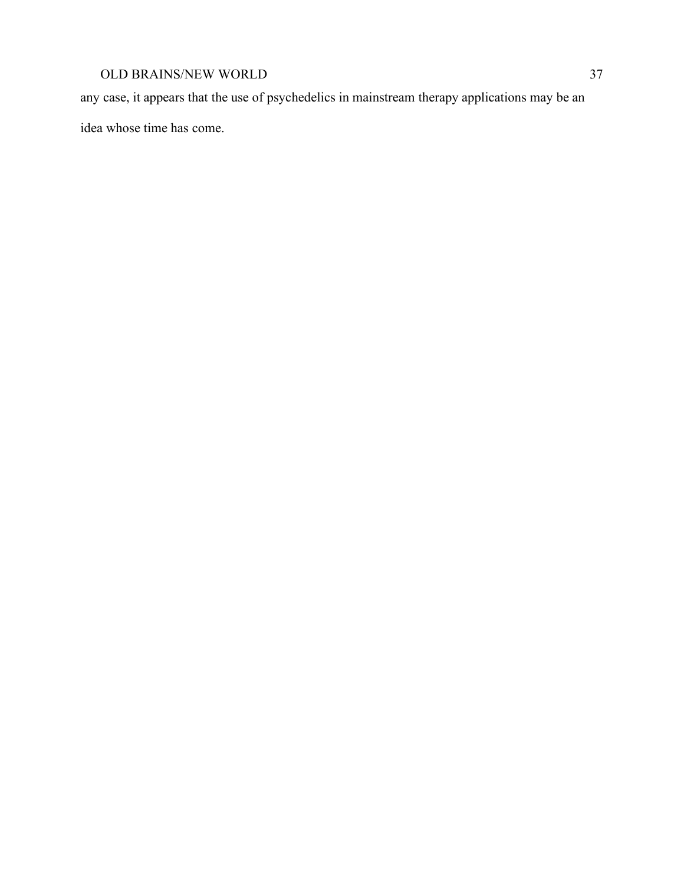any case, it appears that the use of psychedelics in mainstream therapy applications may be an idea whose time has come.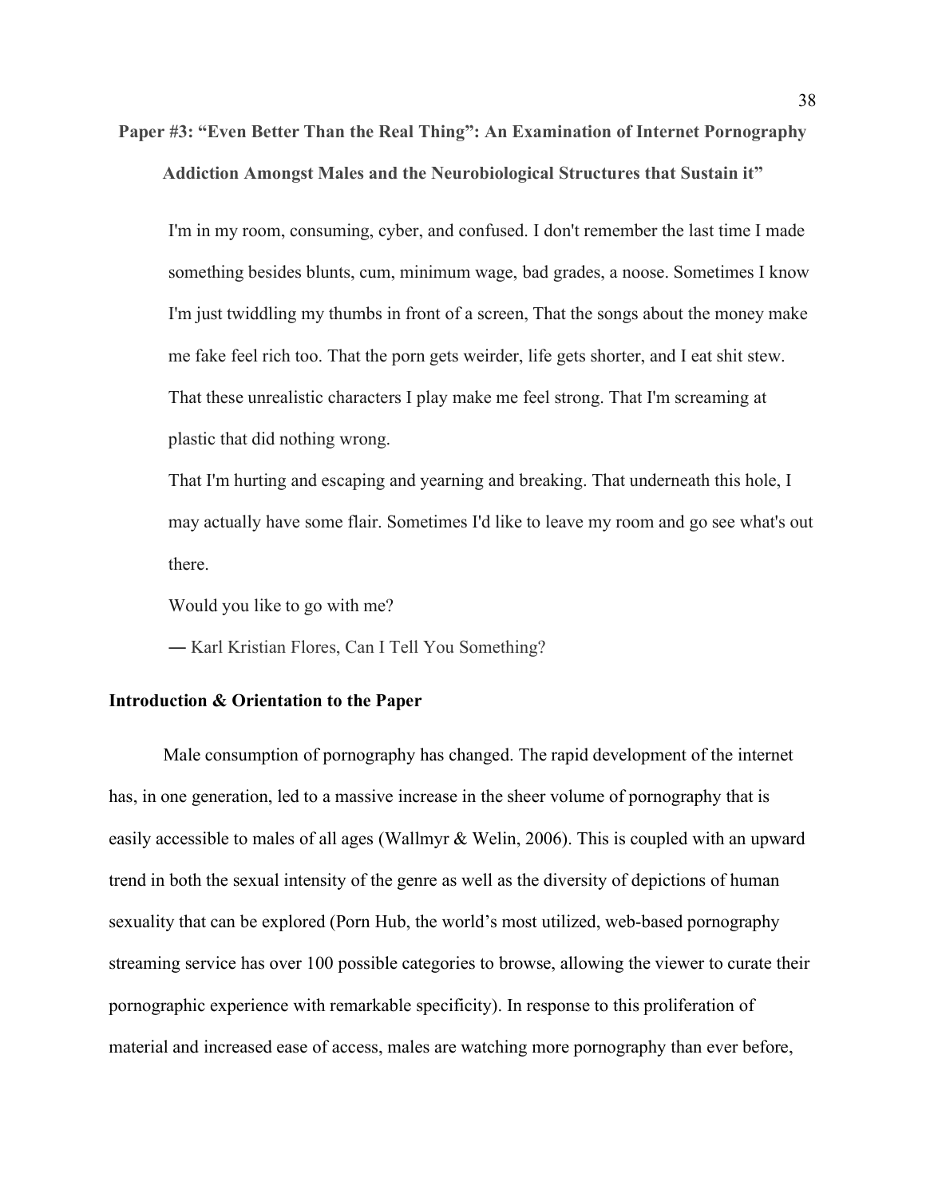**Paper #3: "Even Better Than the Real Thing": An Examination of Internet Pornography Addiction Amongst Males and the Neurobiological Structures that Sustain it"**

> I'm in my room, consuming, cyber, and confused. I don't remember the last time I made something besides blunts, cum, minimum wage, bad grades, a noose. Sometimes I know I'm just twiddling my thumbs in front of a screen, That the songs about the money make me fake feel rich too. That the porn gets weirder, life gets shorter, and I eat shit stew. That these unrealistic characters I play make me feel strong. That I'm screaming at plastic that did nothing wrong.
>
> That I'm hurting and escaping and yearning and breaking. That underneath this hole, I may actually have some flair. Sometimes I'd like to leave my room and go see what's out there.
>
> Would you like to go with me?
>
> ― Karl Kristian Flores, Can I Tell You Something?

## Introduction & Orientation to the Paper

Male consumption of pornography has changed. The rapid development of the internet has, in one generation, led to a massive increase in the sheer volume of pornography that is easily accessible to males of all ages (Wallmyr & Welin, 2006). This is coupled with an upward trend in both the sexual intensity of the genre as well as the diversity of depictions of human sexuality that can be explored (Porn Hub, the world's most utilized, web-based pornography streaming service has over 100 possible categories to browse, allowing the viewer to curate their pornographic experience with remarkable specificity). In response to this proliferation of material and increased ease of access, males are watching more pornography than ever before,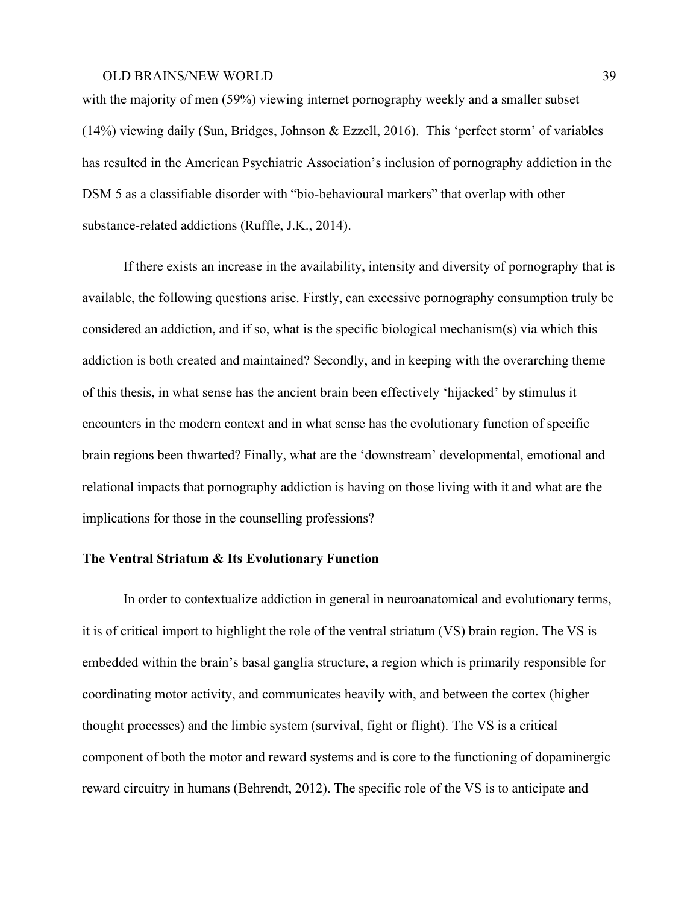with the majority of men (59%) viewing internet pornography weekly and a smaller subset (14%) viewing daily (Sun, Bridges, Johnson & Ezzell, 2016). This 'perfect storm' of variables has resulted in the American Psychiatric Association's inclusion of pornography addiction in the DSM 5 as a classifiable disorder with "bio-behavioural markers" that overlap with other substance-related addictions (Ruffle, J.K., 2014).

If there exists an increase in the availability, intensity and diversity of pornography that is available, the following questions arise. Firstly, can excessive pornography consumption truly be considered an addiction, and if so, what is the specific biological mechanism(s) via which this addiction is both created and maintained? Secondly, and in keeping with the overarching theme of this thesis, in what sense has the ancient brain been effectively 'hijacked' by stimulus it encounters in the modern context and in what sense has the evolutionary function of specific brain regions been thwarted? Finally, what are the 'downstream' developmental, emotional and relational impacts that pornography addiction is having on those living with it and what are the implications for those in the counselling professions?

**The Ventral Striatum & Its Evolutionary Function**

In order to contextualize addiction in general in neuroanatomical and evolutionary terms, it is of critical import to highlight the role of the ventral striatum (VS) brain region. The VS is embedded within the brain's basal ganglia structure, a region which is primarily responsible for coordinating motor activity, and communicates heavily with, and between the cortex (higher thought processes) and the limbic system (survival, fight or flight). The VS is a critical component of both the motor and reward systems and is core to the functioning of dopaminergic reward circuitry in humans (Behrendt, 2012). The specific role of the VS is to anticipate and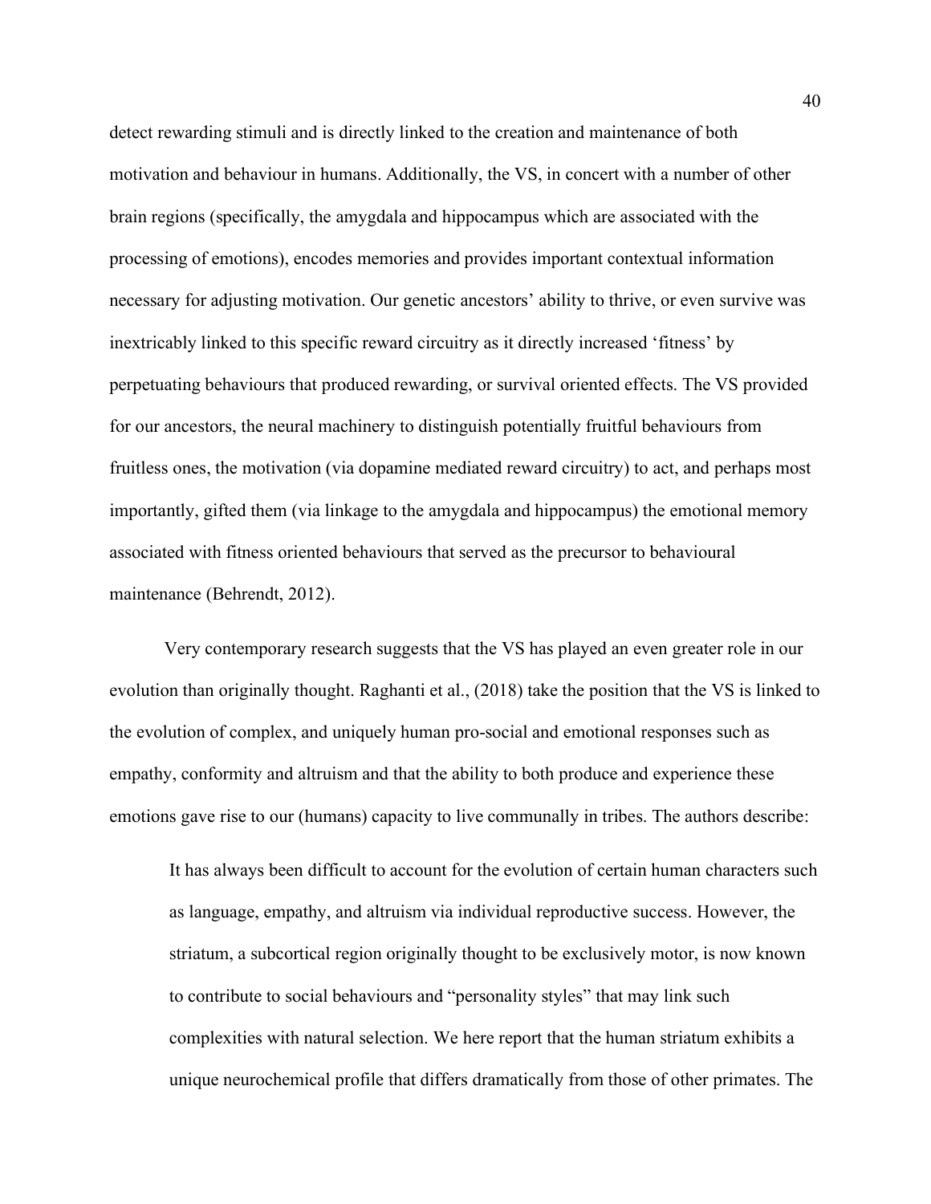detect rewarding stimuli and is directly linked to the creation and maintenance of both motivation and behaviour in humans. Additionally, the VS, in concert with a number of other brain regions (specifically, the amygdala and hippocampus which are associated with the processing of emotions), encodes memories and provides important contextual information necessary for adjusting motivation. Our genetic ancestors' ability to thrive, or even survive was inextricably linked to this specific reward circuitry as it directly increased 'fitness' by perpetuating behaviours that produced rewarding, or survival oriented effects. The VS provided for our ancestors, the neural machinery to distinguish potentially fruitful behaviours from fruitless ones, the motivation (via dopamine mediated reward circuitry) to act, and perhaps most importantly, gifted them (via linkage to the amygdala and hippocampus) the emotional memory associated with fitness oriented behaviours that served as the precursor to behavioural maintenance (Behrendt, 2012).

Very contemporary research suggests that the VS has played an even greater role in our evolution than originally thought. Raghanti et al., (2018) take the position that the VS is linked to the evolution of complex, and uniquely human pro-social and emotional responses such as empathy, conformity and altruism and that the ability to both produce and experience these emotions gave rise to our (humans) capacity to live communally in tribes. The authors describe:

> It has always been difficult to account for the evolution of certain human characters such as language, empathy, and altruism via individual reproductive success. However, the striatum, a subcortical region originally thought to be exclusively motor, is now known to contribute to social behaviours and "personality styles" that may link such complexities with natural selection. We here report that the human striatum exhibits a unique neurochemical profile that differs dramatically from those of other primates. The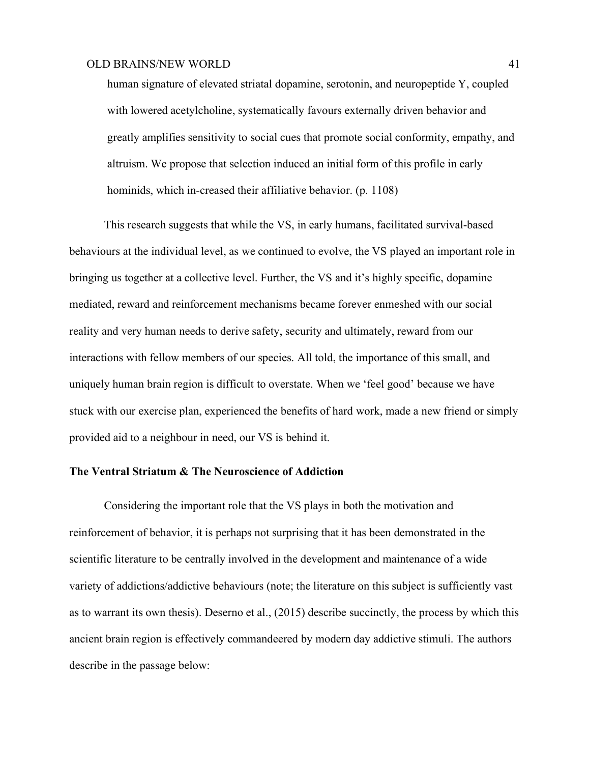> human signature of elevated striatal dopamine, serotonin, and neuropeptide Y, coupled with lowered acetylcholine, systematically favours externally driven behavior and greatly amplifies sensitivity to social cues that promote social conformity, empathy, and altruism. We propose that selection induced an initial form of this profile in early hominids, which in-creased their affiliative behavior. (p. 1108)

This research suggests that while the VS, in early humans, facilitated survival-based behaviours at the individual level, as we continued to evolve, the VS played an important role in bringing us together at a collective level. Further, the VS and it's highly specific, dopamine mediated, reward and reinforcement mechanisms became forever enmeshed with our social reality and very human needs to derive safety, security and ultimately, reward from our interactions with fellow members of our species. All told, the importance of this small, and uniquely human brain region is difficult to overstate. When we 'feel good' because we have stuck with our exercise plan, experienced the benefits of hard work, made a new friend or simply provided aid to a neighbour in need, our VS is behind it.

**The Ventral Striatum & The Neuroscience of Addiction**

Considering the important role that the VS plays in both the motivation and reinforcement of behavior, it is perhaps not surprising that it has been demonstrated in the scientific literature to be centrally involved in the development and maintenance of a wide variety of addictions/addictive behaviours (note; the literature on this subject is sufficiently vast as to warrant its own thesis). Deserno et al., (2015) describe succinctly, the process by which this ancient brain region is effectively commandeered by modern day addictive stimuli. The authors describe in the passage below: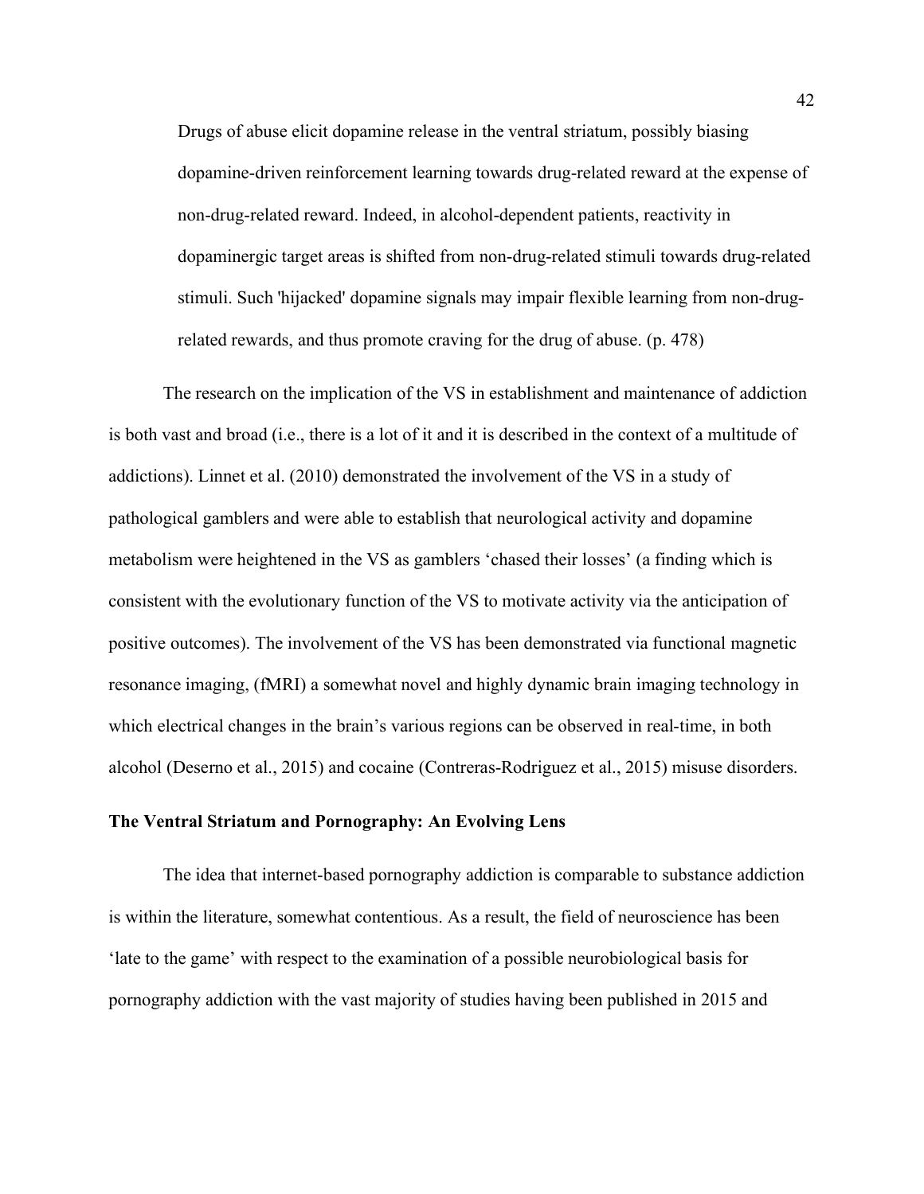> Drugs of abuse elicit dopamine release in the ventral striatum, possibly biasing dopamine-driven reinforcement learning towards drug-related reward at the expense of non-drug-related reward. Indeed, in alcohol-dependent patients, reactivity in dopaminergic target areas is shifted from non-drug-related stimuli towards drug-related stimuli. Such 'hijacked' dopamine signals may impair flexible learning from non-drug-related rewards, and thus promote craving for the drug of abuse. (p. 478)

The research on the implication of the VS in establishment and maintenance of addiction is both vast and broad (i.e., there is a lot of it and it is described in the context of a multitude of addictions). Linnet et al. (2010) demonstrated the involvement of the VS in a study of pathological gamblers and were able to establish that neurological activity and dopamine metabolism were heightened in the VS as gamblers 'chased their losses' (a finding which is consistent with the evolutionary function of the VS to motivate activity via the anticipation of positive outcomes). The involvement of the VS has been demonstrated via functional magnetic resonance imaging, (fMRI) a somewhat novel and highly dynamic brain imaging technology in which electrical changes in the brain's various regions can be observed in real-time, in both alcohol (Deserno et al., 2015) and cocaine (Contreras-Rodriguez et al., 2015) misuse disorders.

### The Ventral Striatum and Pornography: An Evolving Lens

The idea that internet-based pornography addiction is comparable to substance addiction is within the literature, somewhat contentious. As a result, the field of neuroscience has been 'late to the game' with respect to the examination of a possible neurobiological basis for pornography addiction with the vast majority of studies having been published in 2015 and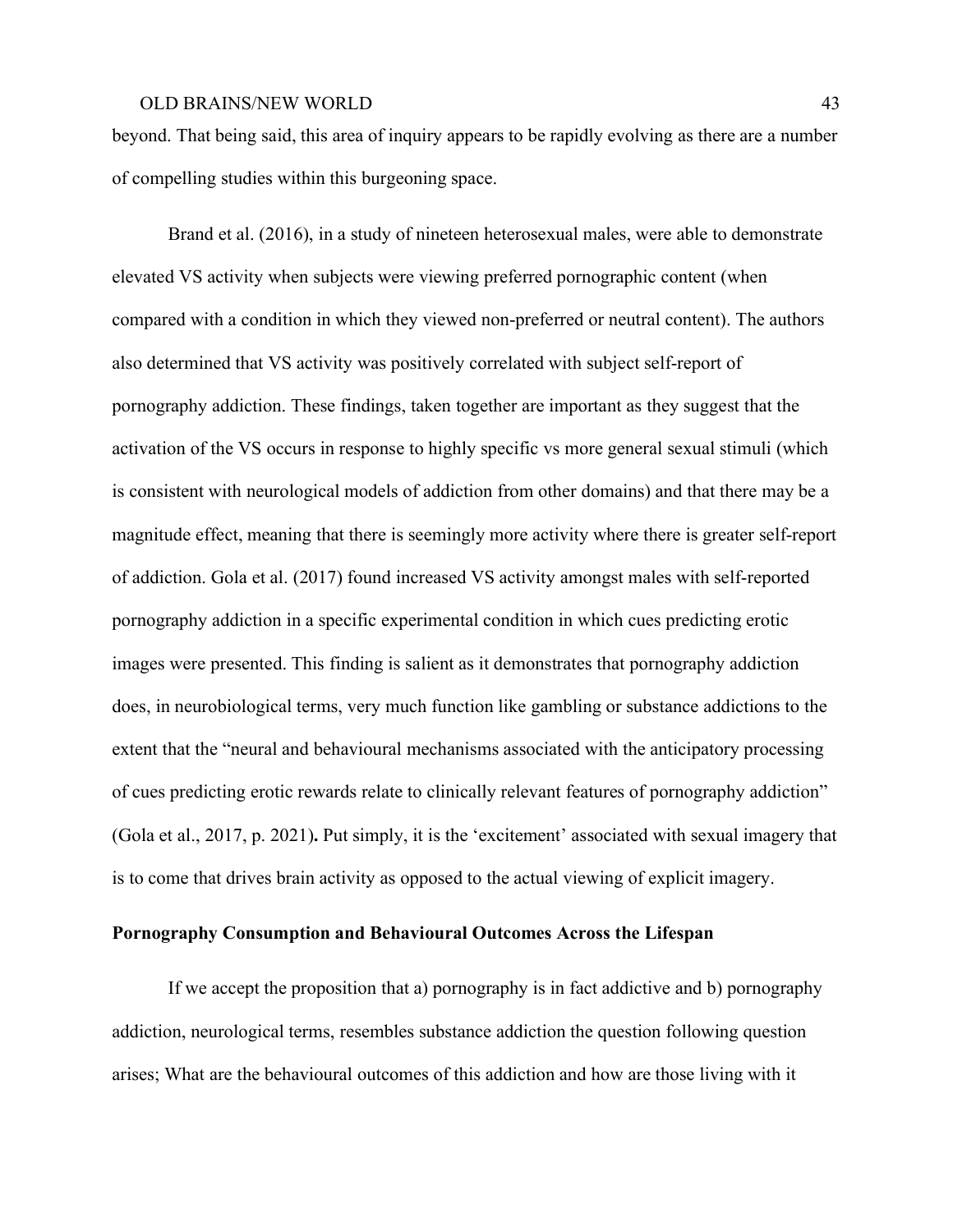beyond. That being said, this area of inquiry appears to be rapidly evolving as there are a number of compelling studies within this burgeoning space.

Brand et al. (2016), in a study of nineteen heterosexual males, were able to demonstrate elevated VS activity when subjects were viewing preferred pornographic content (when compared with a condition in which they viewed non-preferred or neutral content). The authors also determined that VS activity was positively correlated with subject self-report of pornography addiction. These findings, taken together are important as they suggest that the activation of the VS occurs in response to highly specific vs more general sexual stimuli (which is consistent with neurological models of addiction from other domains) and that there may be a magnitude effect, meaning that there is seemingly more activity where there is greater self-report of addiction. Gola et al. (2017) found increased VS activity amongst males with self-reported pornography addiction in a specific experimental condition in which cues predicting erotic images were presented. This finding is salient as it demonstrates that pornography addiction does, in neurobiological terms, very much function like gambling or substance addictions to the extent that the "neural and behavioural mechanisms associated with the anticipatory processing of cues predicting erotic rewards relate to clinically relevant features of pornography addiction" (Gola et al., 2017, p. 2021)**.** Put simply, it is the 'excitement' associated with sexual imagery that is to come that drives brain activity as opposed to the actual viewing of explicit imagery.

## Pornography Consumption and Behavioural Outcomes Across the Lifespan

If we accept the proposition that a) pornography is in fact addictive and b) pornography addiction, neurological terms, resembles substance addiction the question following question arises; What are the behavioural outcomes of this addiction and how are those living with it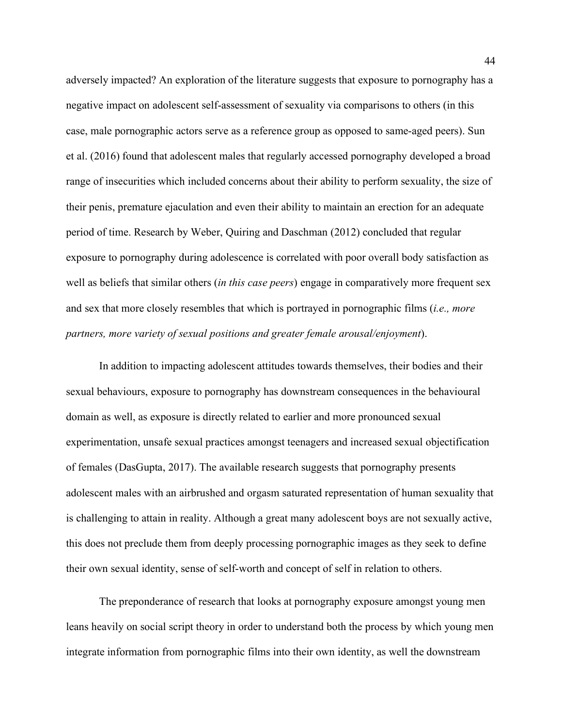adversely impacted? An exploration of the literature suggests that exposure to pornography has a negative impact on adolescent self-assessment of sexuality via comparisons to others (in this case, male pornographic actors serve as a reference group as opposed to same-aged peers). Sun et al. (2016) found that adolescent males that regularly accessed pornography developed a broad range of insecurities which included concerns about their ability to perform sexuality, the size of their penis, premature ejaculation and even their ability to maintain an erection for an adequate period of time. Research by Weber, Quiring and Daschman (2012) concluded that regular exposure to pornography during adolescence is correlated with poor overall body satisfaction as well as beliefs that similar others (*in this case peers*) engage in comparatively more frequent sex and sex that more closely resembles that which is portrayed in pornographic films (*i.e., more partners, more variety of sexual positions and greater female arousal/enjoyment*).

In addition to impacting adolescent attitudes towards themselves, their bodies and their sexual behaviours, exposure to pornography has downstream consequences in the behavioural domain as well, as exposure is directly related to earlier and more pronounced sexual experimentation, unsafe sexual practices amongst teenagers and increased sexual objectification of females (DasGupta, 2017). The available research suggests that pornography presents adolescent males with an airbrushed and orgasm saturated representation of human sexuality that is challenging to attain in reality. Although a great many adolescent boys are not sexually active, this does not preclude them from deeply processing pornographic images as they seek to define their own sexual identity, sense of self-worth and concept of self in relation to others.

The preponderance of research that looks at pornography exposure amongst young men leans heavily on social script theory in order to understand both the process by which young men integrate information from pornographic films into their own identity, as well the downstream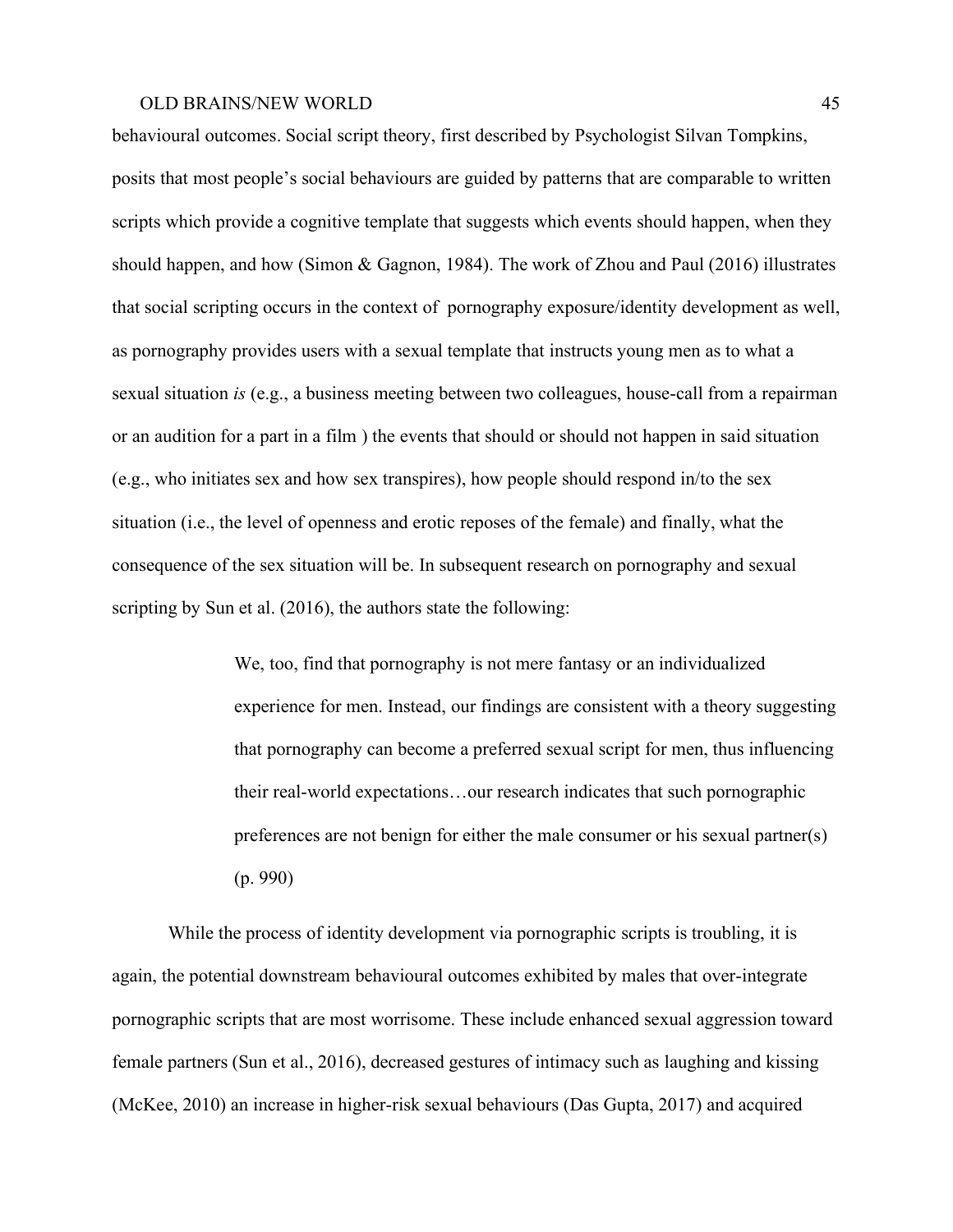behavioural outcomes. Social script theory, first described by Psychologist Silvan Tompkins, posits that most people's social behaviours are guided by patterns that are comparable to written scripts which provide a cognitive template that suggests which events should happen, when they should happen, and how (Simon & Gagnon, 1984). The work of Zhou and Paul (2016) illustrates that social scripting occurs in the context of pornography exposure/identity development as well, as pornography provides users with a sexual template that instructs young men as to what a sexual situation *is* (e.g., a business meeting between two colleagues, house-call from a repairman or an audition for a part in a film ) the events that should or should not happen in said situation (e.g., who initiates sex and how sex transpires), how people should respond in/to the sex situation (i.e., the level of openness and erotic reposes of the female) and finally, what the consequence of the sex situation will be. In subsequent research on pornography and sexual scripting by Sun et al. (2016), the authors state the following:

> We, too, find that pornography is not mere fantasy or an individualized experience for men. Instead, our findings are consistent with a theory suggesting that pornography can become a preferred sexual script for men, thus influencing their real-world expectations…our research indicates that such pornographic preferences are not benign for either the male consumer or his sexual partner(s) (p. 990)

While the process of identity development via pornographic scripts is troubling, it is again, the potential downstream behavioural outcomes exhibited by males that over-integrate pornographic scripts that are most worrisome. These include enhanced sexual aggression toward female partners (Sun et al., 2016), decreased gestures of intimacy such as laughing and kissing (McKee, 2010) an increase in higher-risk sexual behaviours (Das Gupta, 2017) and acquired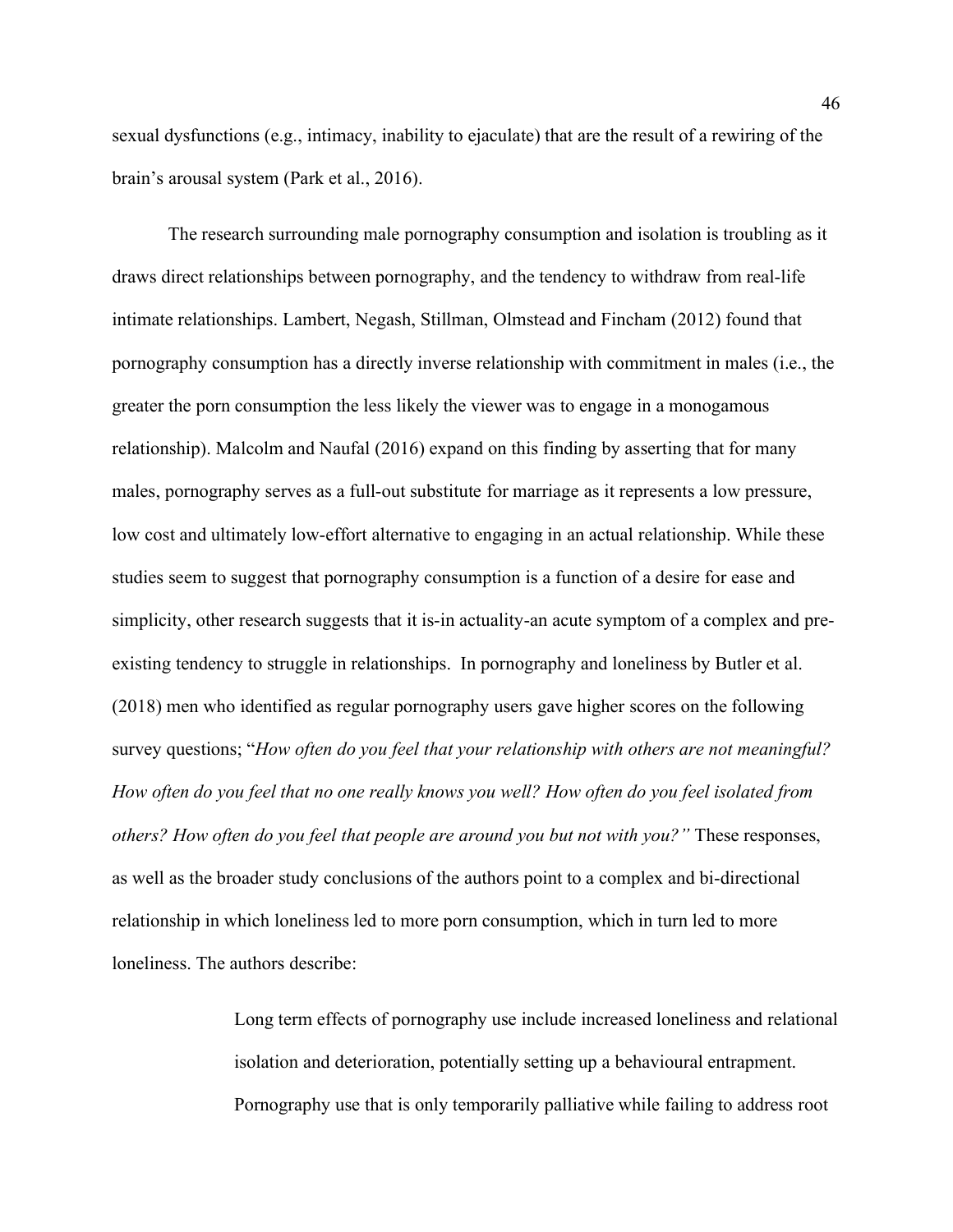sexual dysfunctions (e.g., intimacy, inability to ejaculate) that are the result of a rewiring of the brain's arousal system (Park et al., 2016).

The research surrounding male pornography consumption and isolation is troubling as it draws direct relationships between pornography, and the tendency to withdraw from real-life intimate relationships. Lambert, Negash, Stillman, Olmstead and Fincham (2012) found that pornography consumption has a directly inverse relationship with commitment in males (i.e., the greater the porn consumption the less likely the viewer was to engage in a monogamous relationship). Malcolm and Naufal (2016) expand on this finding by asserting that for many males, pornography serves as a full-out substitute for marriage as it represents a low pressure, low cost and ultimately low-effort alternative to engaging in an actual relationship. While these studies seem to suggest that pornography consumption is a function of a desire for ease and simplicity, other research suggests that it is-in actuality-an acute symptom of a complex and pre-existing tendency to struggle in relationships. In pornography and loneliness by Butler et al. (2018) men who identified as regular pornography users gave higher scores on the following survey questions; "*How often do you feel that your relationship with others are not meaningful? How often do you feel that no one really knows you well? How often do you feel isolated from others? How often do you feel that people are around you but not with you?"* These responses, as well as the broader study conclusions of the authors point to a complex and bi-directional relationship in which loneliness led to more porn consumption, which in turn led to more loneliness. The authors describe:

> Long term effects of pornography use include increased loneliness and relational isolation and deterioration, potentially setting up a behavioural entrapment. Pornography use that is only temporarily palliative while failing to address root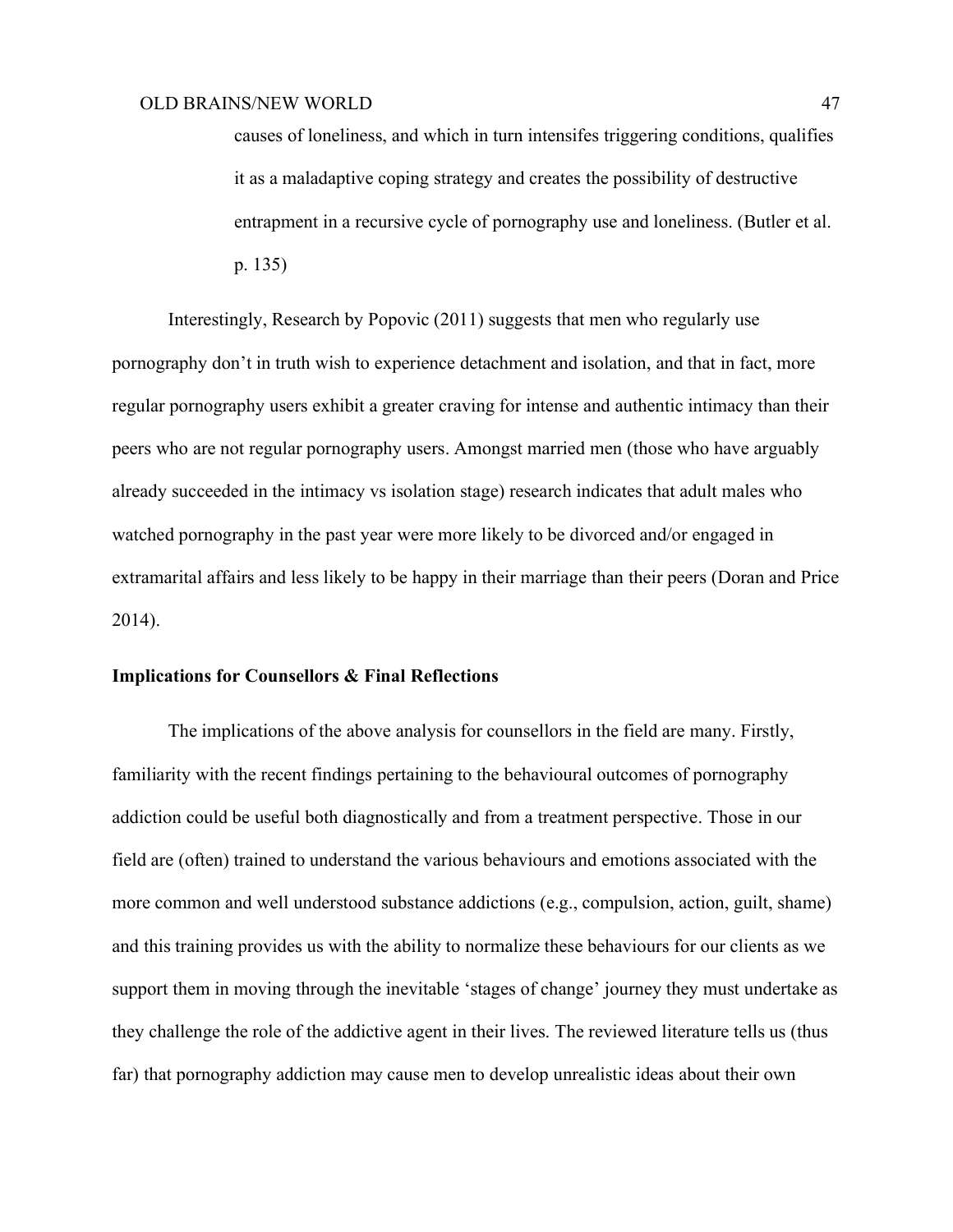> causes of loneliness, and which in turn intensifes triggering conditions, qualifies it as a maladaptive coping strategy and creates the possibility of destructive entrapment in a recursive cycle of pornography use and loneliness. (Butler et al. p. 135)

Interestingly, Research by Popovic (2011) suggests that men who regularly use pornography don't in truth wish to experience detachment and isolation, and that in fact, more regular pornography users exhibit a greater craving for intense and authentic intimacy than their peers who are not regular pornography users. Amongst married men (those who have arguably already succeeded in the intimacy vs isolation stage) research indicates that adult males who watched pornography in the past year were more likely to be divorced and/or engaged in extramarital affairs and less likely to be happy in their marriage than their peers (Doran and Price 2014).

**Implications for Counsellors & Final Reflections**

The implications of the above analysis for counsellors in the field are many. Firstly, familiarity with the recent findings pertaining to the behavioural outcomes of pornography addiction could be useful both diagnostically and from a treatment perspective. Those in our field are (often) trained to understand the various behaviours and emotions associated with the more common and well understood substance addictions (e.g., compulsion, action, guilt, shame) and this training provides us with the ability to normalize these behaviours for our clients as we support them in moving through the inevitable 'stages of change' journey they must undertake as they challenge the role of the addictive agent in their lives. The reviewed literature tells us (thus far) that pornography addiction may cause men to develop unrealistic ideas about their own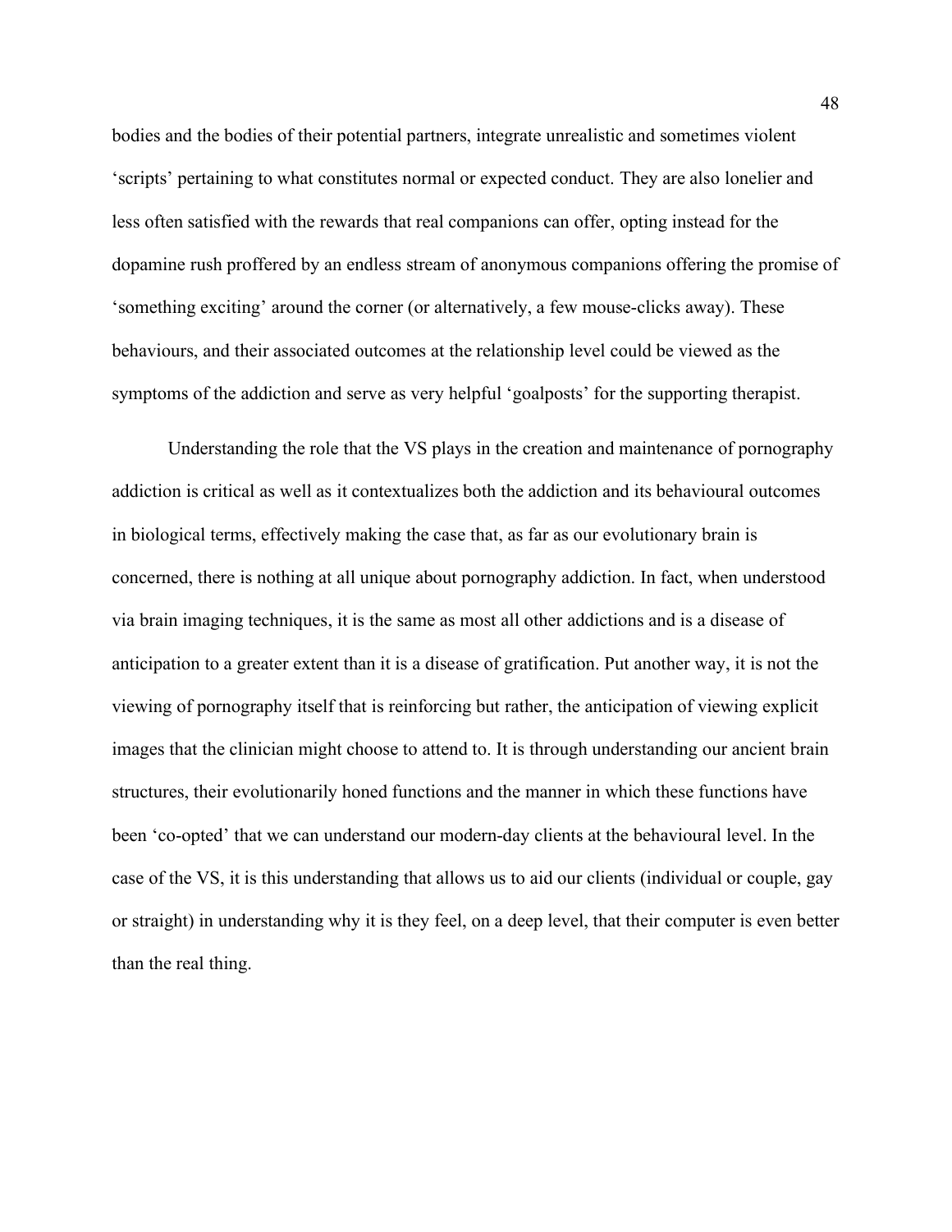bodies and the bodies of their potential partners, integrate unrealistic and sometimes violent ‘scripts’ pertaining to what constitutes normal or expected conduct. They are also lonelier and less often satisfied with the rewards that real companions can offer, opting instead for the dopamine rush proffered by an endless stream of anonymous companions offering the promise of ‘something exciting’ around the corner (or alternatively, a few mouse-clicks away). These behaviours, and their associated outcomes at the relationship level could be viewed as the symptoms of the addiction and serve as very helpful ‘goalposts’ for the supporting therapist.

Understanding the role that the VS plays in the creation and maintenance of pornography addiction is critical as well as it contextualizes both the addiction and its behavioural outcomes in biological terms, effectively making the case that, as far as our evolutionary brain is concerned, there is nothing at all unique about pornography addiction. In fact, when understood via brain imaging techniques, it is the same as most all other addictions and is a disease of anticipation to a greater extent than it is a disease of gratification. Put another way, it is not the viewing of pornography itself that is reinforcing but rather, the anticipation of viewing explicit images that the clinician might choose to attend to. It is through understanding our ancient brain structures, their evolutionarily honed functions and the manner in which these functions have been ‘co-opted’ that we can understand our modern-day clients at the behavioural level. In the case of the VS, it is this understanding that allows us to aid our clients (individual or couple, gay or straight) in understanding why it is they feel, on a deep level, that their computer is even better than the real thing.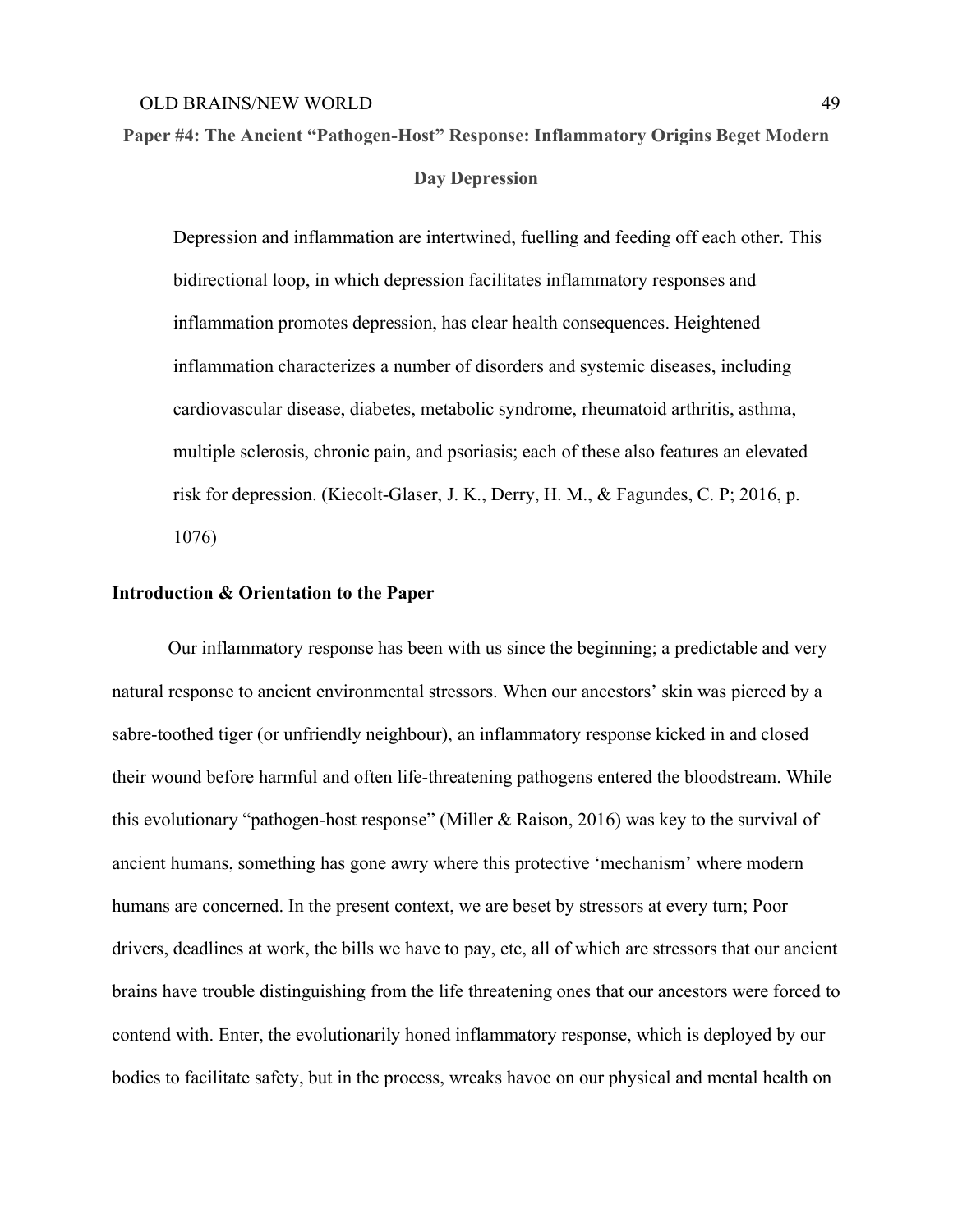## Paper #4: The Ancient "Pathogen-Host" Response: Inflammatory Origins Beget Modern Day Depression

> Depression and inflammation are intertwined, fuelling and feeding off each other. This bidirectional loop, in which depression facilitates inflammatory responses and inflammation promotes depression, has clear health consequences. Heightened inflammation characterizes a number of disorders and systemic diseases, including cardiovascular disease, diabetes, metabolic syndrome, rheumatoid arthritis, asthma, multiple sclerosis, chronic pain, and psoriasis; each of these also features an elevated risk for depression. (Kiecolt-Glaser, J. K., Derry, H. M., & Fagundes, C. P; 2016, p. 1076)

### Introduction & Orientation to the Paper

Our inflammatory response has been with us since the beginning; a predictable and very natural response to ancient environmental stressors. When our ancestors' skin was pierced by a sabre-toothed tiger (or unfriendly neighbour), an inflammatory response kicked in and closed their wound before harmful and often life-threatening pathogens entered the bloodstream. While this evolutionary "pathogen-host response" (Miller & Raison, 2016) was key to the survival of ancient humans, something has gone awry where this protective 'mechanism' where modern humans are concerned. In the present context, we are beset by stressors at every turn; Poor drivers, deadlines at work, the bills we have to pay, etc, all of which are stressors that our ancient brains have trouble distinguishing from the life threatening ones that our ancestors were forced to contend with. Enter, the evolutionarily honed inflammatory response, which is deployed by our bodies to facilitate safety, but in the process, wreaks havoc on our physical and mental health on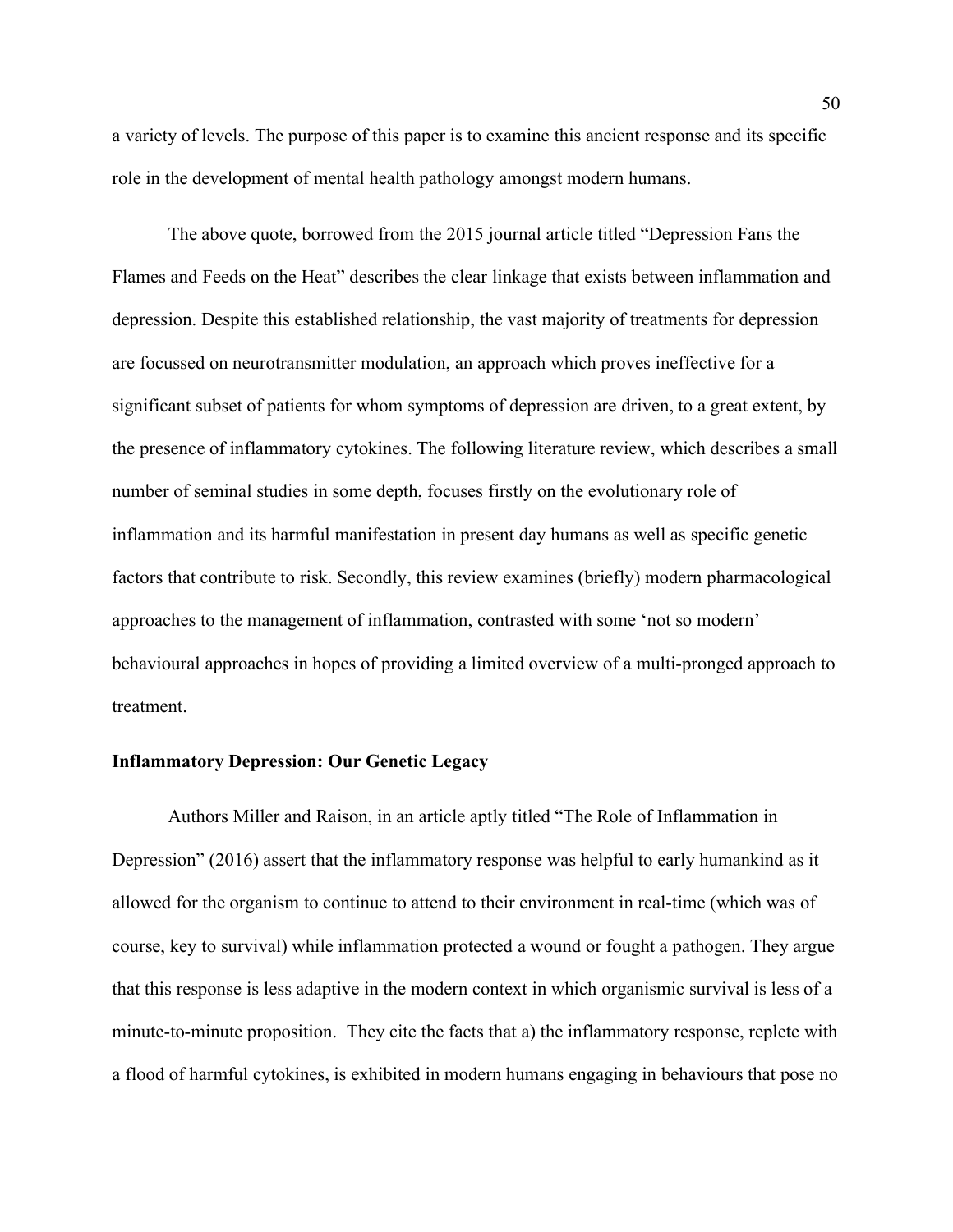a variety of levels. The purpose of this paper is to examine this ancient response and its specific role in the development of mental health pathology amongst modern humans.

The above quote, borrowed from the 2015 journal article titled "Depression Fans the Flames and Feeds on the Heat" describes the clear linkage that exists between inflammation and depression. Despite this established relationship, the vast majority of treatments for depression are focussed on neurotransmitter modulation, an approach which proves ineffective for a significant subset of patients for whom symptoms of depression are driven, to a great extent, by the presence of inflammatory cytokines. The following literature review, which describes a small number of seminal studies in some depth, focuses firstly on the evolutionary role of inflammation and its harmful manifestation in present day humans as well as specific genetic factors that contribute to risk. Secondly, this review examines (briefly) modern pharmacological approaches to the management of inflammation, contrasted with some 'not so modern' behavioural approaches in hopes of providing a limited overview of a multi-pronged approach to treatment.

**Inflammatory Depression: Our Genetic Legacy**

Authors Miller and Raison, in an article aptly titled "The Role of Inflammation in Depression" (2016) assert that the inflammatory response was helpful to early humankind as it allowed for the organism to continue to attend to their environment in real-time (which was of course, key to survival) while inflammation protected a wound or fought a pathogen. They argue that this response is less adaptive in the modern context in which organismic survival is less of a minute-to-minute proposition. They cite the facts that a) the inflammatory response, replete with a flood of harmful cytokines, is exhibited in modern humans engaging in behaviours that pose no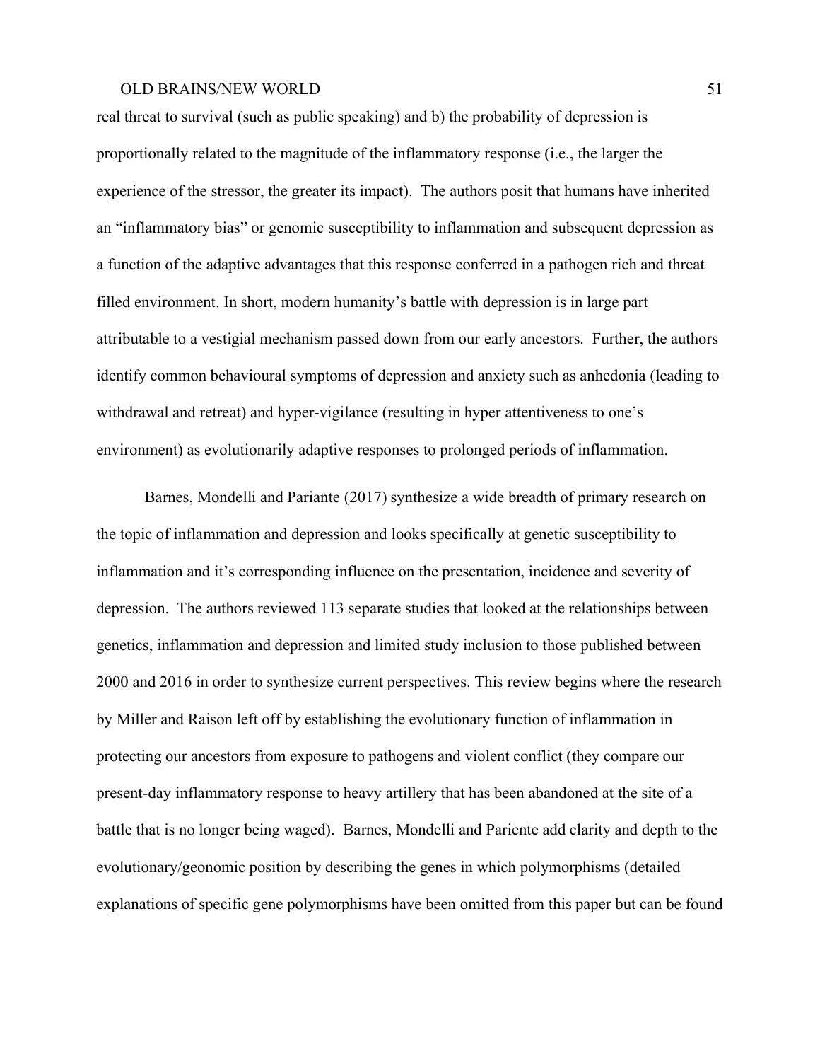real threat to survival (such as public speaking) and b) the probability of depression is proportionally related to the magnitude of the inflammatory response (i.e., the larger the experience of the stressor, the greater its impact). The authors posit that humans have inherited an "inflammatory bias" or genomic susceptibility to inflammation and subsequent depression as a function of the adaptive advantages that this response conferred in a pathogen rich and threat filled environment. In short, modern humanity's battle with depression is in large part attributable to a vestigial mechanism passed down from our early ancestors. Further, the authors identify common behavioural symptoms of depression and anxiety such as anhedonia (leading to withdrawal and retreat) and hyper-vigilance (resulting in hyper attentiveness to one's environment) as evolutionarily adaptive responses to prolonged periods of inflammation.

Barnes, Mondelli and Pariante (2017) synthesize a wide breadth of primary research on the topic of inflammation and depression and looks specifically at genetic susceptibility to inflammation and it's corresponding influence on the presentation, incidence and severity of depression. The authors reviewed 113 separate studies that looked at the relationships between genetics, inflammation and depression and limited study inclusion to those published between 2000 and 2016 in order to synthesize current perspectives. This review begins where the research by Miller and Raison left off by establishing the evolutionary function of inflammation in protecting our ancestors from exposure to pathogens and violent conflict (they compare our present-day inflammatory response to heavy artillery that has been abandoned at the site of a battle that is no longer being waged). Barnes, Mondelli and Pariente add clarity and depth to the evolutionary/geonomic position by describing the genes in which polymorphisms (detailed explanations of specific gene polymorphisms have been omitted from this paper but can be found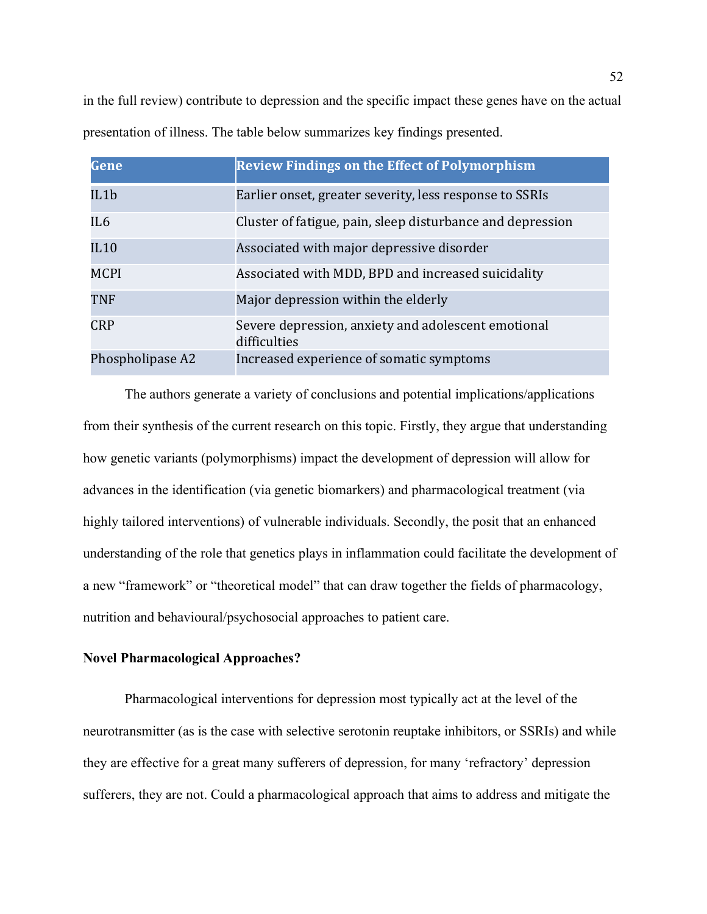in the full review) contribute to depression and the specific impact these genes have on the actual presentation of illness. The table below summarizes key findings presented.

| Gene | Review Findings on the Effect of Polymorphism |
|---|---|
| IL1b | Earlier onset, greater severity, less response to SSRIs |
| IL6 | Cluster of fatigue, pain, sleep disturbance and depression |
| IL10 | Associated with major depressive disorder |
| MCPI | Associated with MDD, BPD and increased suicidality |
| TNF | Major depression within the elderly |
| CRP | Severe depression, anxiety and adolescent emotional difficulties |
| Phospholipase A2 | Increased experience of somatic symptoms |

The authors generate a variety of conclusions and potential implications/applications from their synthesis of the current research on this topic. Firstly, they argue that understanding how genetic variants (polymorphisms) impact the development of depression will allow for advances in the identification (via genetic biomarkers) and pharmacological treatment (via highly tailored interventions) of vulnerable individuals. Secondly, the posit that an enhanced understanding of the role that genetics plays in inflammation could facilitate the development of a new "framework" or "theoretical model" that can draw together the fields of pharmacology, nutrition and behavioural/psychosocial approaches to patient care.

**Novel Pharmacological Approaches?**

Pharmacological interventions for depression most typically act at the level of the neurotransmitter (as is the case with selective serotonin reuptake inhibitors, or SSRIs) and while they are effective for a great many sufferers of depression, for many 'refractory' depression sufferers, they are not. Could a pharmacological approach that aims to address and mitigate the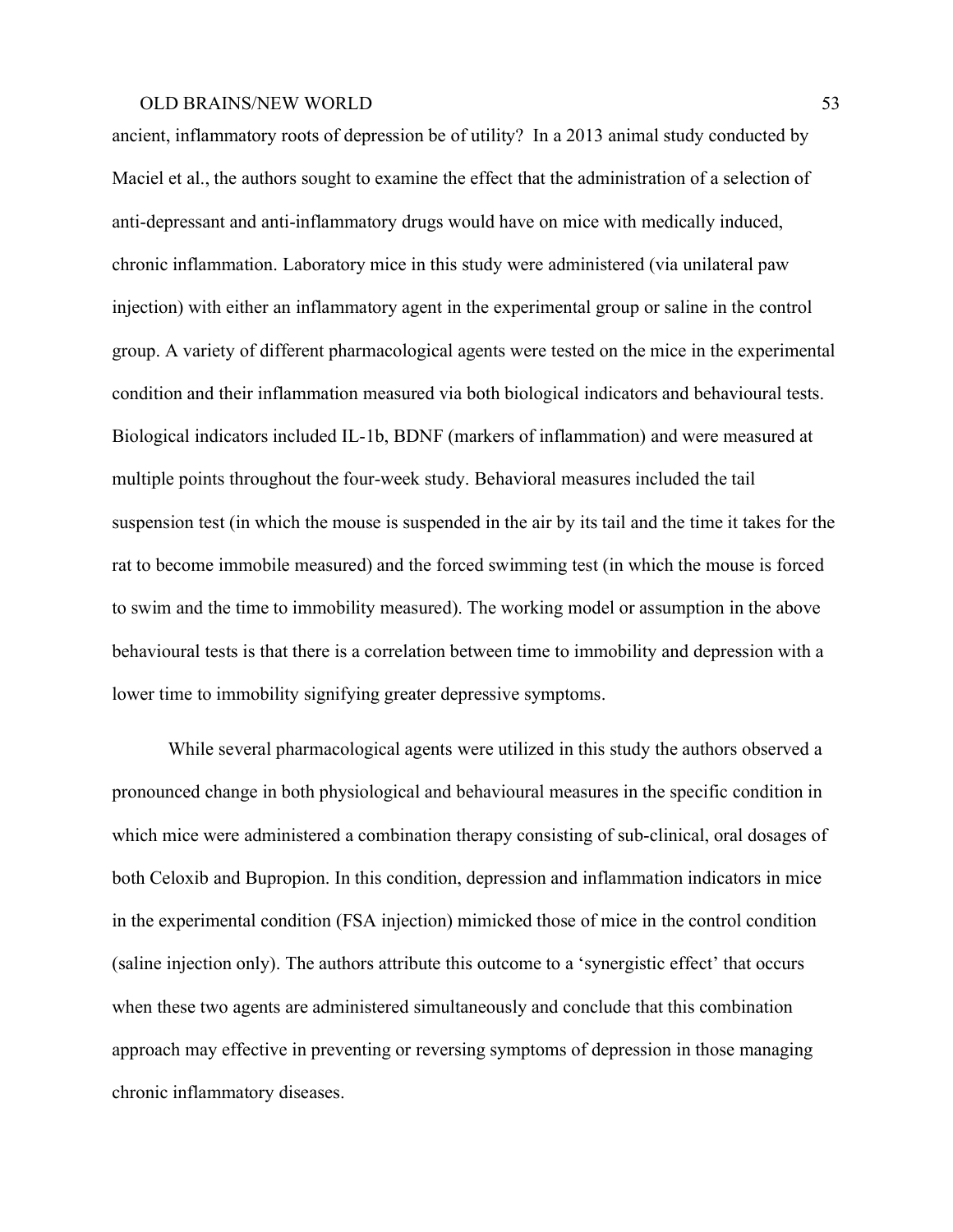ancient, inflammatory roots of depression be of utility? In a 2013 animal study conducted by Maciel et al., the authors sought to examine the effect that the administration of a selection of anti-depressant and anti-inflammatory drugs would have on mice with medically induced, chronic inflammation. Laboratory mice in this study were administered (via unilateral paw injection) with either an inflammatory agent in the experimental group or saline in the control group. A variety of different pharmacological agents were tested on the mice in the experimental condition and their inflammation measured via both biological indicators and behavioural tests. Biological indicators included IL-1b, BDNF (markers of inflammation) and were measured at multiple points throughout the four-week study. Behavioral measures included the tail suspension test (in which the mouse is suspended in the air by its tail and the time it takes for the rat to become immobile measured) and the forced swimming test (in which the mouse is forced to swim and the time to immobility measured). The working model or assumption in the above behavioural tests is that there is a correlation between time to immobility and depression with a lower time to immobility signifying greater depressive symptoms.

While several pharmacological agents were utilized in this study the authors observed a pronounced change in both physiological and behavioural measures in the specific condition in which mice were administered a combination therapy consisting of sub-clinical, oral dosages of both Celoxib and Bupropion. In this condition, depression and inflammation indicators in mice in the experimental condition (FSA injection) mimicked those of mice in the control condition (saline injection only). The authors attribute this outcome to a 'synergistic effect' that occurs when these two agents are administered simultaneously and conclude that this combination approach may effective in preventing or reversing symptoms of depression in those managing chronic inflammatory diseases.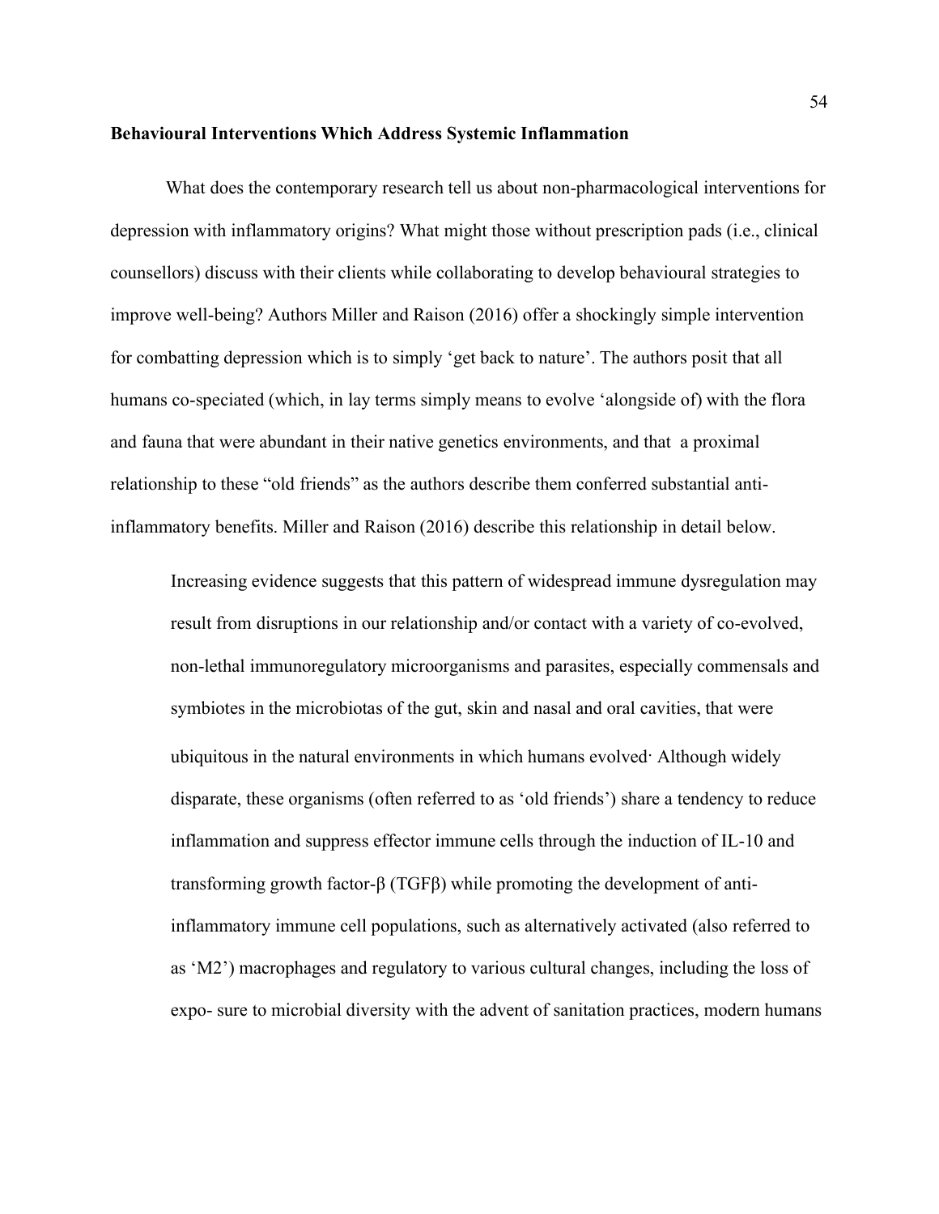**Behavioural Interventions Which Address Systemic Inflammation**

What does the contemporary research tell us about non-pharmacological interventions for depression with inflammatory origins? What might those without prescription pads (i.e., clinical counsellors) discuss with their clients while collaborating to develop behavioural strategies to improve well-being? Authors Miller and Raison (2016) offer a shockingly simple intervention for combatting depression which is to simply 'get back to nature'. The authors posit that all humans co-speciated (which, in lay terms simply means to evolve 'alongside of) with the flora and fauna that were abundant in their native genetics environments, and that a proximal relationship to these "old friends" as the authors describe them conferred substantial anti-inflammatory benefits. Miller and Raison (2016) describe this relationship in detail below.

> Increasing evidence suggests that this pattern of widespread immune dysregulation may result from disruptions in our relationship and/or contact with a variety of co-evolved, non-lethal immunoregulatory microorganisms and parasites, especially commensals and symbiotes in the microbiotas of the gut, skin and nasal and oral cavities, that were ubiquitous in the natural environments in which humans evolved· Although widely disparate, these organisms (often referred to as 'old friends') share a tendency to reduce inflammation and suppress effector immune cells through the induction of IL-10 and transforming growth factor-β (TGFβ) while promoting the development of anti-inflammatory immune cell populations, such as alternatively activated (also referred to as 'M2') macrophages and regulatory to various cultural changes, including the loss of expo- sure to microbial diversity with the advent of sanitation practices, modern humans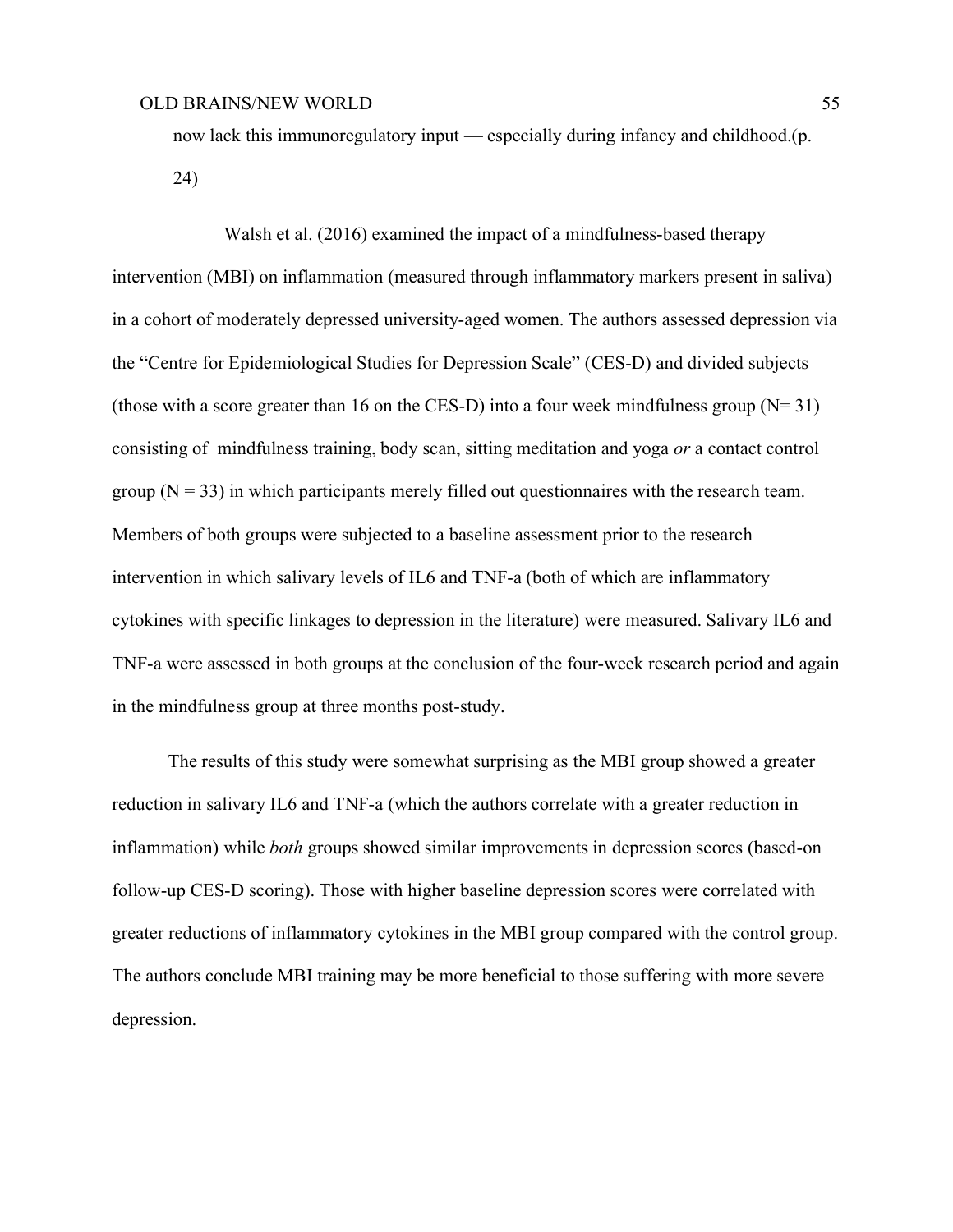now lack this immunoregulatory input — especially during infancy and childhood.(p. 24)

Walsh et al. (2016) examined the impact of a mindfulness-based therapy intervention (MBI) on inflammation (measured through inflammatory markers present in saliva) in a cohort of moderately depressed university-aged women. The authors assessed depression via the "Centre for Epidemiological Studies for Depression Scale" (CES-D) and divided subjects (those with a score greater than 16 on the CES-D) into a four week mindfulness group (N= 31) consisting of mindfulness training, body scan, sitting meditation and yoga *or* a contact control group (N = 33) in which participants merely filled out questionnaires with the research team. Members of both groups were subjected to a baseline assessment prior to the research intervention in which salivary levels of IL6 and TNF-a (both of which are inflammatory cytokines with specific linkages to depression in the literature) were measured. Salivary IL6 and TNF-a were assessed in both groups at the conclusion of the four-week research period and again in the mindfulness group at three months post-study.

The results of this study were somewhat surprising as the MBI group showed a greater reduction in salivary IL6 and TNF-a (which the authors correlate with a greater reduction in inflammation) while *both* groups showed similar improvements in depression scores (based-on follow-up CES-D scoring). Those with higher baseline depression scores were correlated with greater reductions of inflammatory cytokines in the MBI group compared with the control group. The authors conclude MBI training may be more beneficial to those suffering with more severe depression.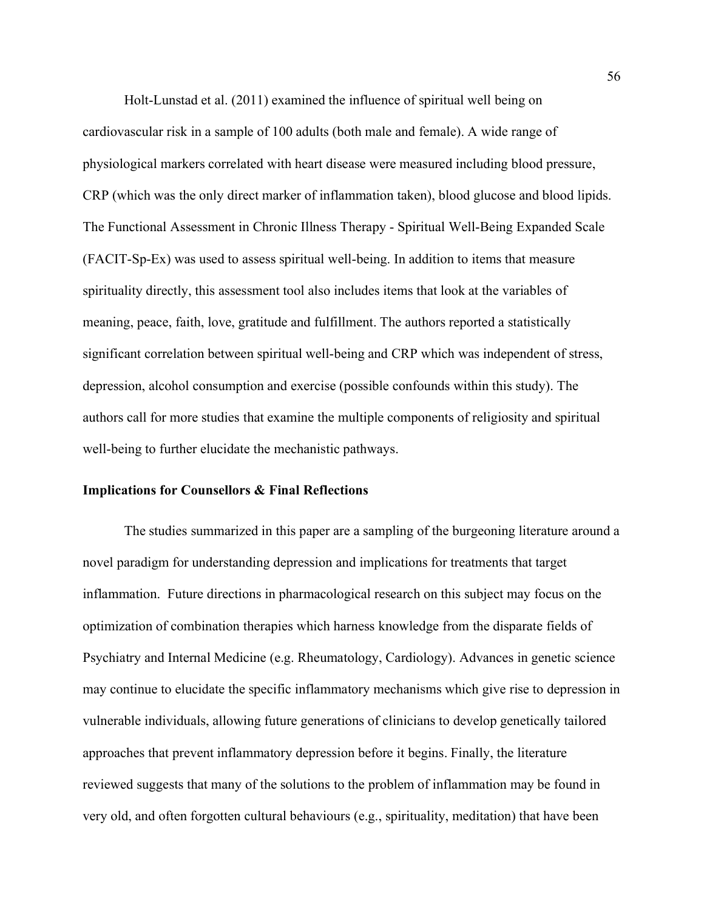Holt-Lunstad et al. (2011) examined the influence of spiritual well being on cardiovascular risk in a sample of 100 adults (both male and female). A wide range of physiological markers correlated with heart disease were measured including blood pressure, CRP (which was the only direct marker of inflammation taken), blood glucose and blood lipids. The Functional Assessment in Chronic Illness Therapy - Spiritual Well-Being Expanded Scale (FACIT-Sp-Ex) was used to assess spiritual well-being. In addition to items that measure spirituality directly, this assessment tool also includes items that look at the variables of meaning, peace, faith, love, gratitude and fulfillment. The authors reported a statistically significant correlation between spiritual well-being and CRP which was independent of stress, depression, alcohol consumption and exercise (possible confounds within this study). The authors call for more studies that examine the multiple components of religiosity and spiritual well-being to further elucidate the mechanistic pathways.

### Implications for Counsellors & Final Reflections

The studies summarized in this paper are a sampling of the burgeoning literature around a novel paradigm for understanding depression and implications for treatments that target inflammation. Future directions in pharmacological research on this subject may focus on the optimization of combination therapies which harness knowledge from the disparate fields of Psychiatry and Internal Medicine (e.g. Rheumatology, Cardiology). Advances in genetic science may continue to elucidate the specific inflammatory mechanisms which give rise to depression in vulnerable individuals, allowing future generations of clinicians to develop genetically tailored approaches that prevent inflammatory depression before it begins. Finally, the literature reviewed suggests that many of the solutions to the problem of inflammation may be found in very old, and often forgotten cultural behaviours (e.g., spirituality, meditation) that have been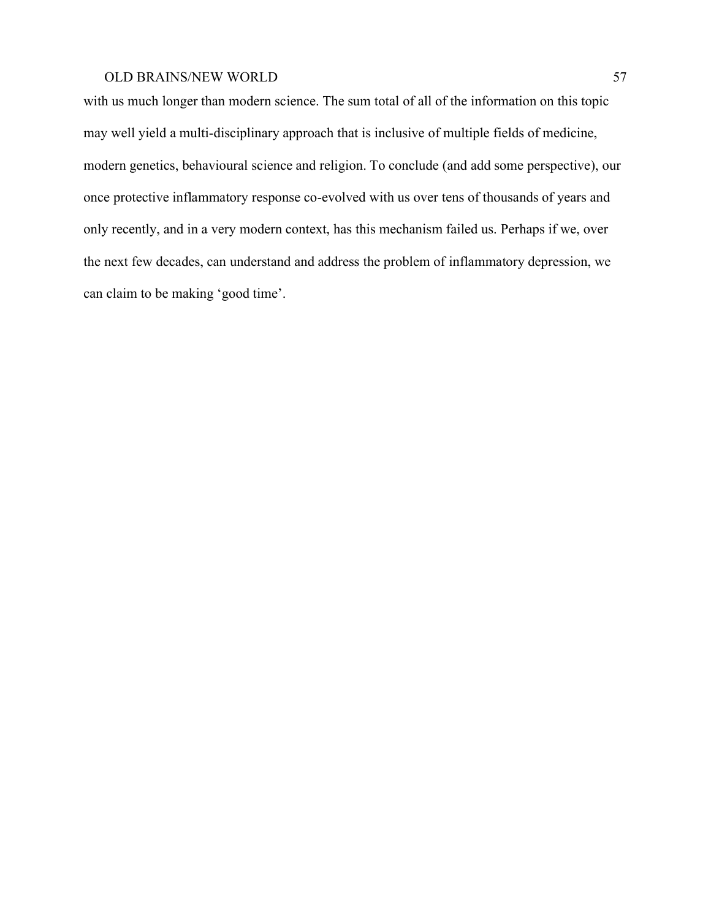with us much longer than modern science. The sum total of all of the information on this topic may well yield a multi-disciplinary approach that is inclusive of multiple fields of medicine, modern genetics, behavioural science and religion. To conclude (and add some perspective), our once protective inflammatory response co-evolved with us over tens of thousands of years and only recently, and in a very modern context, has this mechanism failed us. Perhaps if we, over the next few decades, can understand and address the problem of inflammatory depression, we can claim to be making 'good time'.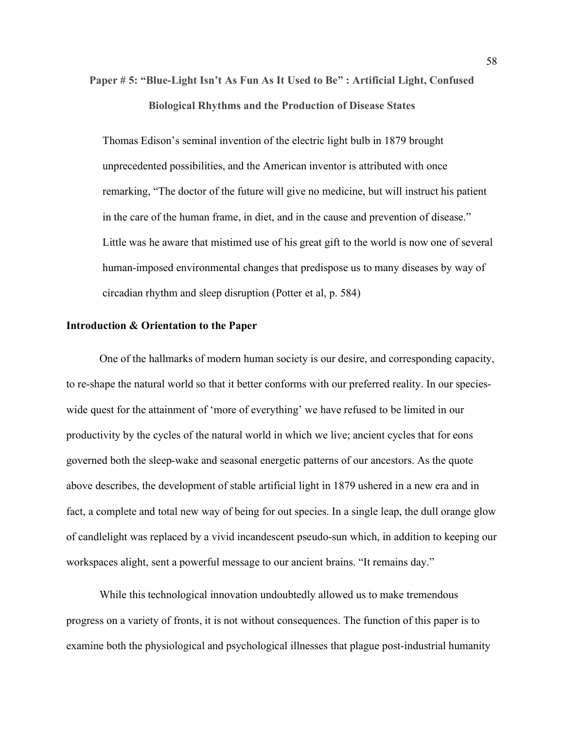## Paper # 5: "Blue-Light Isn't As Fun As It Used to Be" : Artificial Light, Confused Biological Rhythms and the Production of Disease States

> Thomas Edison's seminal invention of the electric light bulb in 1879 brought unprecedented possibilities, and the American inventor is attributed with once remarking, "The doctor of the future will give no medicine, but will instruct his patient in the care of the human frame, in diet, and in the cause and prevention of disease." Little was he aware that mistimed use of his great gift to the world is now one of several human-imposed environmental changes that predispose us to many diseases by way of circadian rhythm and sleep disruption (Potter et al, p. 584)

### Introduction & Orientation to the Paper

One of the hallmarks of modern human society is our desire, and corresponding capacity, to re-shape the natural world so that it better conforms with our preferred reality. In our species-wide quest for the attainment of 'more of everything' we have refused to be limited in our productivity by the cycles of the natural world in which we live; ancient cycles that for eons governed both the sleep-wake and seasonal energetic patterns of our ancestors. As the quote above describes, the development of stable artificial light in 1879 ushered in a new era and in fact, a complete and total new way of being for out species. In a single leap, the dull orange glow of candlelight was replaced by a vivid incandescent pseudo-sun which, in addition to keeping our workspaces alight, sent a powerful message to our ancient brains. "It remains day."

While this technological innovation undoubtedly allowed us to make tremendous progress on a variety of fronts, it is not without consequences. The function of this paper is to examine both the physiological and psychological illnesses that plague post-industrial humanity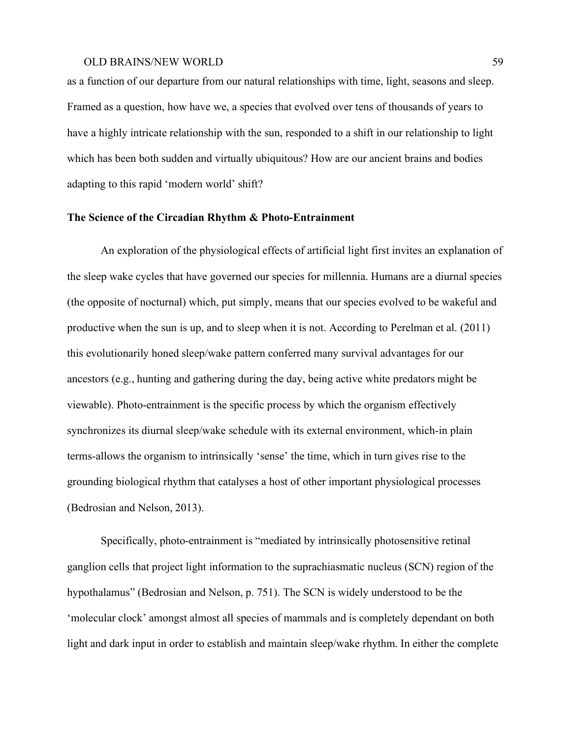as a function of our departure from our natural relationships with time, light, seasons and sleep. Framed as a question, how have we, a species that evolved over tens of thousands of years to have a highly intricate relationship with the sun, responded to a shift in our relationship to light which has been both sudden and virtually ubiquitous? How are our ancient brains and bodies adapting to this rapid 'modern world' shift?

**The Science of the Circadian Rhythm & Photo-Entrainment**

An exploration of the physiological effects of artificial light first invites an explanation of the sleep wake cycles that have governed our species for millennia. Humans are a diurnal species (the opposite of nocturnal) which, put simply, means that our species evolved to be wakeful and productive when the sun is up, and to sleep when it is not. According to Perelman et al. (2011) this evolutionarily honed sleep/wake pattern conferred many survival advantages for our ancestors (e.g., hunting and gathering during the day, being active white predators might be viewable). Photo-entrainment is the specific process by which the organism effectively synchronizes its diurnal sleep/wake schedule with its external environment, which-in plain terms-allows the organism to intrinsically 'sense' the time, which in turn gives rise to the grounding biological rhythm that catalyses a host of other important physiological processes (Bedrosian and Nelson, 2013).

Specifically, photo-entrainment is "mediated by intrinsically photosensitive retinal ganglion cells that project light information to the suprachiasmatic nucleus (SCN) region of the hypothalamus" (Bedrosian and Nelson, p. 751). The SCN is widely understood to be the 'molecular clock' amongst almost all species of mammals and is completely dependant on both light and dark input in order to establish and maintain sleep/wake rhythm. In either the complete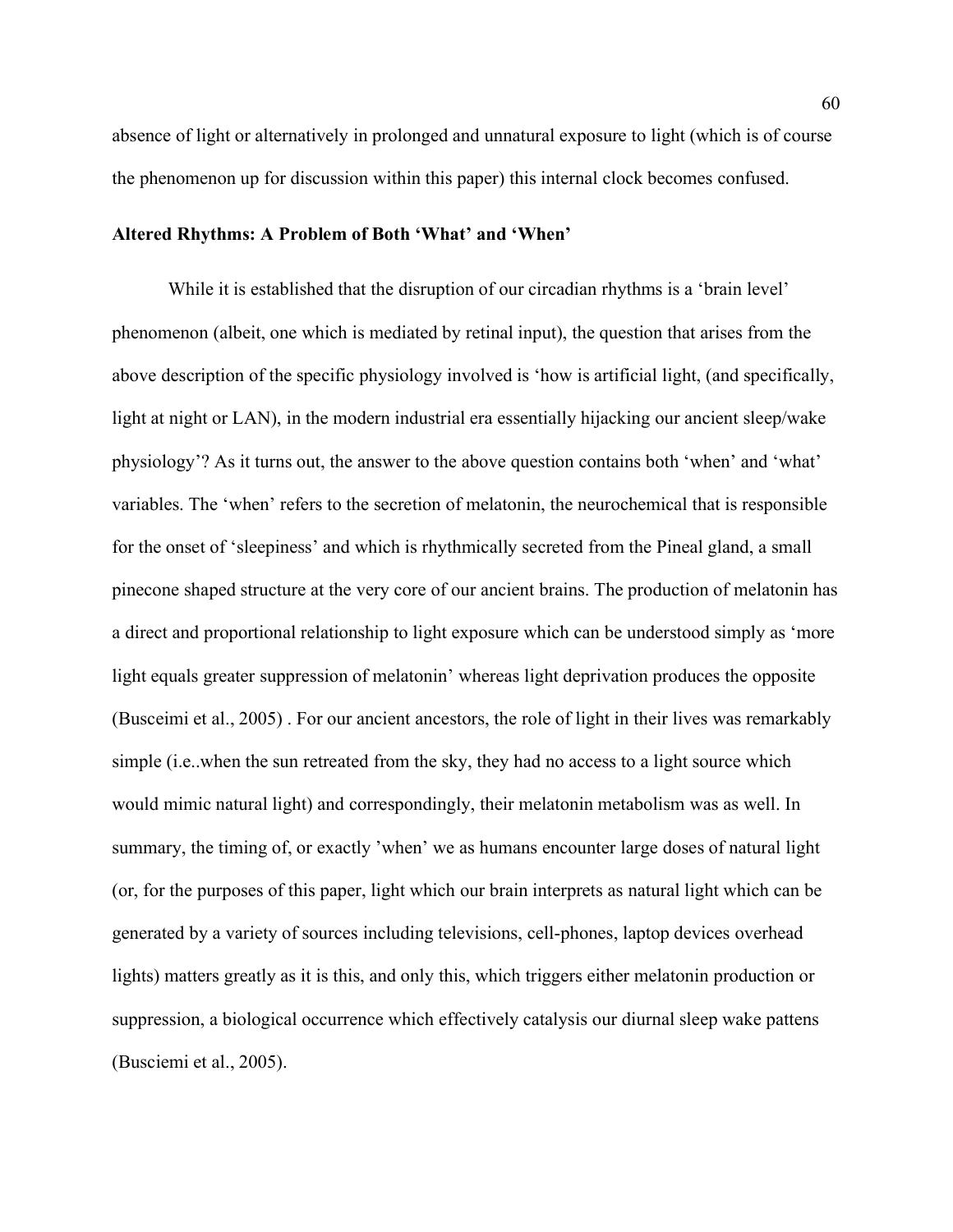absence of light or alternatively in prolonged and unnatural exposure to light (which is of course the phenomenon up for discussion within this paper) this internal clock becomes confused.

**Altered Rhythms: A Problem of Both 'What' and 'When'**

While it is established that the disruption of our circadian rhythms is a 'brain level' phenomenon (albeit, one which is mediated by retinal input), the question that arises from the above description of the specific physiology involved is 'how is artificial light, (and specifically, light at night or LAN), in the modern industrial era essentially hijacking our ancient sleep/wake physiology'? As it turns out, the answer to the above question contains both 'when' and 'what' variables. The 'when' refers to the secretion of melatonin, the neurochemical that is responsible for the onset of 'sleepiness' and which is rhythmically secreted from the Pineal gland, a small pinecone shaped structure at the very core of our ancient brains. The production of melatonin has a direct and proportional relationship to light exposure which can be understood simply as 'more light equals greater suppression of melatonin' whereas light deprivation produces the opposite (Busceimi et al., 2005) . For our ancient ancestors, the role of light in their lives was remarkably simple (i.e..when the sun retreated from the sky, they had no access to a light source which would mimic natural light) and correspondingly, their melatonin metabolism was as well. In summary, the timing of, or exactly 'when' we as humans encounter large doses of natural light (or, for the purposes of this paper, light which our brain interprets as natural light which can be generated by a variety of sources including televisions, cell-phones, laptop devices overhead lights) matters greatly as it is this, and only this, which triggers either melatonin production or suppression, a biological occurrence which effectively catalysis our diurnal sleep wake pattens (Busciemi et al., 2005).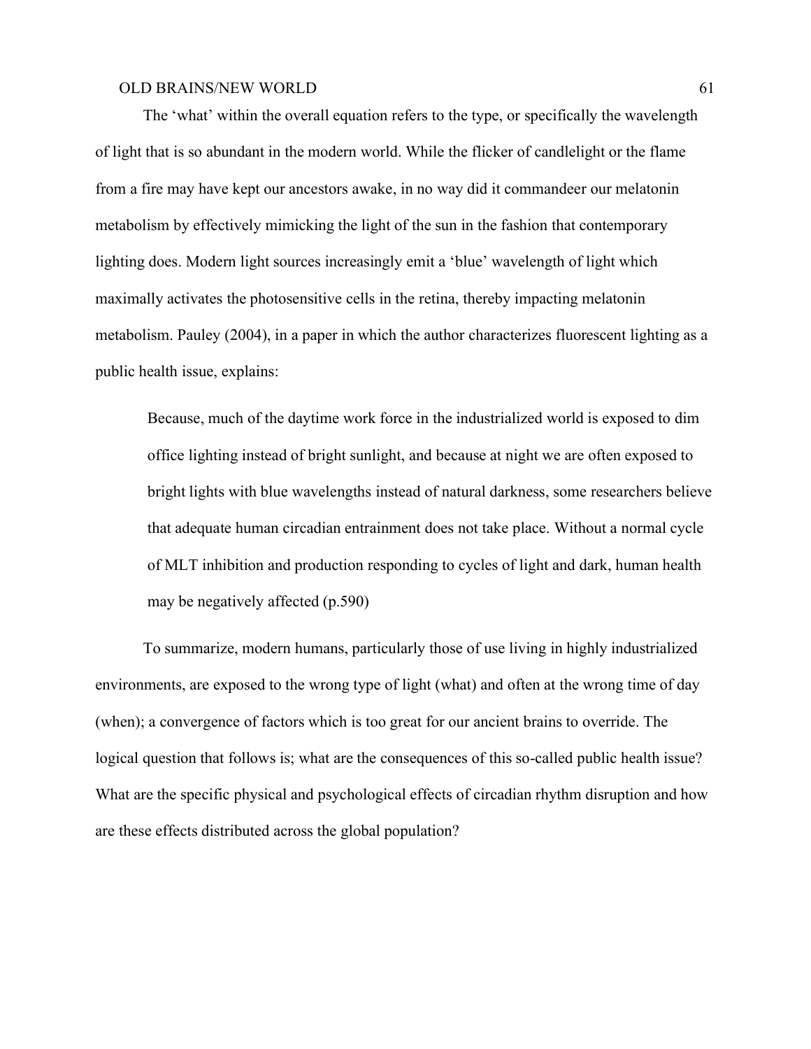The 'what' within the overall equation refers to the type, or specifically the wavelength of light that is so abundant in the modern world. While the flicker of candlelight or the flame from a fire may have kept our ancestors awake, in no way did it commandeer our melatonin metabolism by effectively mimicking the light of the sun in the fashion that contemporary lighting does. Modern light sources increasingly emit a 'blue' wavelength of light which maximally activates the photosensitive cells in the retina, thereby impacting melatonin metabolism. Pauley (2004), in a paper in which the author characterizes fluorescent lighting as a public health issue, explains:

> Because, much of the daytime work force in the industrialized world is exposed to dim office lighting instead of bright sunlight, and because at night we are often exposed to bright lights with blue wavelengths instead of natural darkness, some researchers believe that adequate human circadian entrainment does not take place. Without a normal cycle of MLT inhibition and production responding to cycles of light and dark, human health may be negatively affected (p.590)

To summarize, modern humans, particularly those of use living in highly industrialized environments, are exposed to the wrong type of light (what) and often at the wrong time of day (when); a convergence of factors which is too great for our ancient brains to override. The logical question that follows is; what are the consequences of this so-called public health issue? What are the specific physical and psychological effects of circadian rhythm disruption and how are these effects distributed across the global population?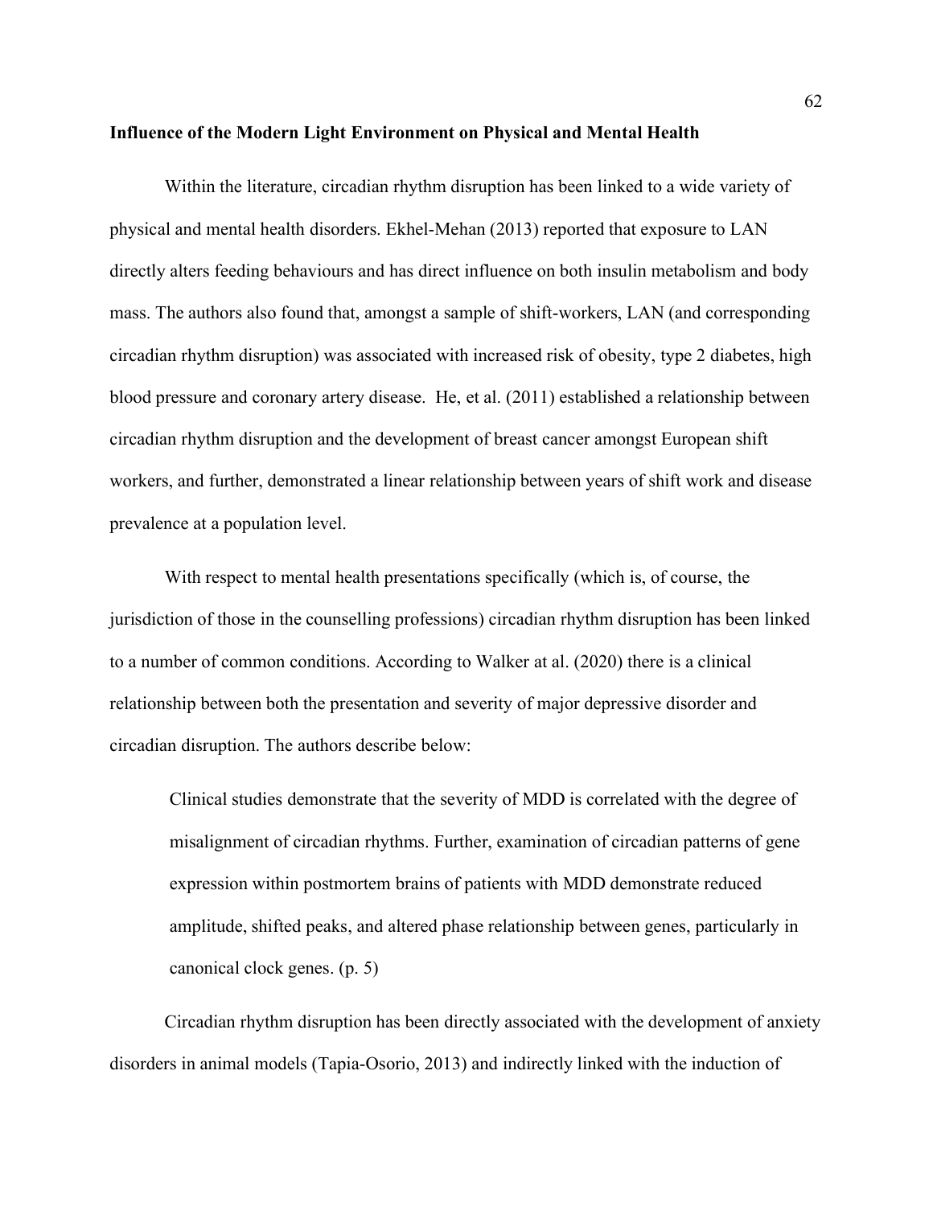**Influence of the Modern Light Environment on Physical and Mental Health**

Within the literature, circadian rhythm disruption has been linked to a wide variety of physical and mental health disorders. Ekhel-Mehan (2013) reported that exposure to LAN directly alters feeding behaviours and has direct influence on both insulin metabolism and body mass. The authors also found that, amongst a sample of shift-workers, LAN (and corresponding circadian rhythm disruption) was associated with increased risk of obesity, type 2 diabetes, high blood pressure and coronary artery disease. He, et al. (2011) established a relationship between circadian rhythm disruption and the development of breast cancer amongst European shift workers, and further, demonstrated a linear relationship between years of shift work and disease prevalence at a population level.

With respect to mental health presentations specifically (which is, of course, the jurisdiction of those in the counselling professions) circadian rhythm disruption has been linked to a number of common conditions. According to Walker at al. (2020) there is a clinical relationship between both the presentation and severity of major depressive disorder and circadian disruption. The authors describe below:

> Clinical studies demonstrate that the severity of MDD is correlated with the degree of misalignment of circadian rhythms. Further, examination of circadian patterns of gene expression within postmortem brains of patients with MDD demonstrate reduced amplitude, shifted peaks, and altered phase relationship between genes, particularly in canonical clock genes. (p. 5)

Circadian rhythm disruption has been directly associated with the development of anxiety disorders in animal models (Tapia-Osorio, 2013) and indirectly linked with the induction of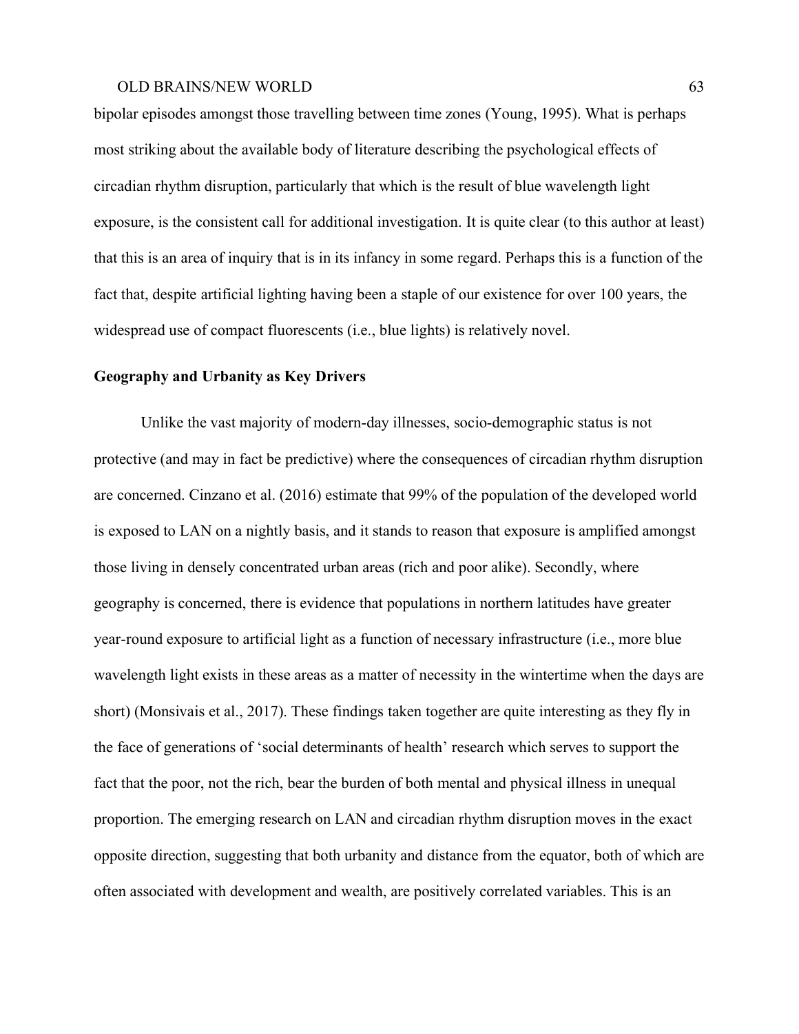bipolar episodes amongst those travelling between time zones (Young, 1995). What is perhaps most striking about the available body of literature describing the psychological effects of circadian rhythm disruption, particularly that which is the result of blue wavelength light exposure, is the consistent call for additional investigation. It is quite clear (to this author at least) that this is an area of inquiry that is in its infancy in some regard. Perhaps this is a function of the fact that, despite artificial lighting having been a staple of our existence for over 100 years, the widespread use of compact fluorescents (i.e., blue lights) is relatively novel.

## Geography and Urbanity as Key Drivers

Unlike the vast majority of modern-day illnesses, socio-demographic status is not protective (and may in fact be predictive) where the consequences of circadian rhythm disruption are concerned. Cinzano et al. (2016) estimate that 99% of the population of the developed world is exposed to LAN on a nightly basis, and it stands to reason that exposure is amplified amongst those living in densely concentrated urban areas (rich and poor alike). Secondly, where geography is concerned, there is evidence that populations in northern latitudes have greater year-round exposure to artificial light as a function of necessary infrastructure (i.e., more blue wavelength light exists in these areas as a matter of necessity in the wintertime when the days are short) (Monsivais et al., 2017). These findings taken together are quite interesting as they fly in the face of generations of 'social determinants of health' research which serves to support the fact that the poor, not the rich, bear the burden of both mental and physical illness in unequal proportion. The emerging research on LAN and circadian rhythm disruption moves in the exact opposite direction, suggesting that both urbanity and distance from the equator, both of which are often associated with development and wealth, are positively correlated variables. This is an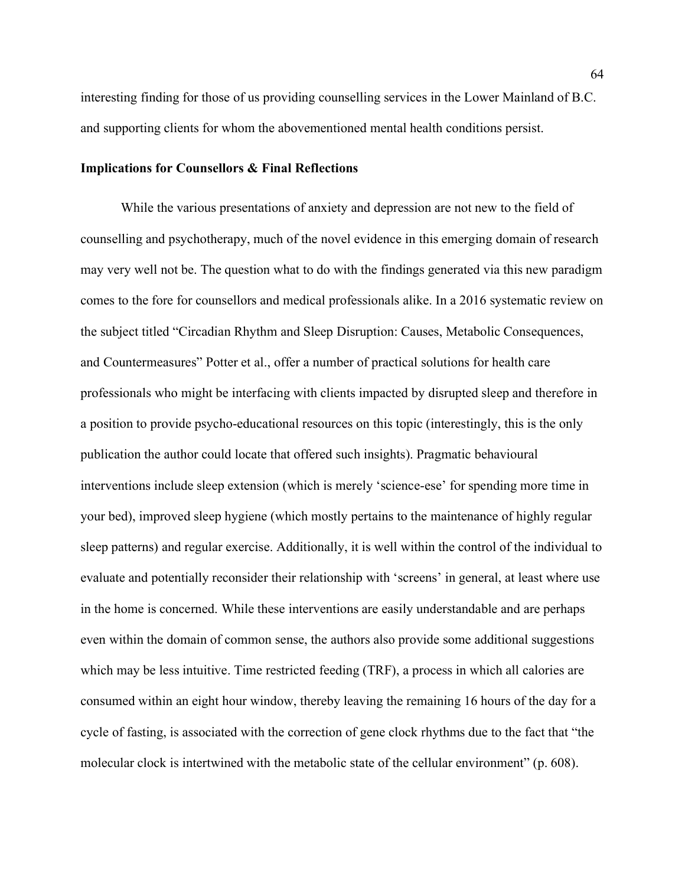interesting finding for those of us providing counselling services in the Lower Mainland of B.C. and supporting clients for whom the abovementioned mental health conditions persist.

**Implications for Counsellors & Final Reflections**

While the various presentations of anxiety and depression are not new to the field of counselling and psychotherapy, much of the novel evidence in this emerging domain of research may very well not be. The question what to do with the findings generated via this new paradigm comes to the fore for counsellors and medical professionals alike. In a 2016 systematic review on the subject titled "Circadian Rhythm and Sleep Disruption: Causes, Metabolic Consequences, and Countermeasures" Potter et al., offer a number of practical solutions for health care professionals who might be interfacing with clients impacted by disrupted sleep and therefore in a position to provide psycho-educational resources on this topic (interestingly, this is the only publication the author could locate that offered such insights). Pragmatic behavioural interventions include sleep extension (which is merely 'science-ese' for spending more time in your bed), improved sleep hygiene (which mostly pertains to the maintenance of highly regular sleep patterns) and regular exercise. Additionally, it is well within the control of the individual to evaluate and potentially reconsider their relationship with 'screens' in general, at least where use in the home is concerned. While these interventions are easily understandable and are perhaps even within the domain of common sense, the authors also provide some additional suggestions which may be less intuitive. Time restricted feeding (TRF), a process in which all calories are consumed within an eight hour window, thereby leaving the remaining 16 hours of the day for a cycle of fasting, is associated with the correction of gene clock rhythms due to the fact that "the molecular clock is intertwined with the metabolic state of the cellular environment" (p. 608).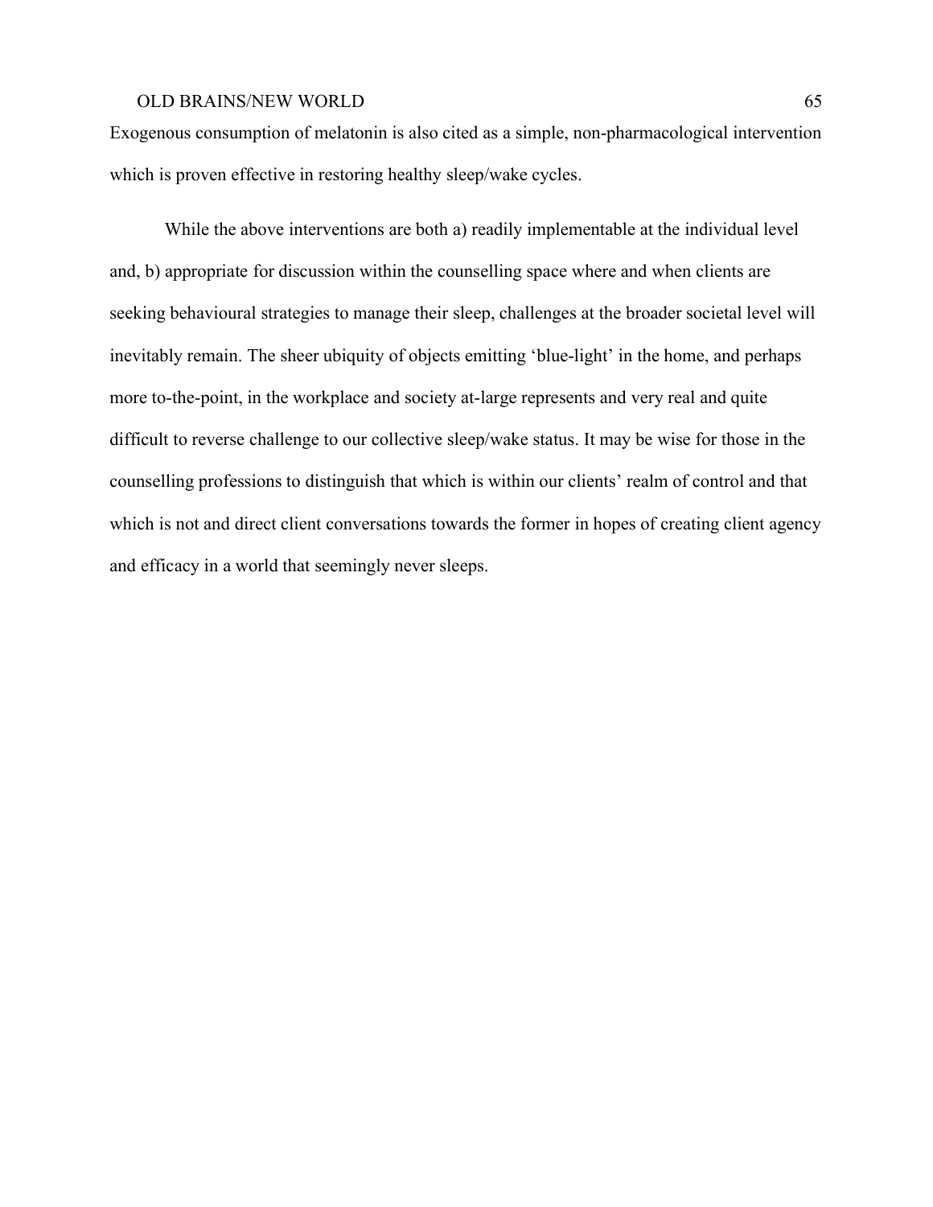Exogenous consumption of melatonin is also cited as a simple, non-pharmacological intervention which is proven effective in restoring healthy sleep/wake cycles.

While the above interventions are both a) readily implementable at the individual level and, b) appropriate for discussion within the counselling space where and when clients are seeking behavioural strategies to manage their sleep, challenges at the broader societal level will inevitably remain. The sheer ubiquity of objects emitting 'blue-light' in the home, and perhaps more to-the-point, in the workplace and society at-large represents and very real and quite difficult to reverse challenge to our collective sleep/wake status. It may be wise for those in the counselling professions to distinguish that which is within our clients' realm of control and that which is not and direct client conversations towards the former in hopes of creating client agency and efficacy in a world that seemingly never sleeps.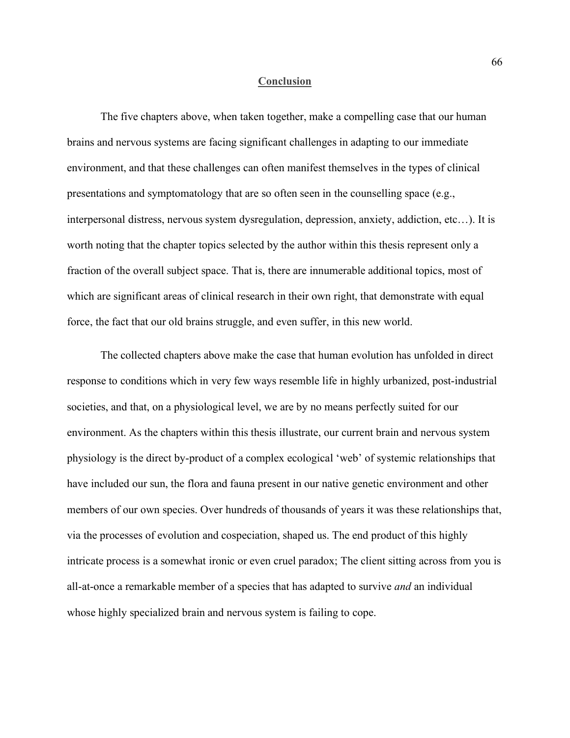# **Conclusion**

The five chapters above, when taken together, make a compelling case that our human brains and nervous systems are facing significant challenges in adapting to our immediate environment, and that these challenges can often manifest themselves in the types of clinical presentations and symptomatology that are so often seen in the counselling space (e.g., interpersonal distress, nervous system dysregulation, depression, anxiety, addiction, etc…). It is worth noting that the chapter topics selected by the author within this thesis represent only a fraction of the overall subject space. That is, there are innumerable additional topics, most of which are significant areas of clinical research in their own right, that demonstrate with equal force, the fact that our old brains struggle, and even suffer, in this new world.

The collected chapters above make the case that human evolution has unfolded in direct response to conditions which in very few ways resemble life in highly urbanized, post-industrial societies, and that, on a physiological level, we are by no means perfectly suited for our environment. As the chapters within this thesis illustrate, our current brain and nervous system physiology is the direct by-product of a complex ecological 'web' of systemic relationships that have included our sun, the flora and fauna present in our native genetic environment and other members of our own species. Over hundreds of thousands of years it was these relationships that, via the processes of evolution and cospeciation, shaped us. The end product of this highly intricate process is a somewhat ironic or even cruel paradox; The client sitting across from you is all-at-once a remarkable member of a species that has adapted to survive *and* an individual whose highly specialized brain and nervous system is failing to cope.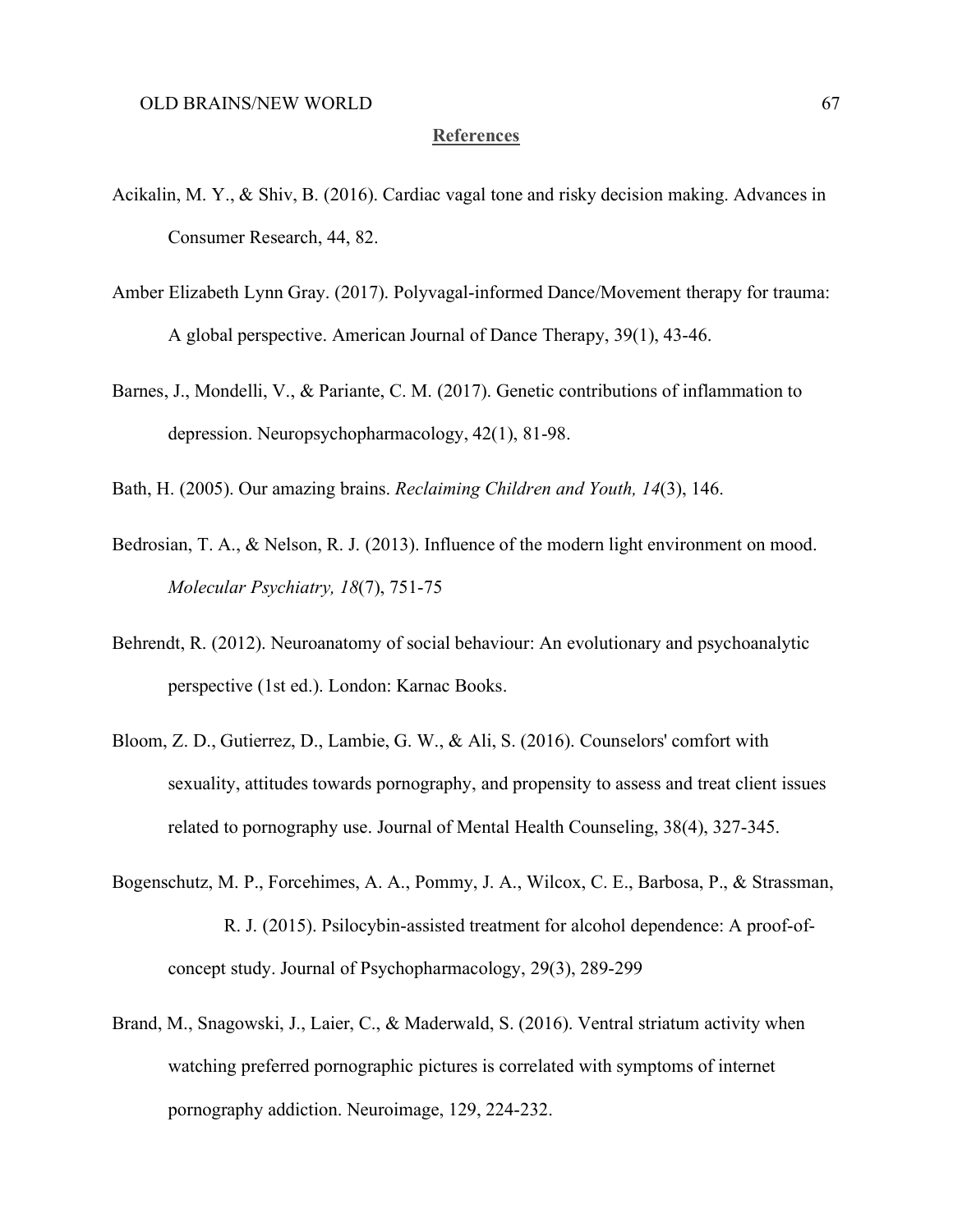## References

Acikalin, M. Y., & Shiv, B. (2016). Cardiac vagal tone and risky decision making. Advances in Consumer Research, 44, 82.

Amber Elizabeth Lynn Gray. (2017). Polyvagal-informed Dance/Movement therapy for trauma: A global perspective. American Journal of Dance Therapy, 39(1), 43-46.

Barnes, J., Mondelli, V., & Pariante, C. M. (2017). Genetic contributions of inflammation to depression. Neuropsychopharmacology, 42(1), 81-98.

Bath, H. (2005). Our amazing brains. *Reclaiming Children and Youth, 14*(3), 146.

Bedrosian, T. A., & Nelson, R. J. (2013). Influence of the modern light environment on mood. *Molecular Psychiatry, 18*(7), 751-75

Behrendt, R. (2012). Neuroanatomy of social behaviour: An evolutionary and psychoanalytic perspective (1st ed.). London: Karnac Books.

Bloom, Z. D., Gutierrez, D., Lambie, G. W., & Ali, S. (2016). Counselors' comfort with sexuality, attitudes towards pornography, and propensity to assess and treat client issues related to pornography use. Journal of Mental Health Counseling, 38(4), 327-345.

Bogenschutz, M. P., Forcehimes, A. A., Pommy, J. A., Wilcox, C. E., Barbosa, P., & Strassman, R. J. (2015). Psilocybin-assisted treatment for alcohol dependence: A proof-of-concept study. Journal of Psychopharmacology, 29(3), 289-299

Brand, M., Snagowski, J., Laier, C., & Maderwald, S. (2016). Ventral striatum activity when watching preferred pornographic pictures is correlated with symptoms of internet pornography addiction. Neuroimage, 129, 224-232.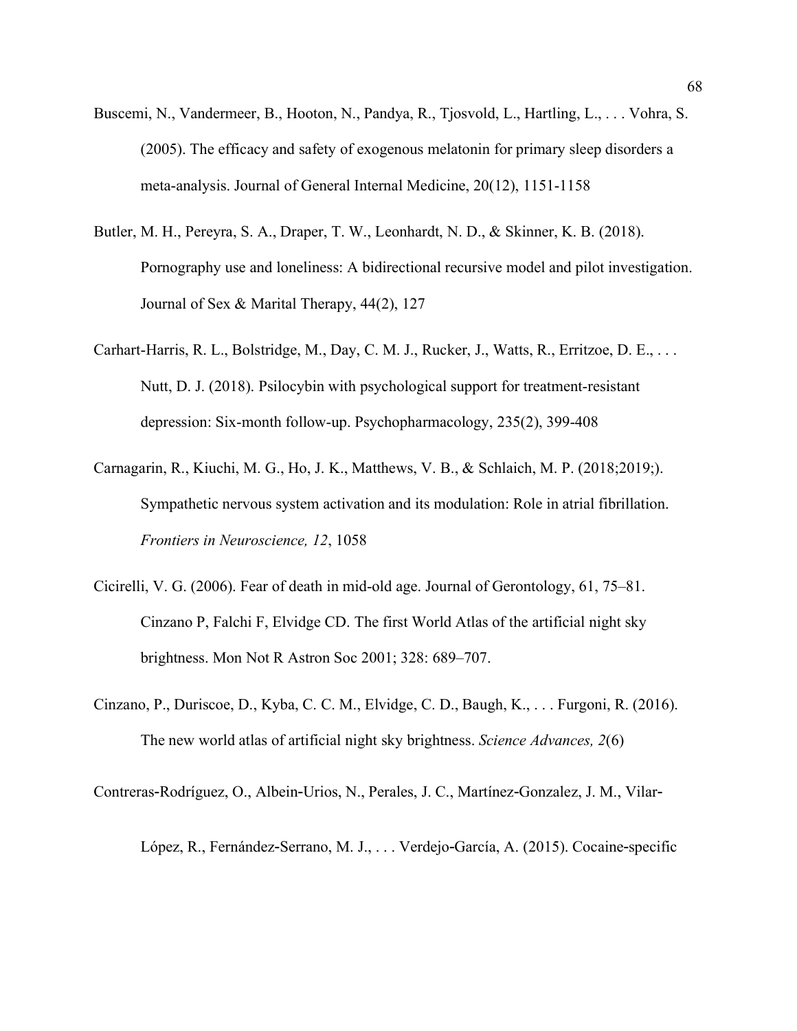Buscemi, N., Vandermeer, B., Hooton, N., Pandya, R., Tjosvold, L., Hartling, L., . . . Vohra, S. (2005). The efficacy and safety of exogenous melatonin for primary sleep disorders a meta-analysis. Journal of General Internal Medicine, 20(12), 1151-1158

Butler, M. H., Pereyra, S. A., Draper, T. W., Leonhardt, N. D., & Skinner, K. B. (2018). Pornography use and loneliness: A bidirectional recursive model and pilot investigation. Journal of Sex & Marital Therapy, 44(2), 127

Carhart-Harris, R. L., Bolstridge, M., Day, C. M. J., Rucker, J., Watts, R., Erritzoe, D. E., . . . Nutt, D. J. (2018). Psilocybin with psychological support for treatment-resistant depression: Six-month follow-up. Psychopharmacology, 235(2), 399-408

Carnagarin, R., Kiuchi, M. G., Ho, J. K., Matthews, V. B., & Schlaich, M. P. (2018;2019;). Sympathetic nervous system activation and its modulation: Role in atrial fibrillation. *Frontiers in Neuroscience, 12*, 1058

Cicirelli, V. G. (2006). Fear of death in mid-old age. Journal of Gerontology, 61, 75–81. Cinzano P, Falchi F, Elvidge CD. The first World Atlas of the artificial night sky brightness. Mon Not R Astron Soc 2001; 328: 689–707.

Cinzano, P., Duriscoe, D., Kyba, C. C. M., Elvidge, C. D., Baugh, K., . . . Furgoni, R. (2016). The new world atlas of artificial night sky brightness. *Science Advances, 2*(6)

Contreras-Rodríguez, O., Albein-Urios, N., Perales, J. C., Martínez-Gonzalez, J. M., Vilar-López, R., Fernández-Serrano, M. J., . . . Verdejo-García, A. (2015). Cocaine-specific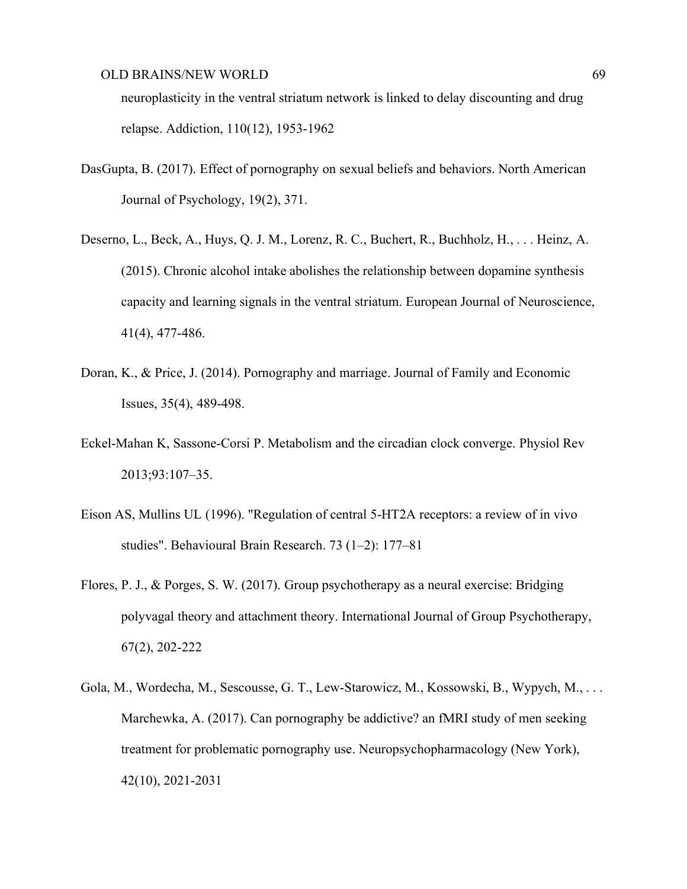neuroplasticity in the ventral striatum network is linked to delay discounting and drug relapse. Addiction, 110(12), 1953-1962

DasGupta, B. (2017). Effect of pornography on sexual beliefs and behaviors. North American Journal of Psychology, 19(2), 371.

Deserno, L., Beck, A., Huys, Q. J. M., Lorenz, R. C., Buchert, R., Buchholz, H., . . . Heinz, A. (2015). Chronic alcohol intake abolishes the relationship between dopamine synthesis capacity and learning signals in the ventral striatum. European Journal of Neuroscience, 41(4), 477-486.

Doran, K., & Price, J. (2014). Pornography and marriage. Journal of Family and Economic Issues, 35(4), 489-498.

Eckel-Mahan K, Sassone-Corsi P. Metabolism and the circadian clock converge. Physiol Rev 2013;93:107–35.

Eison AS, Mullins UL (1996). "Regulation of central 5-HT2A receptors: a review of in vivo studies". Behavioural Brain Research. 73 (1–2): 177–81

Flores, P. J., & Porges, S. W. (2017). Group psychotherapy as a neural exercise: Bridging polyvagal theory and attachment theory. International Journal of Group Psychotherapy, 67(2), 202-222

Gola, M., Wordecha, M., Sescousse, G. T., Lew-Starowicz, M., Kossowski, B., Wypych, M., . . . Marchewka, A. (2017). Can pornography be addictive? an fMRI study of men seeking treatment for problematic pornography use. Neuropsychopharmacology (New York), 42(10), 2021-2031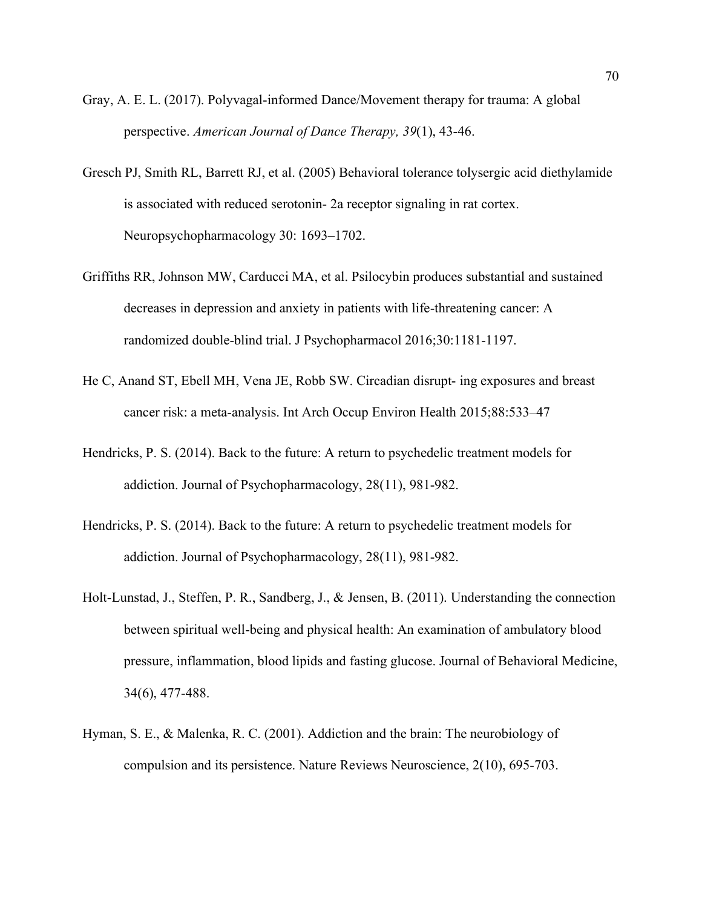Gray, A. E. L. (2017). Polyvagal-informed Dance/Movement therapy for trauma: A global perspective. *American Journal of Dance Therapy, 39*(1), 43-46.

Gresch PJ, Smith RL, Barrett RJ, et al. (2005) Behavioral tolerance tolysergic acid diethylamide is associated with reduced serotonin- 2a receptor signaling in rat cortex. Neuropsychopharmacology 30: 1693–1702.

Griffiths RR, Johnson MW, Carducci MA, et al. Psilocybin produces substantial and sustained decreases in depression and anxiety in patients with life-threatening cancer: A randomized double-blind trial. J Psychopharmacol 2016;30:1181-1197.

He C, Anand ST, Ebell MH, Vena JE, Robb SW. Circadian disrupt- ing exposures and breast cancer risk: a meta-analysis. Int Arch Occup Environ Health 2015;88:533–47

Hendricks, P. S. (2014). Back to the future: A return to psychedelic treatment models for addiction. Journal of Psychopharmacology, 28(11), 981-982.

Hendricks, P. S. (2014). Back to the future: A return to psychedelic treatment models for addiction. Journal of Psychopharmacology, 28(11), 981-982.

Holt-Lunstad, J., Steffen, P. R., Sandberg, J., & Jensen, B. (2011). Understanding the connection between spiritual well-being and physical health: An examination of ambulatory blood pressure, inflammation, blood lipids and fasting glucose. Journal of Behavioral Medicine, 34(6), 477-488.

Hyman, S. E., & Malenka, R. C. (2001). Addiction and the brain: The neurobiology of compulsion and its persistence. Nature Reviews Neuroscience, 2(10), 695-703.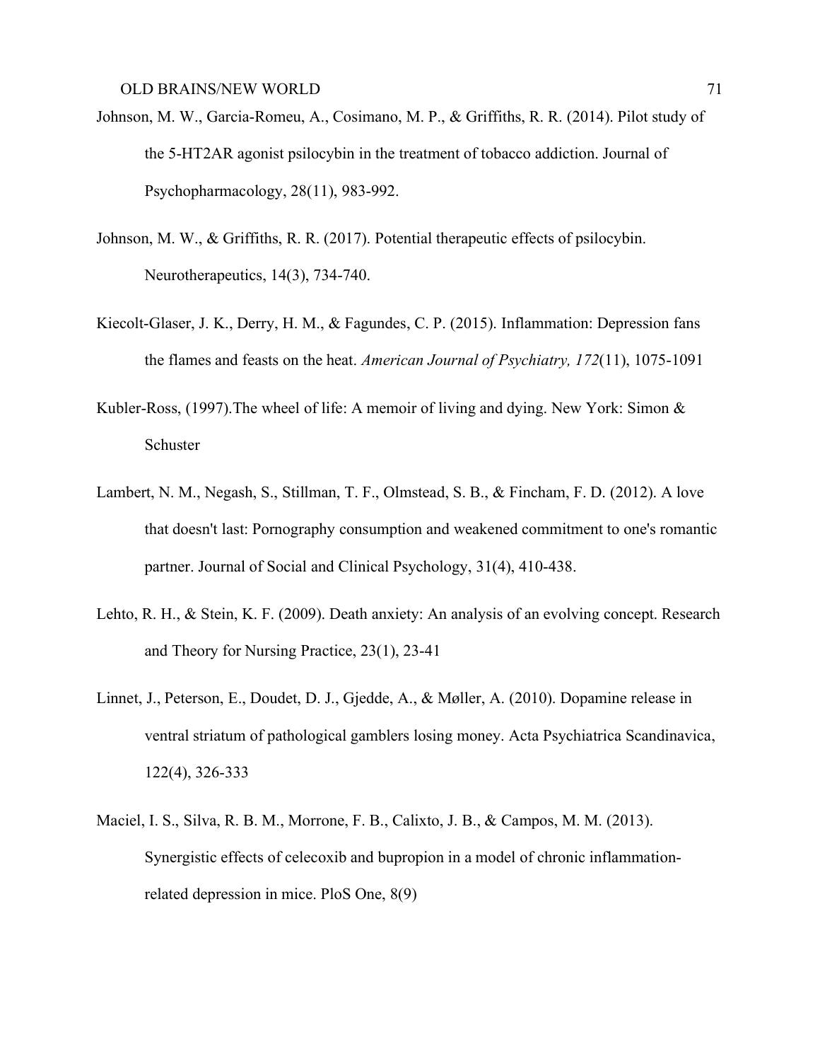Johnson, M. W., Garcia-Romeu, A., Cosimano, M. P., & Griffiths, R. R. (2014). Pilot study of the 5-HT2AR agonist psilocybin in the treatment of tobacco addiction. Journal of Psychopharmacology, 28(11), 983-992.

Johnson, M. W., & Griffiths, R. R. (2017). Potential therapeutic effects of psilocybin. Neurotherapeutics, 14(3), 734-740.

Kiecolt-Glaser, J. K., Derry, H. M., & Fagundes, C. P. (2015). Inflammation: Depression fans the flames and feasts on the heat. *American Journal of Psychiatry, 172*(11), 1075-1091

Kubler-Ross, (1997).The wheel of life: A memoir of living and dying. New York: Simon & Schuster

Lambert, N. M., Negash, S., Stillman, T. F., Olmstead, S. B., & Fincham, F. D. (2012). A love that doesn't last: Pornography consumption and weakened commitment to one's romantic partner. Journal of Social and Clinical Psychology, 31(4), 410-438.

Lehto, R. H., & Stein, K. F. (2009). Death anxiety: An analysis of an evolving concept. Research and Theory for Nursing Practice, 23(1), 23-41

Linnet, J., Peterson, E., Doudet, D. J., Gjedde, A., & Møller, A. (2010). Dopamine release in ventral striatum of pathological gamblers losing money. Acta Psychiatrica Scandinavica, 122(4), 326-333

Maciel, I. S., Silva, R. B. M., Morrone, F. B., Calixto, J. B., & Campos, M. M. (2013). Synergistic effects of celecoxib and bupropion in a model of chronic inflammation-related depression in mice. PloS One, 8(9)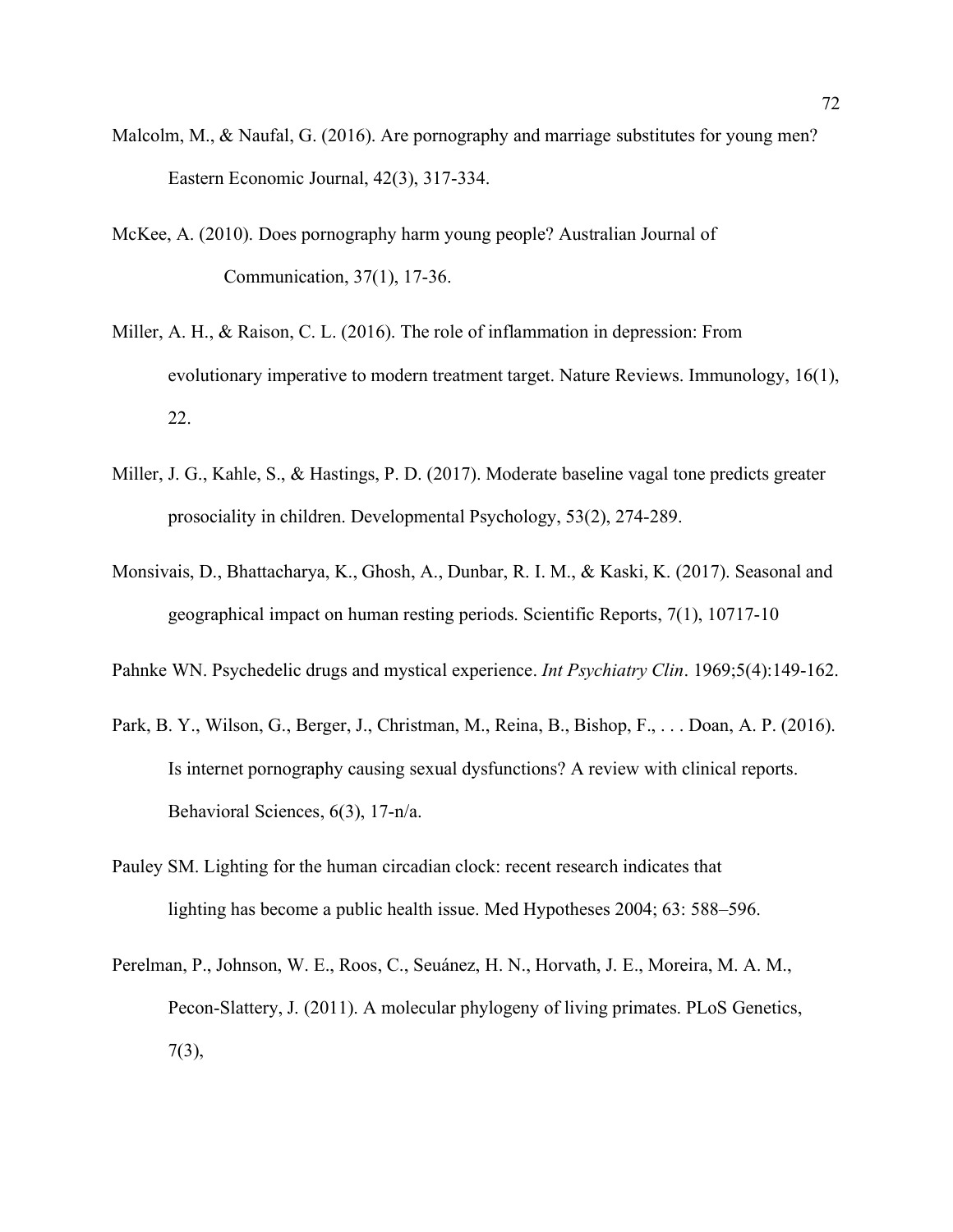Malcolm, M., & Naufal, G. (2016). Are pornography and marriage substitutes for young men? Eastern Economic Journal, 42(3), 317-334.

McKee, A. (2010). Does pornography harm young people? Australian Journal of Communication, 37(1), 17-36.

Miller, A. H., & Raison, C. L. (2016). The role of inflammation in depression: From evolutionary imperative to modern treatment target. Nature Reviews. Immunology, 16(1), 22.

Miller, J. G., Kahle, S., & Hastings, P. D. (2017). Moderate baseline vagal tone predicts greater prosociality in children. Developmental Psychology, 53(2), 274-289.

Monsivais, D., Bhattacharya, K., Ghosh, A., Dunbar, R. I. M., & Kaski, K. (2017). Seasonal and geographical impact on human resting periods. Scientific Reports, 7(1), 10717-10

Pahnke WN. Psychedelic drugs and mystical experience. *Int Psychiatry Clin*. 1969;5(4):149-162.

Park, B. Y., Wilson, G., Berger, J., Christman, M., Reina, B., Bishop, F., . . . Doan, A. P. (2016). Is internet pornography causing sexual dysfunctions? A review with clinical reports. Behavioral Sciences, 6(3), 17-n/a.

Pauley SM. Lighting for the human circadian clock: recent research indicates that lighting has become a public health issue. Med Hypotheses 2004; 63: 588–596.

Perelman, P., Johnson, W. E., Roos, C., Seuánez, H. N., Horvath, J. E., Moreira, M. A. M., Pecon-Slattery, J. (2011). A molecular phylogeny of living primates. PLoS Genetics, 7(3),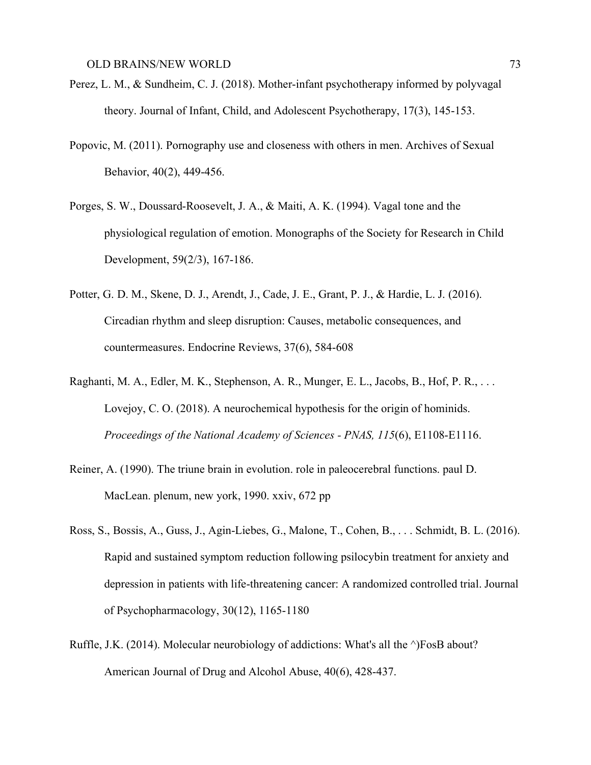Perez, L. M., & Sundheim, C. J. (2018). Mother-infant psychotherapy informed by polyvagal theory. Journal of Infant, Child, and Adolescent Psychotherapy, 17(3), 145-153.

Popovic, M. (2011). Pornography use and closeness with others in men. Archives of Sexual Behavior, 40(2), 449-456.

Porges, S. W., Doussard-Roosevelt, J. A., & Maiti, A. K. (1994). Vagal tone and the physiological regulation of emotion. Monographs of the Society for Research in Child Development, 59(2/3), 167-186.

Potter, G. D. M., Skene, D. J., Arendt, J., Cade, J. E., Grant, P. J., & Hardie, L. J. (2016). Circadian rhythm and sleep disruption: Causes, metabolic consequences, and countermeasures. Endocrine Reviews, 37(6), 584-608

Raghanti, M. A., Edler, M. K., Stephenson, A. R., Munger, E. L., Jacobs, B., Hof, P. R., . . . Lovejoy, C. O. (2018). A neurochemical hypothesis for the origin of hominids. *Proceedings of the National Academy of Sciences - PNAS, 115*(6), E1108-E1116.

Reiner, A. (1990). The triune brain in evolution. role in paleocerebral functions. paul D. MacLean. plenum, new york, 1990. xxiv, 672 pp

Ross, S., Bossis, A., Guss, J., Agin-Liebes, G., Malone, T., Cohen, B., . . . Schmidt, B. L. (2016). Rapid and sustained symptom reduction following psilocybin treatment for anxiety and depression in patients with life-threatening cancer: A randomized controlled trial. Journal of Psychopharmacology, 30(12), 1165-1180

Ruffle, J.K. (2014). Molecular neurobiology of addictions: What's all the ^)FosB about? American Journal of Drug and Alcohol Abuse, 40(6), 428-437.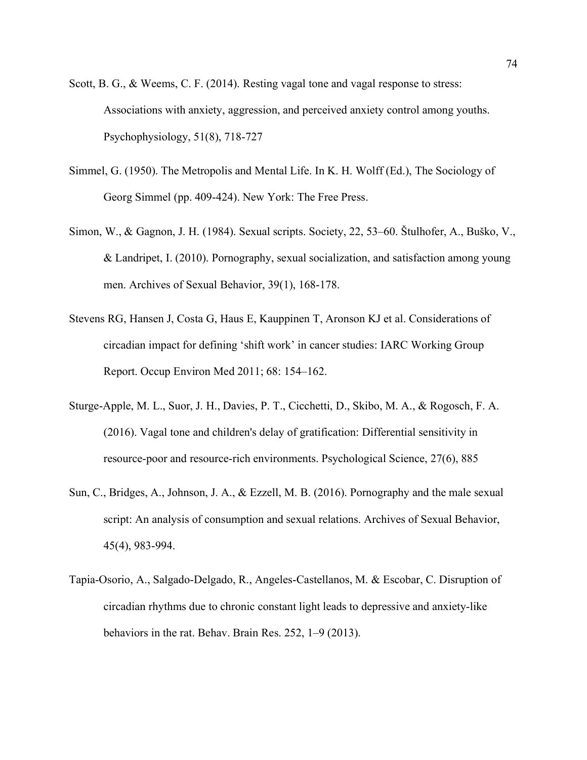Scott, B. G., & Weems, C. F. (2014). Resting vagal tone and vagal response to stress: Associations with anxiety, aggression, and perceived anxiety control among youths. Psychophysiology, 51(8), 718-727

Simmel, G. (1950). The Metropolis and Mental Life. In K. H. Wolff (Ed.), The Sociology of Georg Simmel (pp. 409-424). New York: The Free Press.

Simon, W., & Gagnon, J. H. (1984). Sexual scripts. Society, 22, 53–60. Štulhofer, A., Buško, V., & Landripet, I. (2010). Pornography, sexual socialization, and satisfaction among young men. Archives of Sexual Behavior, 39(1), 168-178.

Stevens RG, Hansen J, Costa G, Haus E, Kauppinen T, Aronson KJ et al. Considerations of circadian impact for defining 'shift work' in cancer studies: IARC Working Group Report. Occup Environ Med 2011; 68: 154–162.

Sturge-Apple, M. L., Suor, J. H., Davies, P. T., Cicchetti, D., Skibo, M. A., & Rogosch, F. A. (2016). Vagal tone and children's delay of gratification: Differential sensitivity in resource-poor and resource-rich environments. Psychological Science, 27(6), 885

Sun, C., Bridges, A., Johnson, J. A., & Ezzell, M. B. (2016). Pornography and the male sexual script: An analysis of consumption and sexual relations. Archives of Sexual Behavior, 45(4), 983-994.

Tapia-Osorio, A., Salgado-Delgado, R., Angeles-Castellanos, M. & Escobar, C. Disruption of circadian rhythms due to chronic constant light leads to depressive and anxiety-like behaviors in the rat. Behav. Brain Res. 252, 1–9 (2013).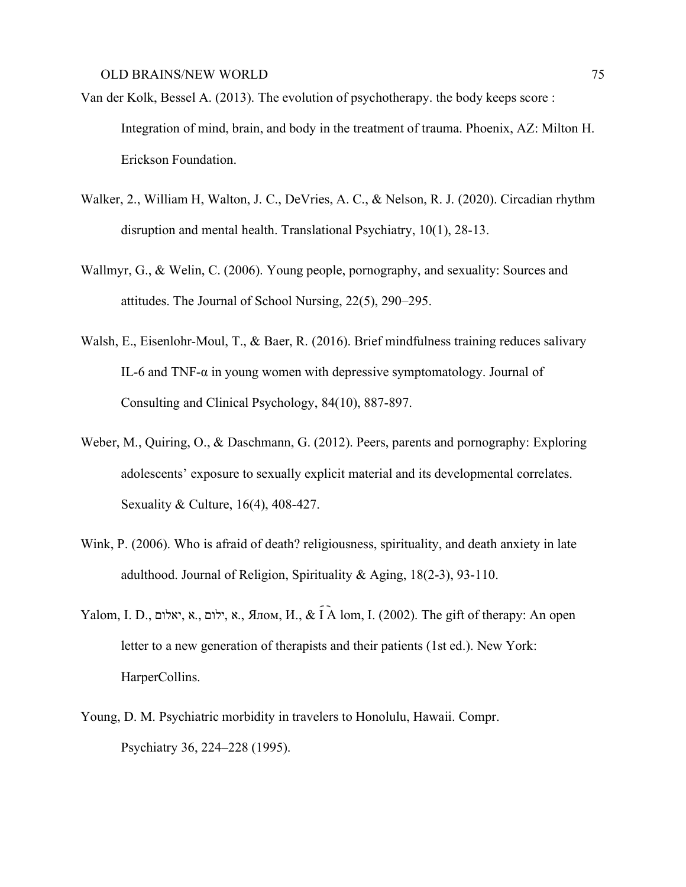Van der Kolk, Bessel A. (2013). The evolution of psychotherapy. the body keeps score : Integration of mind, brain, and body in the treatment of trauma. Phoenix, AZ: Milton H. Erickson Foundation.

Walker, 2., William H, Walton, J. C., DeVries, A. C., & Nelson, R. J. (2020). Circadian rhythm disruption and mental health. Translational Psychiatry, 10(1), 28-13.

Wallmyr, G., & Welin, C. (2006). Young people, pornography, and sexuality: Sources and attitudes. The Journal of School Nursing, 22(5), 290–295.

Walsh, E., Eisenlohr-Moul, T., & Baer, R. (2016). Brief mindfulness training reduces salivary IL-6 and TNF-α in young women with depressive symptomatology. Journal of Consulting and Clinical Psychology, 84(10), 887-897.

Weber, M., Quiring, O., & Daschmann, G. (2012). Peers, parents and pornography: Exploring adolescents' exposure to sexually explicit material and its developmental correlates. Sexuality & Culture, 16(4), 408-427.

Wink, P. (2006). Who is afraid of death? religiousness, spirituality, and death anxiety in late adulthood. Journal of Religion, Spirituality & Aging, 18(2-3), 93-110.

Yalom, I. D., יאלום, א., ילום, א., Ялом, И., & Ī A lom, I. (2002). The gift of therapy: An open letter to a new generation of therapists and their patients (1st ed.). New York: HarperCollins.

Young, D. M. Psychiatric morbidity in travelers to Honolulu, Hawaii. Compr. Psychiatry 36, 224–228 (1995).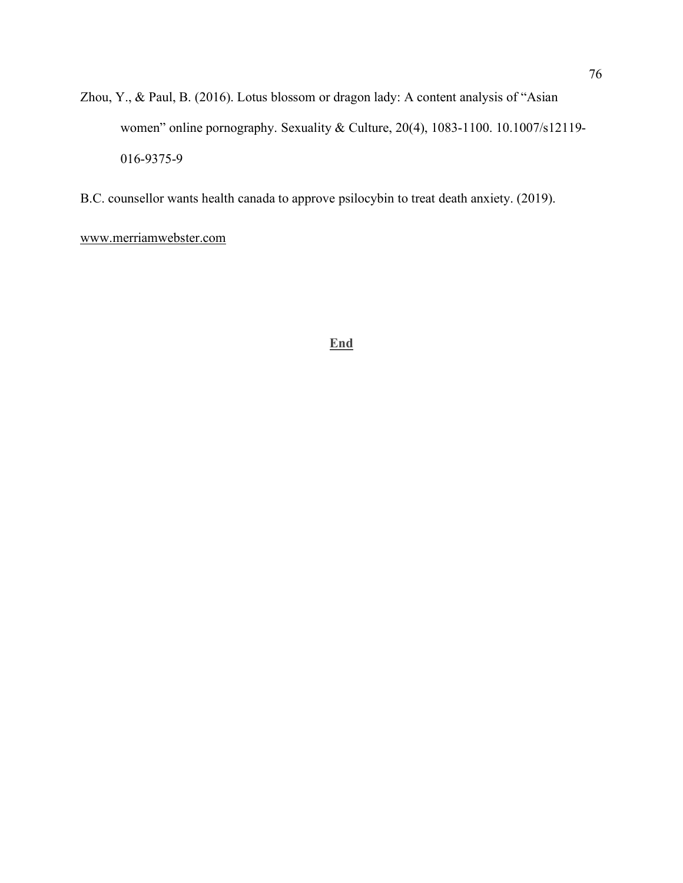Zhou, Y., & Paul, B. (2016). Lotus blossom or dragon lady: A content analysis of "Asian women" online pornography. Sexuality & Culture, 20(4), 1083-1100. 10.1007/s12119-016-9375-9

B.C. counsellor wants health canada to approve psilocybin to treat death anxiety. (2019).

www.merriamwebster.com

**End**